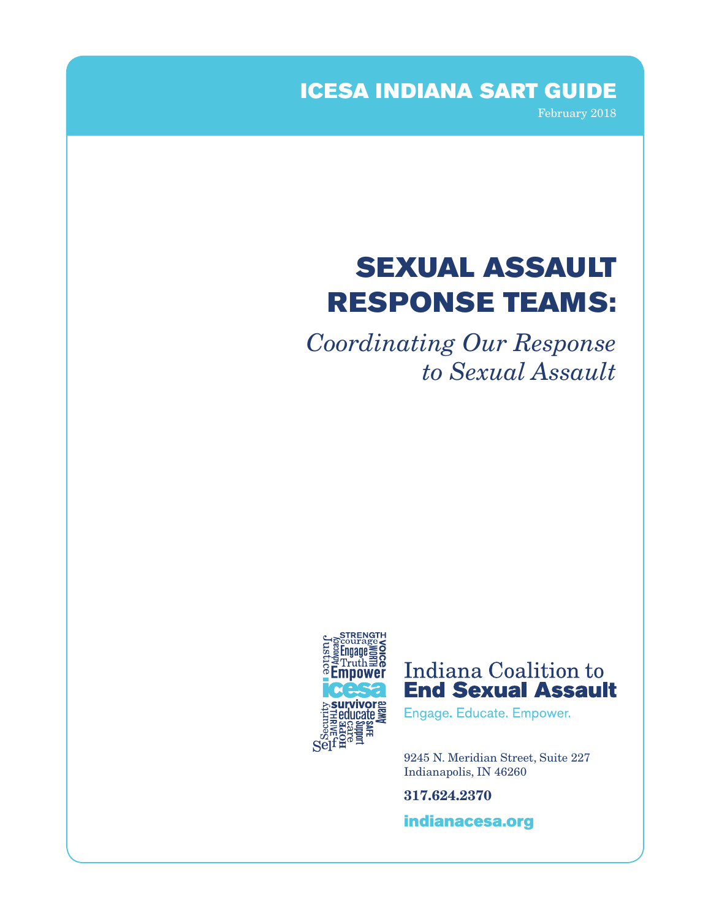**ICESA INDIANA SART GUIDE**

February 2018

# SEXUAL ASSAULT RESPONSE TEAMS:

*Coordinating Our Response to Sexual Assault*

Indiana Coalition to
**End Sexual Assault**

Engage. Educate. Empower.

9245 N. Meridian Street, Suite 227
Indianapolis, IN 46260

**317.624.2370**

**indianacesa.org**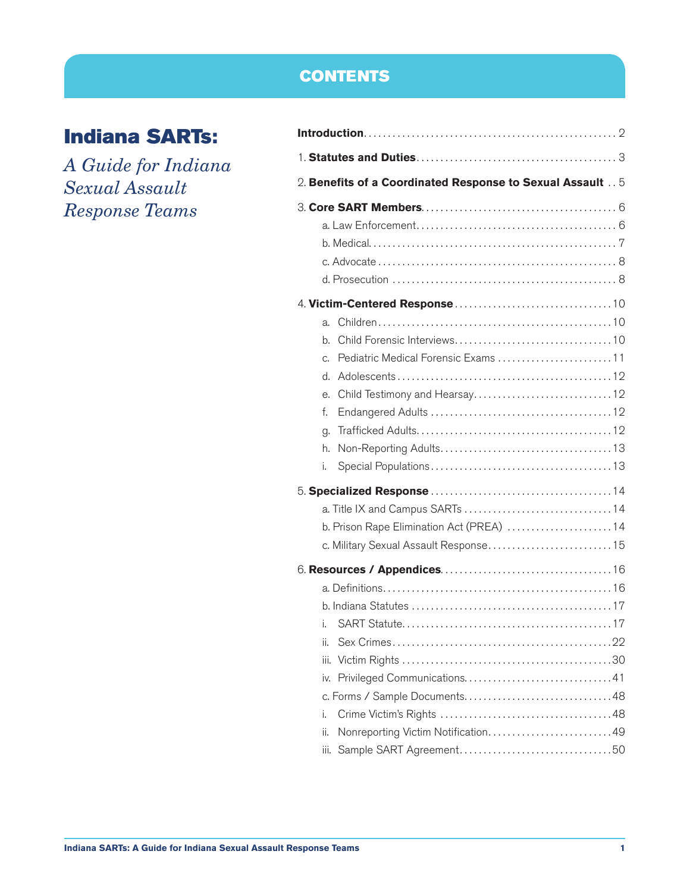# CONTENTS

## Indiana SARTs:

*A Guide for Indiana Sexual Assault Response Teams*

**Introduction** . . . . . . . . . . 2

1. **Statutes and Duties** . . . . . . . . . . 3

2. **Benefits of a Coordinated Response to Sexual Assault** . . 5

3. **Core SART Members** . . . . . . . . . . 6
   - a. Law Enforcement . . . . . . . . . . 6
   - b. Medical . . . . . . . . . . 7
   - c. Advocate . . . . . . . . . . 8
   - d. Prosecution . . . . . . . . . . 8

4. **Victim-Centered Response** . . . . . . . . . . 10
   - a. Children . . . . . . . . . . 10
   - b. Child Forensic Interviews . . . . . . . . . . 10
   - c. Pediatric Medical Forensic Exams . . . . . . . . . . 11
   - d. Adolescents . . . . . . . . . . 12
   - e. Child Testimony and Hearsay . . . . . . . . . . 12
   - f. Endangered Adults . . . . . . . . . . 12
   - g. Trafficked Adults . . . . . . . . . . 12
   - h. Non-Reporting Adults . . . . . . . . . . 13
   - i. Special Populations . . . . . . . . . . 13

5. **Specialized Response** . . . . . . . . . . 14
   - a. Title IX and Campus SARTs . . . . . . . . . . 14
   - b. Prison Rape Elimination Act (PREA) . . . . . . . . . . 14
   - c. Military Sexual Assault Response . . . . . . . . . . 15

6. **Resources / Appendices** . . . . . . . . . . 16
   - a. Definitions . . . . . . . . . . 16
   - b. Indiana Statutes . . . . . . . . . . 17
     - i. SART Statute . . . . . . . . . . 17
     - ii. Sex Crimes . . . . . . . . . . 22
     - iii. Victim Rights . . . . . . . . . . 30
     - iv. Privileged Communications . . . . . . . . . . 41
   - c. Forms / Sample Documents . . . . . . . . . . 48
     - i. Crime Victim's Rights . . . . . . . . . . 48
     - ii. Nonreporting Victim Notification . . . . . . . . . . 49
     - iii. Sample SART Agreement . . . . . . . . . . 50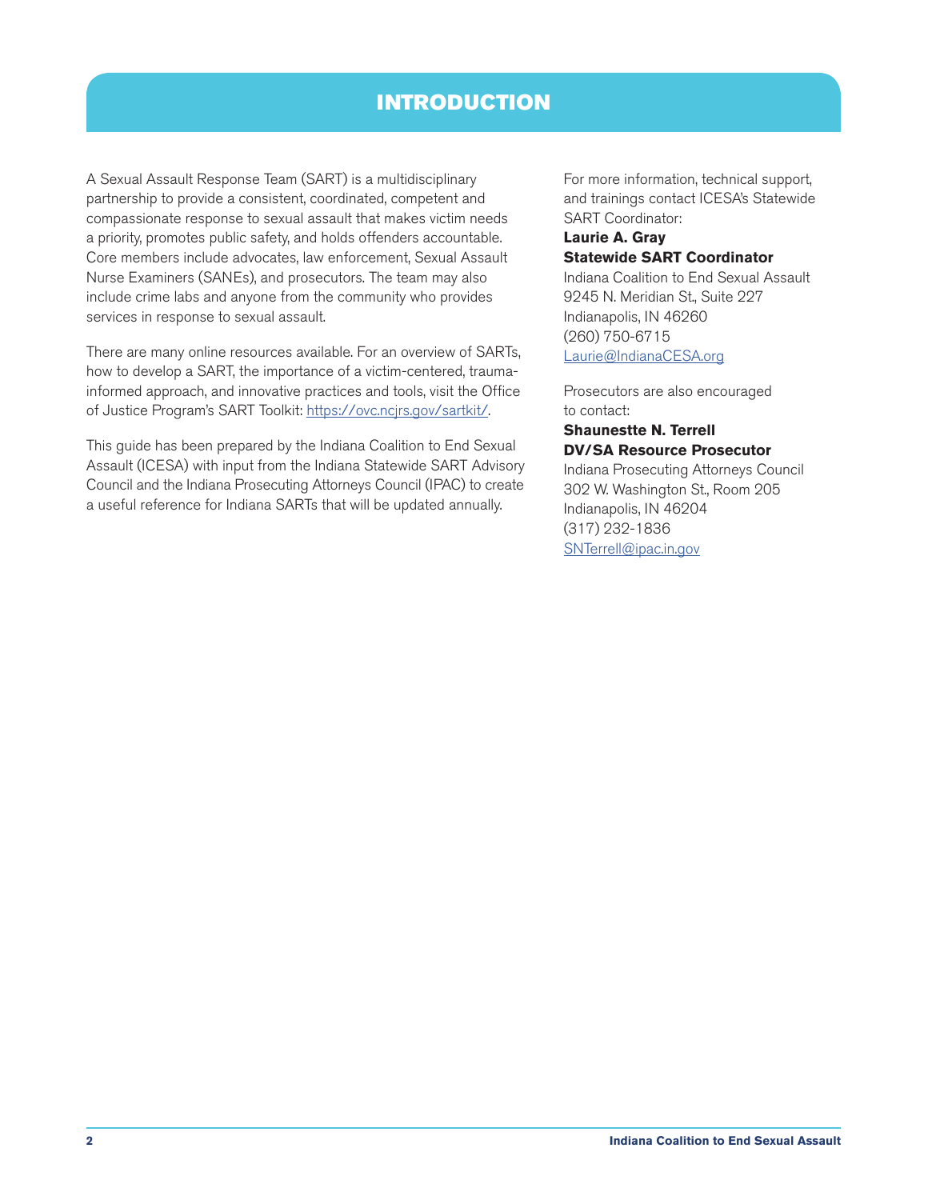# INTRODUCTION

A Sexual Assault Response Team (SART) is a multidisciplinary partnership to provide a consistent, coordinated, competent and compassionate response to sexual assault that makes victim needs a priority, promotes public safety, and holds offenders accountable. Core members include advocates, law enforcement, Sexual Assault Nurse Examiners (SANEs), and prosecutors. The team may also include crime labs and anyone from the community who provides services in response to sexual assault.

There are many online resources available. For an overview of SARTs, how to develop a SART, the importance of a victim-centered, trauma-informed approach, and innovative practices and tools, visit the Office of Justice Program's SART Toolkit: https://ovc.ncjrs.gov/sartkit/.

This guide has been prepared by the Indiana Coalition to End Sexual Assault (ICESA) with input from the Indiana Statewide SART Advisory Council and the Indiana Prosecuting Attorneys Council (IPAC) to create a useful reference for Indiana SARTs that will be updated annually.

For more information, technical support, and trainings contact ICESA's Statewide SART Coordinator:

**Laurie A. Gray**
**Statewide SART Coordinator**
Indiana Coalition to End Sexual Assault
9245 N. Meridian St., Suite 227
Indianapolis, IN 46260
(260) 750-6715
Laurie@IndianaCESA.org

Prosecutors are also encouraged to contact:

**Shaunestte N. Terrell**
**DV/SA Resource Prosecutor**
Indiana Prosecuting Attorneys Council
302 W. Washington St., Room 205
Indianapolis, IN 46204
(317) 232-1836
SNTerrell@ipac.in.gov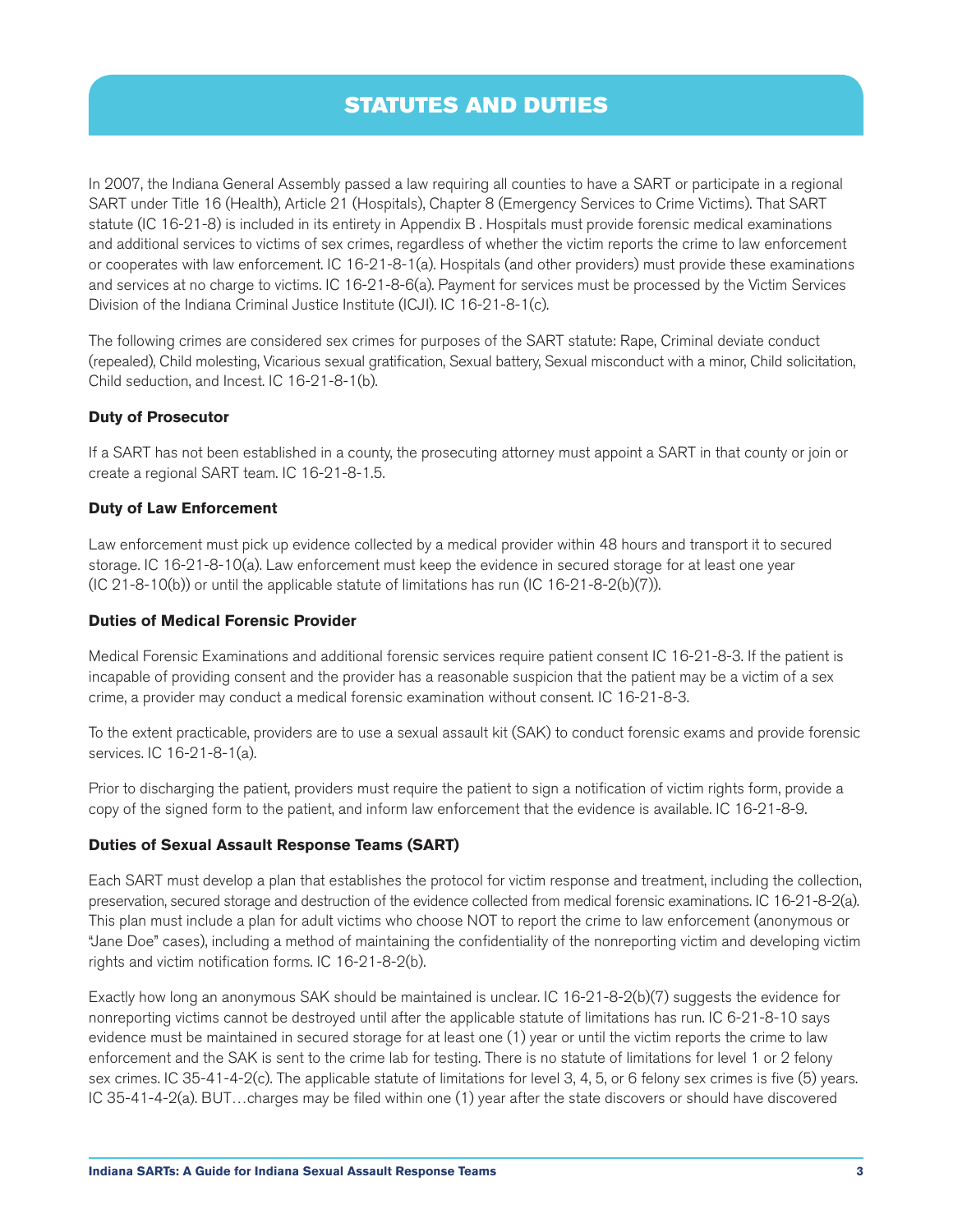# STATUTES AND DUTIES

In 2007, the Indiana General Assembly passed a law requiring all counties to have a SART or participate in a regional SART under Title 16 (Health), Article 21 (Hospitals), Chapter 8 (Emergency Services to Crime Victims). That SART statute (IC 16-21-8) is included in its entirety in Appendix B . Hospitals must provide forensic medical examinations and additional services to victims of sex crimes, regardless of whether the victim reports the crime to law enforcement or cooperates with law enforcement. IC 16-21-8-1(a). Hospitals (and other providers) must provide these examinations and services at no charge to victims. IC 16-21-8-6(a). Payment for services must be processed by the Victim Services Division of the Indiana Criminal Justice Institute (ICJI). IC 16-21-8-1(c).

The following crimes are considered sex crimes for purposes of the SART statute: Rape, Criminal deviate conduct (repealed), Child molesting, Vicarious sexual gratification, Sexual battery, Sexual misconduct with a minor, Child solicitation, Child seduction, and Incest. IC 16-21-8-1(b).

**Duty of Prosecutor**

If a SART has not been established in a county, the prosecuting attorney must appoint a SART in that county or join or create a regional SART team. IC 16-21-8-1.5.

**Duty of Law Enforcement**

Law enforcement must pick up evidence collected by a medical provider within 48 hours and transport it to secured storage. IC 16-21-8-10(a). Law enforcement must keep the evidence in secured storage for at least one year (IC 21-8-10(b)) or until the applicable statute of limitations has run (IC 16-21-8-2(b)(7)).

**Duties of Medical Forensic Provider**

Medical Forensic Examinations and additional forensic services require patient consent IC 16-21-8-3. If the patient is incapable of providing consent and the provider has a reasonable suspicion that the patient may be a victim of a sex crime, a provider may conduct a medical forensic examination without consent. IC 16-21-8-3.

To the extent practicable, providers are to use a sexual assault kit (SAK) to conduct forensic exams and provide forensic services. IC 16-21-8-1(a).

Prior to discharging the patient, providers must require the patient to sign a notification of victim rights form, provide a copy of the signed form to the patient, and inform law enforcement that the evidence is available. IC 16-21-8-9.

**Duties of Sexual Assault Response Teams (SART)**

Each SART must develop a plan that establishes the protocol for victim response and treatment, including the collection, preservation, secured storage and destruction of the evidence collected from medical forensic examinations. IC 16-21-8-2(a). This plan must include a plan for adult victims who choose NOT to report the crime to law enforcement (anonymous or "Jane Doe" cases), including a method of maintaining the confidentiality of the nonreporting victim and developing victim rights and victim notification forms. IC 16-21-8-2(b).

Exactly how long an anonymous SAK should be maintained is unclear. IC 16-21-8-2(b)(7) suggests the evidence for nonreporting victims cannot be destroyed until after the applicable statute of limitations has run. IC 6-21-8-10 says evidence must be maintained in secured storage for at least one (1) year or until the victim reports the crime to law enforcement and the SAK is sent to the crime lab for testing. There is no statute of limitations for level 1 or 2 felony sex crimes. IC 35-41-4-2(c). The applicable statute of limitations for level 3, 4, 5, or 6 felony sex crimes is five (5) years. IC 35-41-4-2(a). BUT…charges may be filed within one (1) year after the state discovers or should have discovered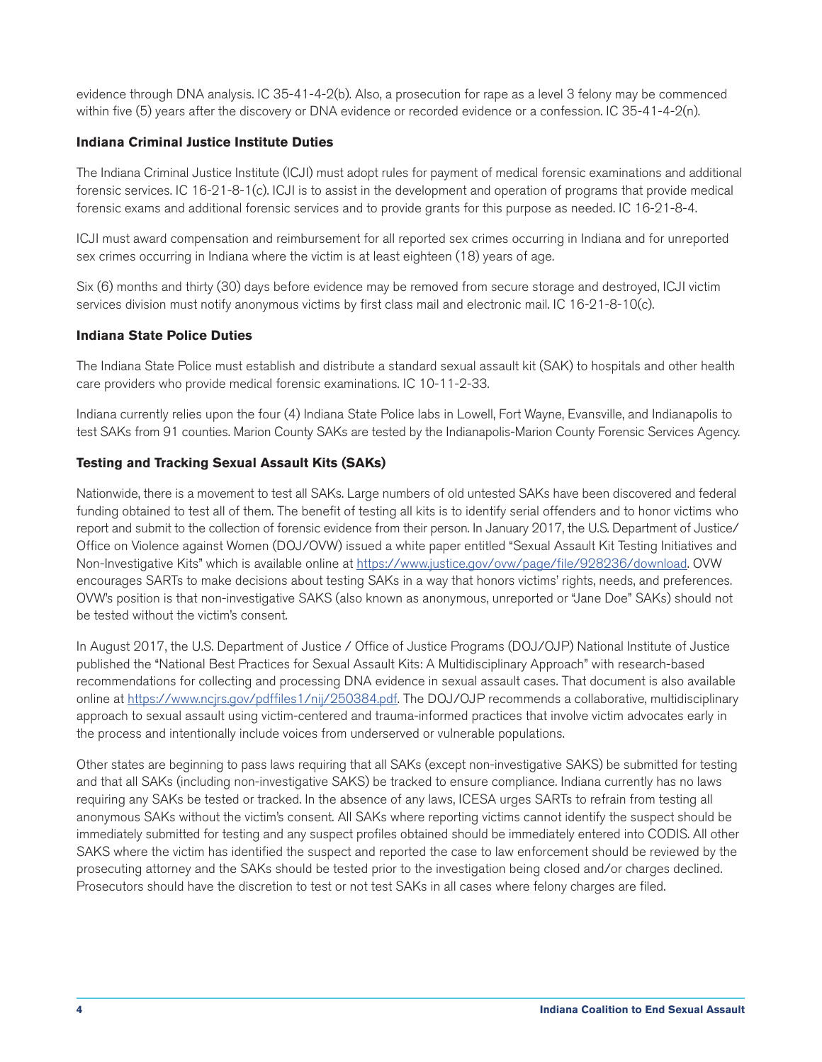evidence through DNA analysis. IC 35-41-4-2(b). Also, a prosecution for rape as a level 3 felony may be commenced within five (5) years after the discovery or DNA evidence or recorded evidence or a confession. IC 35-41-4-2(n).

**Indiana Criminal Justice Institute Duties**

The Indiana Criminal Justice Institute (ICJI) must adopt rules for payment of medical forensic examinations and additional forensic services. IC 16-21-8-1(c). ICJI is to assist in the development and operation of programs that provide medical forensic exams and additional forensic services and to provide grants for this purpose as needed. IC 16-21-8-4.

ICJI must award compensation and reimbursement for all reported sex crimes occurring in Indiana and for unreported sex crimes occurring in Indiana where the victim is at least eighteen (18) years of age.

Six (6) months and thirty (30) days before evidence may be removed from secure storage and destroyed, ICJI victim services division must notify anonymous victims by first class mail and electronic mail. IC 16-21-8-10(c).

**Indiana State Police Duties**

The Indiana State Police must establish and distribute a standard sexual assault kit (SAK) to hospitals and other health care providers who provide medical forensic examinations. IC 10-11-2-33.

Indiana currently relies upon the four (4) Indiana State Police labs in Lowell, Fort Wayne, Evansville, and Indianapolis to test SAKs from 91 counties. Marion County SAKs are tested by the Indianapolis-Marion County Forensic Services Agency.

**Testing and Tracking Sexual Assault Kits (SAKs)**

Nationwide, there is a movement to test all SAKs. Large numbers of old untested SAKs have been discovered and federal funding obtained to test all of them. The benefit of testing all kits is to identify serial offenders and to honor victims who report and submit to the collection of forensic evidence from their person. In January 2017, the U.S. Department of Justice/ Office on Violence against Women (DOJ/OVW) issued a white paper entitled "Sexual Assault Kit Testing Initiatives and Non-Investigative Kits" which is available online at https://www.justice.gov/ovw/page/file/928236/download. OVW encourages SARTs to make decisions about testing SAKs in a way that honors victims' rights, needs, and preferences. OVW's position is that non-investigative SAKS (also known as anonymous, unreported or "Jane Doe" SAKs) should not be tested without the victim's consent.

In August 2017, the U.S. Department of Justice / Office of Justice Programs (DOJ/OJP) National Institute of Justice published the "National Best Practices for Sexual Assault Kits: A Multidisciplinary Approach" with research-based recommendations for collecting and processing DNA evidence in sexual assault cases. That document is also available online at https://www.ncjrs.gov/pdffiles1/nij/250384.pdf. The DOJ/OJP recommends a collaborative, multidisciplinary approach to sexual assault using victim-centered and trauma-informed practices that involve victim advocates early in the process and intentionally include voices from underserved or vulnerable populations.

Other states are beginning to pass laws requiring that all SAKs (except non-investigative SAKS) be submitted for testing and that all SAKs (including non-investigative SAKS) be tracked to ensure compliance. Indiana currently has no laws requiring any SAKs be tested or tracked. In the absence of any laws, ICESA urges SARTs to refrain from testing all anonymous SAKs without the victim's consent. All SAKs where reporting victims cannot identify the suspect should be immediately submitted for testing and any suspect profiles obtained should be immediately entered into CODIS. All other SAKS where the victim has identified the suspect and reported the case to law enforcement should be reviewed by the prosecuting attorney and the SAKs should be tested prior to the investigation being closed and/or charges declined. Prosecutors should have the discretion to test or not test SAKs in all cases where felony charges are filed.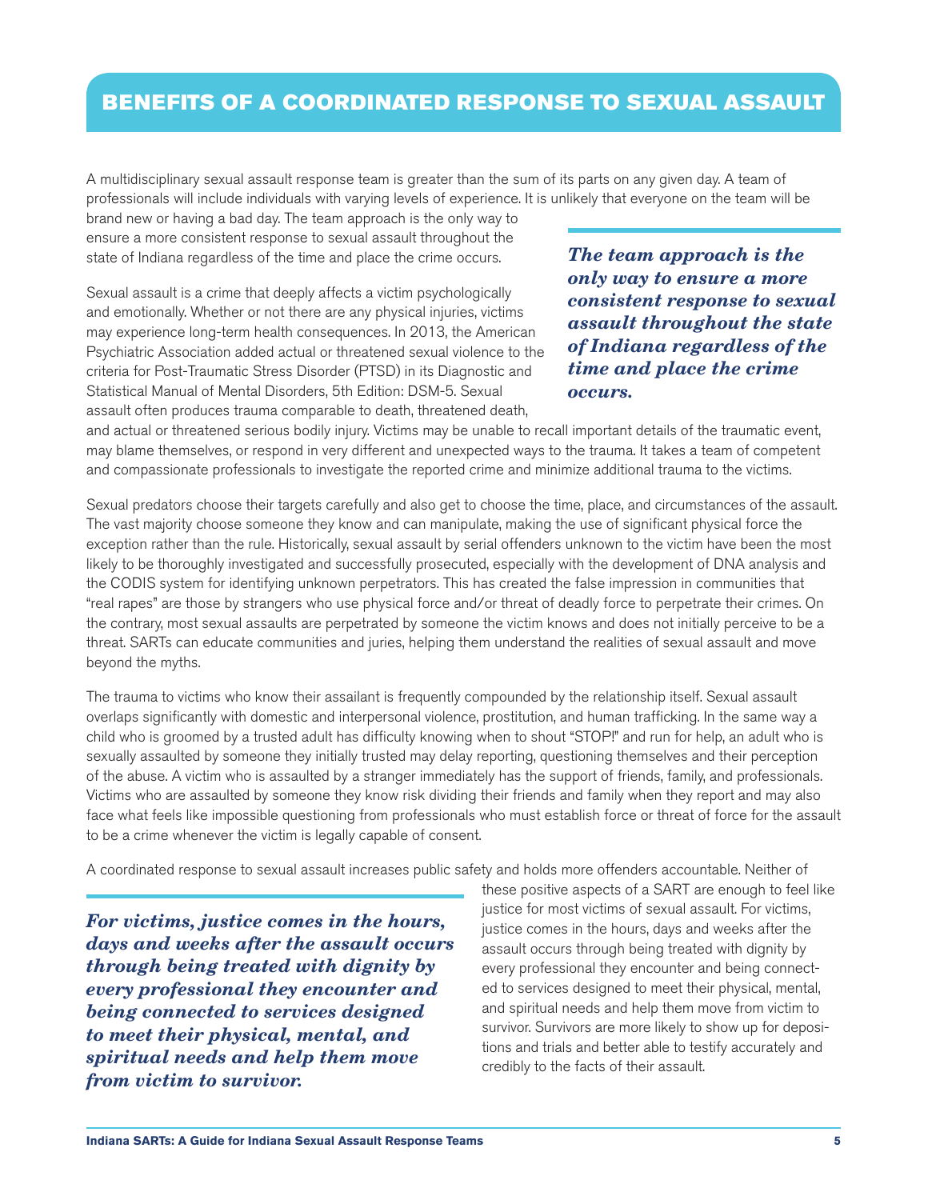# BENEFITS OF A COORDINATED RESPONSE TO SEXUAL ASSAULT

A multidisciplinary sexual assault response team is greater than the sum of its parts on any given day. A team of professionals will include individuals with varying levels of experience. It is unlikely that everyone on the team will be brand new or having a bad day. The team approach is the only way to ensure a more consistent response to sexual assault throughout the state of Indiana regardless of the time and place the crime occurs.

> ***The team approach is the only way to ensure a more consistent response to sexual assault throughout the state of Indiana regardless of the time and place the crime occurs.***

Sexual assault is a crime that deeply affects a victim psychologically and emotionally. Whether or not there are any physical injuries, victims may experience long-term health consequences. In 2013, the American Psychiatric Association added actual or threatened sexual violence to the criteria for Post-Traumatic Stress Disorder (PTSD) in its Diagnostic and Statistical Manual of Mental Disorders, 5th Edition: DSM-5. Sexual assault often produces trauma comparable to death, threatened death, and actual or threatened serious bodily injury. Victims may be unable to recall important details of the traumatic event, may blame themselves, or respond in very different and unexpected ways to the trauma. It takes a team of competent and compassionate professionals to investigate the reported crime and minimize additional trauma to the victims.

Sexual predators choose their targets carefully and also get to choose the time, place, and circumstances of the assault. The vast majority choose someone they know and can manipulate, making the use of significant physical force the exception rather than the rule. Historically, sexual assault by serial offenders unknown to the victim have been the most likely to be thoroughly investigated and successfully prosecuted, especially with the development of DNA analysis and the CODIS system for identifying unknown perpetrators. This has created the false impression in communities that "real rapes" are those by strangers who use physical force and/or threat of deadly force to perpetrate their crimes. On the contrary, most sexual assaults are perpetrated by someone the victim knows and does not initially perceive to be a threat. SARTs can educate communities and juries, helping them understand the realities of sexual assault and move beyond the myths.

The trauma to victims who know their assailant is frequently compounded by the relationship itself. Sexual assault overlaps significantly with domestic and interpersonal violence, prostitution, and human trafficking. In the same way a child who is groomed by a trusted adult has difficulty knowing when to shout "STOP!" and run for help, an adult who is sexually assaulted by someone they initially trusted may delay reporting, questioning themselves and their perception of the abuse. A victim who is assaulted by a stranger immediately has the support of friends, family, and professionals. Victims who are assaulted by someone they know risk dividing their friends and family when they report and may also face what feels like impossible questioning from professionals who must establish force or threat of force for the assault to be a crime whenever the victim is legally capable of consent.

A coordinated response to sexual assault increases public safety and holds more offenders accountable. Neither of these positive aspects of a SART are enough to feel like justice for most victims of sexual assault. For victims, justice comes in the hours, days and weeks after the assault occurs through being treated with dignity by every professional they encounter and being connected to services designed to meet their physical, mental, and spiritual needs and help them move from victim to survivor. Survivors are more likely to show up for depositions and trials and better able to testify accurately and credibly to the facts of their assault.

> ***For victims, justice comes in the hours, days and weeks after the assault occurs through being treated with dignity by every professional they encounter and being connected to services designed to meet their physical, mental, and spiritual needs and help them move from victim to survivor.***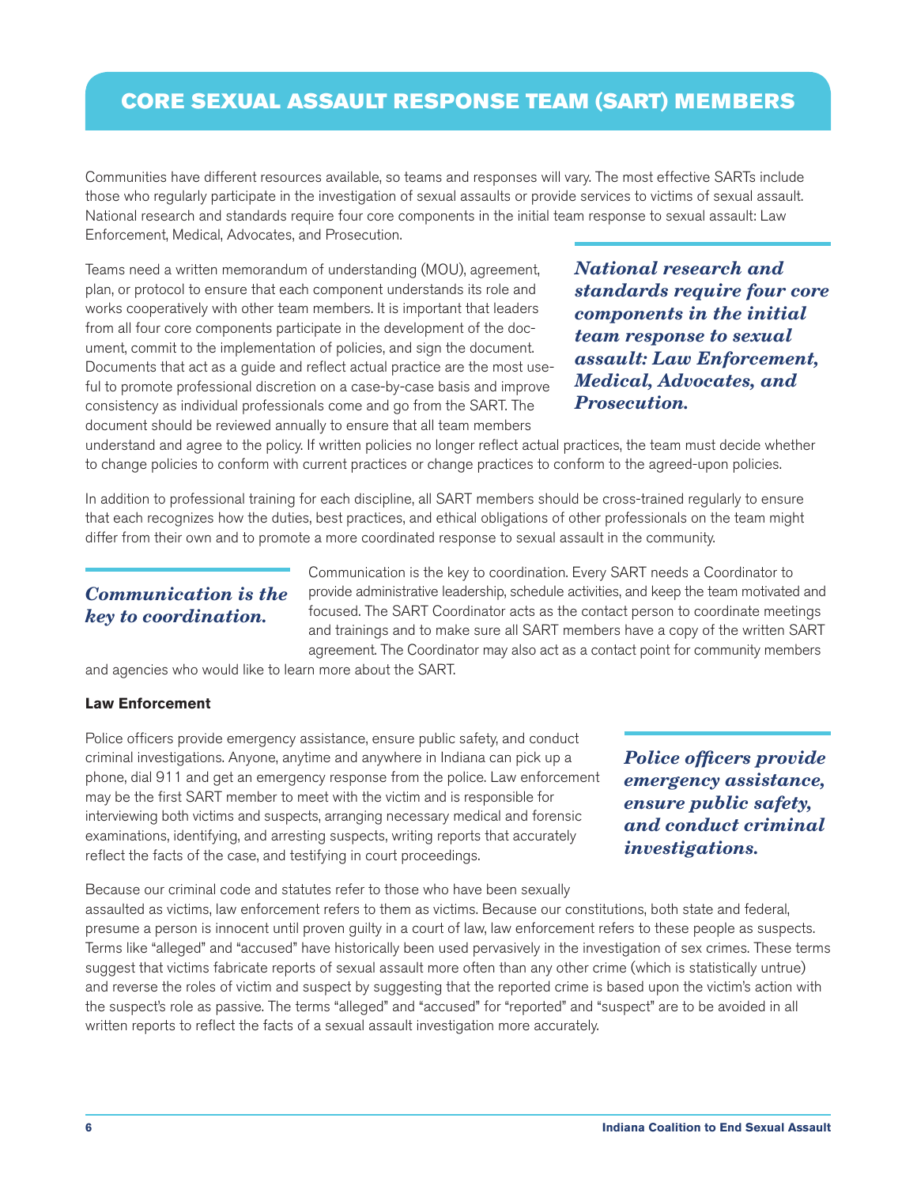# CORE SEXUAL ASSAULT RESPONSE TEAM (SART) MEMBERS

Communities have different resources available, so teams and responses will vary. The most effective SARTs include those who regularly participate in the investigation of sexual assaults or provide services to victims of sexual assault. National research and standards require four core components in the initial team response to sexual assault: Law Enforcement, Medical, Advocates, and Prosecution.

Teams need a written memorandum of understanding (MOU), agreement, plan, or protocol to ensure that each component understands its role and works cooperatively with other team members. It is important that leaders from all four core components participate in the development of the document, commit to the implementation of policies, and sign the document. Documents that act as a guide and reflect actual practice are the most useful to promote professional discretion on a case-by-case basis and improve consistency as individual professionals come and go from the SART. The document should be reviewed annually to ensure that all team members understand and agree to the policy. If written policies no longer reflect actual practices, the team must decide whether to change policies to conform with current practices or change practices to conform to the agreed-upon policies.

***National research and standards require four core components in the initial team response to sexual assault: Law Enforcement, Medical, Advocates, and Prosecution.***

In addition to professional training for each discipline, all SART members should be cross-trained regularly to ensure that each recognizes how the duties, best practices, and ethical obligations of other professionals on the team might differ from their own and to promote a more coordinated response to sexual assault in the community.

***Communication is the key to coordination.***

Communication is the key to coordination. Every SART needs a Coordinator to provide administrative leadership, schedule activities, and keep the team motivated and focused. The SART Coordinator acts as the contact person to coordinate meetings and trainings and to make sure all SART members have a copy of the written SART agreement. The Coordinator may also act as a contact point for community members and agencies who would like to learn more about the SART.

**Law Enforcement**

Police officers provide emergency assistance, ensure public safety, and conduct criminal investigations. Anyone, anytime and anywhere in Indiana can pick up a phone, dial 911 and get an emergency response from the police. Law enforcement may be the first SART member to meet with the victim and is responsible for interviewing both victims and suspects, arranging necessary medical and forensic examinations, identifying, and arresting suspects, writing reports that accurately reflect the facts of the case, and testifying in court proceedings.

***Police officers provide emergency assistance, ensure public safety, and conduct criminal investigations.***

Because our criminal code and statutes refer to those who have been sexually assaulted as victims, law enforcement refers to them as victims. Because our constitutions, both state and federal, presume a person is innocent until proven guilty in a court of law, law enforcement refers to these people as suspects. Terms like "alleged" and "accused" have historically been used pervasively in the investigation of sex crimes. These terms suggest that victims fabricate reports of sexual assault more often than any other crime (which is statistically untrue) and reverse the roles of victim and suspect by suggesting that the reported crime is based upon the victim's action with the suspect's role as passive. The terms "alleged" and "accused" for "reported" and "suspect" are to be avoided in all written reports to reflect the facts of a sexual assault investigation more accurately.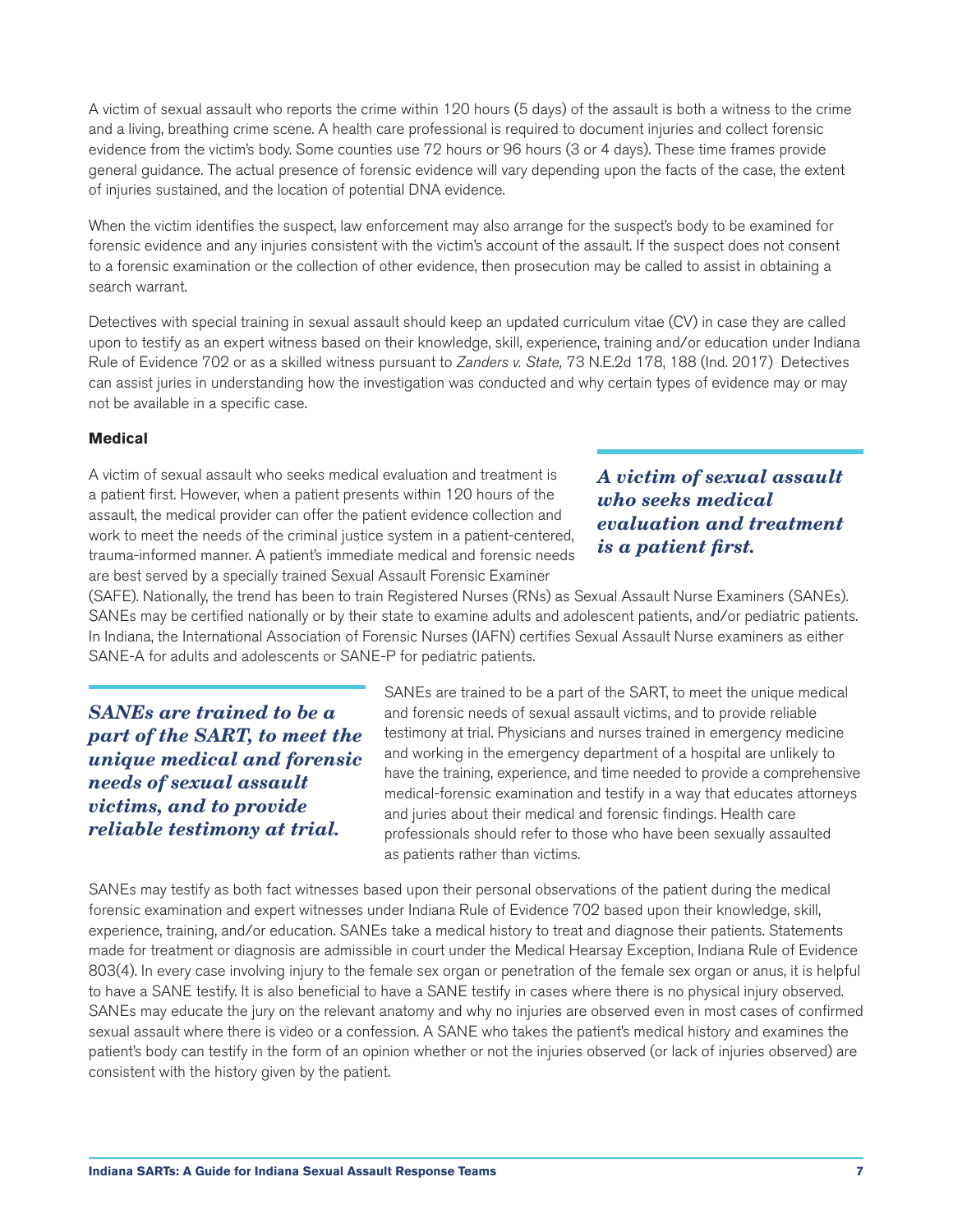A victim of sexual assault who reports the crime within 120 hours (5 days) of the assault is both a witness to the crime and a living, breathing crime scene. A health care professional is required to document injuries and collect forensic evidence from the victim's body. Some counties use 72 hours or 96 hours (3 or 4 days). These time frames provide general guidance. The actual presence of forensic evidence will vary depending upon the facts of the case, the extent of injuries sustained, and the location of potential DNA evidence.

When the victim identifies the suspect, law enforcement may also arrange for the suspect's body to be examined for forensic evidence and any injuries consistent with the victim's account of the assault. If the suspect does not consent to a forensic examination or the collection of other evidence, then prosecution may be called to assist in obtaining a search warrant.

Detectives with special training in sexual assault should keep an updated curriculum vitae (CV) in case they are called upon to testify as an expert witness based on their knowledge, skill, experience, training and/or education under Indiana Rule of Evidence 702 or as a skilled witness pursuant to *Zanders v. State,* 73 N.E.2d 178, 188 (Ind. 2017) Detectives can assist juries in understanding how the investigation was conducted and why certain types of evidence may or may not be available in a specific case.

**Medical**

A victim of sexual assault who seeks medical evaluation and treatment is a patient first. However, when a patient presents within 120 hours of the assault, the medical provider can offer the patient evidence collection and work to meet the needs of the criminal justice system in a patient-centered, trauma-informed manner. A patient's immediate medical and forensic needs are best served by a specially trained Sexual Assault Forensic Examiner (SAFE). Nationally, the trend has been to train Registered Nurses (RNs) as Sexual Assault Nurse Examiners (SANEs). SANEs may be certified nationally or by their state to examine adults and adolescent patients, and/or pediatric patients. In Indiana, the International Association of Forensic Nurses (IAFN) certifies Sexual Assault Nurse examiners as either SANE-A for adults and adolescents or SANE-P for pediatric patients.

> ***A victim of sexual assault who seeks medical evaluation and treatment is a patient first.***

SANEs are trained to be a part of the SART, to meet the unique medical and forensic needs of sexual assault victims, and to provide reliable testimony at trial. Physicians and nurses trained in emergency medicine and working in the emergency department of a hospital are unlikely to have the training, experience, and time needed to provide a comprehensive medical-forensic examination and testify in a way that educates attorneys and juries about their medical and forensic findings. Health care professionals should refer to those who have been sexually assaulted as patients rather than victims.

> ***SANEs are trained to be a part of the SART, to meet the unique medical and forensic needs of sexual assault victims, and to provide reliable testimony at trial.***

SANEs may testify as both fact witnesses based upon their personal observations of the patient during the medical forensic examination and expert witnesses under Indiana Rule of Evidence 702 based upon their knowledge, skill, experience, training, and/or education. SANEs take a medical history to treat and diagnose their patients. Statements made for treatment or diagnosis are admissible in court under the Medical Hearsay Exception, Indiana Rule of Evidence 803(4). In every case involving injury to the female sex organ or penetration of the female sex organ or anus, it is helpful to have a SANE testify. It is also beneficial to have a SANE testify in cases where there is no physical injury observed. SANEs may educate the jury on the relevant anatomy and why no injuries are observed even in most cases of confirmed sexual assault where there is video or a confession. A SANE who takes the patient's medical history and examines the patient's body can testify in the form of an opinion whether or not the injuries observed (or lack of injuries observed) are consistent with the history given by the patient.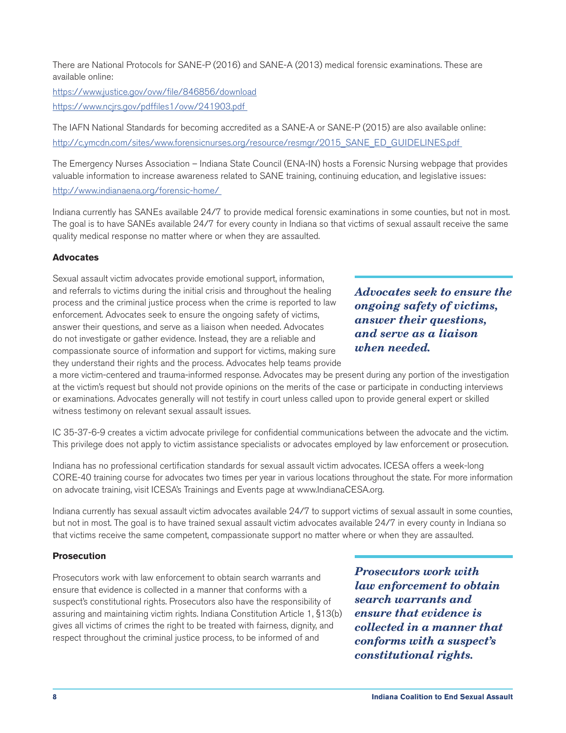There are National Protocols for SANE-P (2016) and SANE-A (2013) medical forensic examinations. These are available online:

https://www.justice.gov/ovw/file/846856/download

https://www.ncjrs.gov/pdffiles1/ovw/241903.pdf

The IAFN National Standards for becoming accredited as a SANE-A or SANE-P (2015) are also available online:

http://c.ymcdn.com/sites/www.forensicnurses.org/resource/resmgr/2015_SANE_ED_GUIDELINES.pdf

The Emergency Nurses Association – Indiana State Council (ENA-IN) hosts a Forensic Nursing webpage that provides valuable information to increase awareness related to SANE training, continuing education, and legislative issues:

http://www.indianaena.org/forensic-home/

Indiana currently has SANEs available 24/7 to provide medical forensic examinations in some counties, but not in most. The goal is to have SANEs available 24/7 for every county in Indiana so that victims of sexual assault receive the same quality medical response no matter where or when they are assaulted.

**Advocates**

Sexual assault victim advocates provide emotional support, information, and referrals to victims during the initial crisis and throughout the healing process and the criminal justice process when the crime is reported to law enforcement. Advocates seek to ensure the ongoing safety of victims, answer their questions, and serve as a liaison when needed. Advocates do not investigate or gather evidence. Instead, they are a reliable and compassionate source of information and support for victims, making sure they understand their rights and the process. Advocates help teams provide a more victim-centered and trauma-informed response. Advocates may be present during any portion of the investigation at the victim's request but should not provide opinions on the merits of the case or participate in conducting interviews or examinations. Advocates generally will not testify in court unless called upon to provide general expert or skilled witness testimony on relevant sexual assault issues.

***Advocates seek to ensure the ongoing safety of victims, answer their questions, and serve as a liaison when needed.***

IC 35-37-6-9 creates a victim advocate privilege for confidential communications between the advocate and the victim. This privilege does not apply to victim assistance specialists or advocates employed by law enforcement or prosecution.

Indiana has no professional certification standards for sexual assault victim advocates. ICESA offers a week-long CORE-40 training course for advocates two times per year in various locations throughout the state. For more information on advocate training, visit ICESA's Trainings and Events page at www.IndianaCESA.org.

Indiana currently has sexual assault victim advocates available 24/7 to support victims of sexual assault in some counties, but not in most. The goal is to have trained sexual assault victim advocates available 24/7 in every county in Indiana so that victims receive the same competent, compassionate support no matter where or when they are assaulted.

**Prosecution**

Prosecutors work with law enforcement to obtain search warrants and ensure that evidence is collected in a manner that conforms with a suspect's constitutional rights. Prosecutors also have the responsibility of assuring and maintaining victim rights. Indiana Constitution Article 1, §13(b) gives all victims of crimes the right to be treated with fairness, dignity, and respect throughout the criminal justice process, to be informed of and

***Prosecutors work with law enforcement to obtain search warrants and ensure that evidence is collected in a manner that conforms with a suspect's constitutional rights.***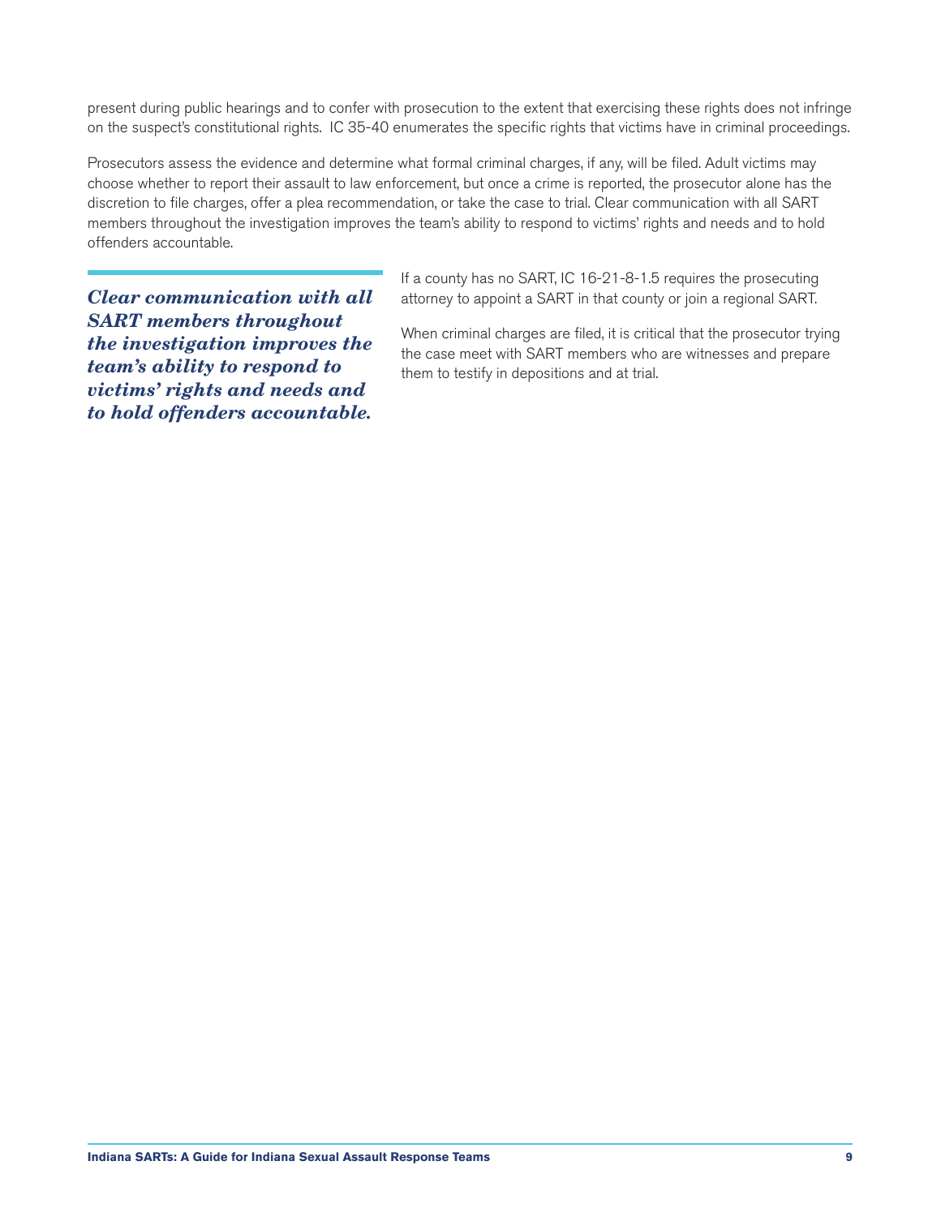present during public hearings and to confer with prosecution to the extent that exercising these rights does not infringe on the suspect's constitutional rights. IC 35-40 enumerates the specific rights that victims have in criminal proceedings.

Prosecutors assess the evidence and determine what formal criminal charges, if any, will be filed. Adult victims may choose whether to report their assault to law enforcement, but once a crime is reported, the prosecutor alone has the discretion to file charges, offer a plea recommendation, or take the case to trial. Clear communication with all SART members throughout the investigation improves the team's ability to respond to victims' rights and needs and to hold offenders accountable.

***Clear communication with all SART members throughout the investigation improves the team's ability to respond to victims' rights and needs and to hold offenders accountable.***

If a county has no SART, IC 16-21-8-1.5 requires the prosecuting attorney to appoint a SART in that county or join a regional SART.

When criminal charges are filed, it is critical that the prosecutor trying the case meet with SART members who are witnesses and prepare them to testify in depositions and at trial.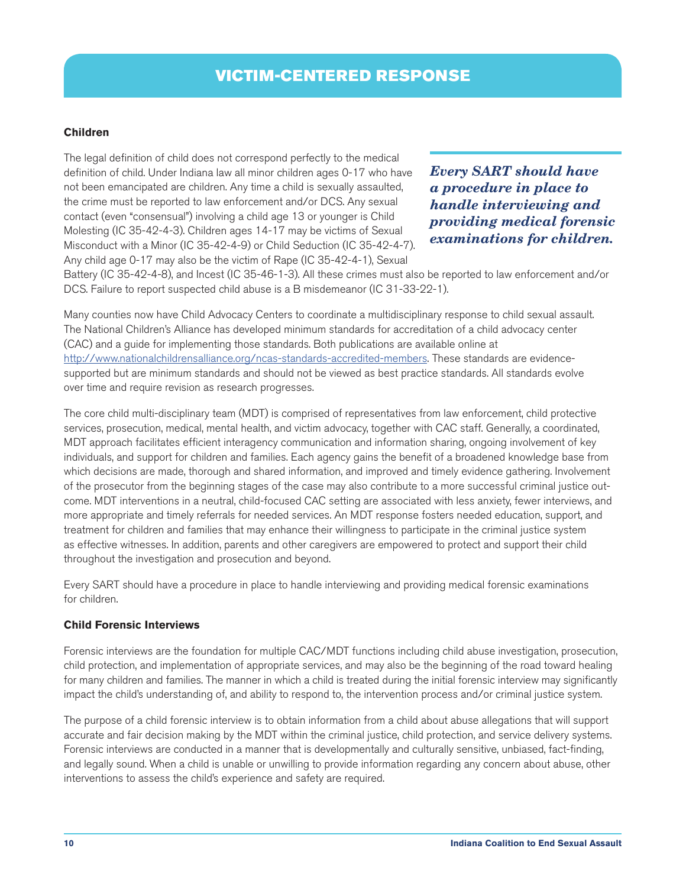# VICTIM-CENTERED RESPONSE

### Children

The legal definition of child does not correspond perfectly to the medical definition of child. Under Indiana law all minor children ages 0-17 who have not been emancipated are children. Any time a child is sexually assaulted, the crime must be reported to law enforcement and/or DCS. Any sexual contact (even "consensual") involving a child age 13 or younger is Child Molesting (IC 35-42-4-3). Children ages 14-17 may be victims of Sexual Misconduct with a Minor (IC 35-42-4-9) or Child Seduction (IC 35-42-4-7). Any child age 0-17 may also be the victim of Rape (IC 35-42-4-1), Sexual Battery (IC 35-42-4-8), and Incest (IC 35-46-1-3). All these crimes must also be reported to law enforcement and/or DCS. Failure to report suspected child abuse is a B misdemeanor (IC 31-33-22-1).

> ***Every SART should have a procedure in place to handle interviewing and providing medical forensic examinations for children.***

Many counties now have Child Advocacy Centers to coordinate a multidisciplinary response to child sexual assault. The National Children's Alliance has developed minimum standards for accreditation of a child advocacy center (CAC) and a guide for implementing those standards. Both publications are available online at http://www.nationalchildrensalliance.org/ncas-standards-accredited-members. These standards are evidence-supported but are minimum standards and should not be viewed as best practice standards. All standards evolve over time and require revision as research progresses.

The core child multi-disciplinary team (MDT) is comprised of representatives from law enforcement, child protective services, prosecution, medical, mental health, and victim advocacy, together with CAC staff. Generally, a coordinated, MDT approach facilitates efficient interagency communication and information sharing, ongoing involvement of key individuals, and support for children and families. Each agency gains the benefit of a broadened knowledge base from which decisions are made, thorough and shared information, and improved and timely evidence gathering. Involvement of the prosecutor from the beginning stages of the case may also contribute to a more successful criminal justice outcome. MDT interventions in a neutral, child-focused CAC setting are associated with less anxiety, fewer interviews, and more appropriate and timely referrals for needed services. An MDT response fosters needed education, support, and treatment for children and families that may enhance their willingness to participate in the criminal justice system as effective witnesses. In addition, parents and other caregivers are empowered to protect and support their child throughout the investigation and prosecution and beyond.

Every SART should have a procedure in place to handle interviewing and providing medical forensic examinations for children.

### Child Forensic Interviews

Forensic interviews are the foundation for multiple CAC/MDT functions including child abuse investigation, prosecution, child protection, and implementation of appropriate services, and may also be the beginning of the road toward healing for many children and families. The manner in which a child is treated during the initial forensic interview may significantly impact the child's understanding of, and ability to respond to, the intervention process and/or criminal justice system.

The purpose of a child forensic interview is to obtain information from a child about abuse allegations that will support accurate and fair decision making by the MDT within the criminal justice, child protection, and service delivery systems. Forensic interviews are conducted in a manner that is developmentally and culturally sensitive, unbiased, fact-finding, and legally sound. When a child is unable or unwilling to provide information regarding any concern about abuse, other interventions to assess the child's experience and safety are required.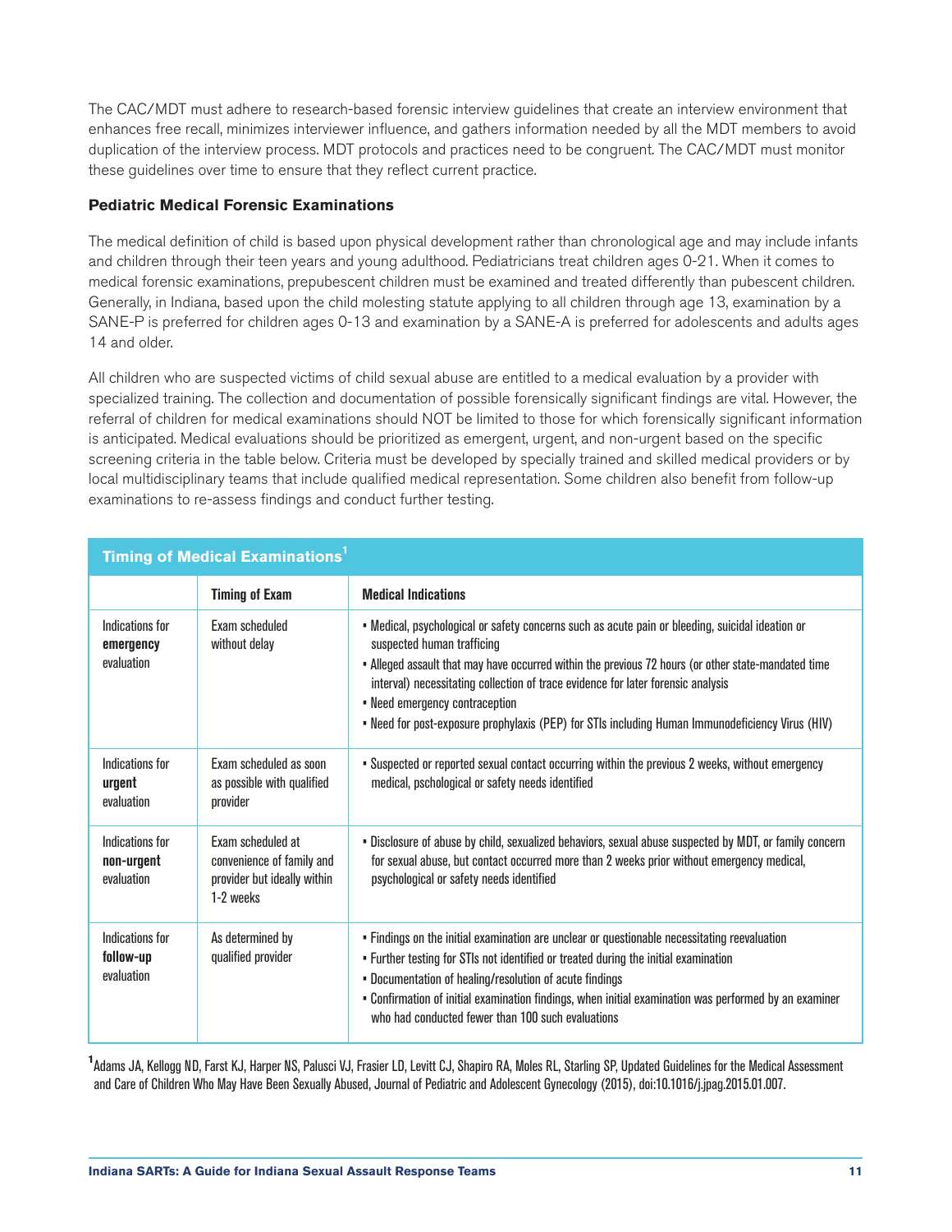The CAC/MDT must adhere to research-based forensic interview guidelines that create an interview environment that enhances free recall, minimizes interviewer influence, and gathers information needed by all the MDT members to avoid duplication of the interview process. MDT protocols and practices need to be congruent. The CAC/MDT must monitor these guidelines over time to ensure that they reflect current practice.

### Pediatric Medical Forensic Examinations

The medical definition of child is based upon physical development rather than chronological age and may include infants and children through their teen years and young adulthood. Pediatricians treat children ages 0-21. When it comes to medical forensic examinations, prepubescent children must be examined and treated differently than pubescent children. Generally, in Indiana, based upon the child molesting statute applying to all children through age 13, examination by a SANE-P is preferred for children ages 0-13 and examination by a SANE-A is preferred for adolescents and adults ages 14 and older.

All children who are suspected victims of child sexual abuse are entitled to a medical evaluation by a provider with specialized training. The collection and documentation of possible forensically significant findings are vital. However, the referral of children for medical examinations should NOT be limited to those for which forensically significant information is anticipated. Medical evaluations should be prioritized as emergent, urgent, and non-urgent based on the specific screening criteria in the table below. Criteria must be developed by specially trained and skilled medical providers or by local multidisciplinary teams that include qualified medical representation. Some children also benefit from follow-up examinations to re-assess findings and conduct further testing.

**Timing of Medical Examinations[1]**

| | Timing of Exam | Medical Indications |
|---|---|---|
| Indications for **emergency** evaluation | Exam scheduled without delay | • Medical, psychological or safety concerns such as acute pain or bleeding, suicidal ideation or suspected human trafficing<br>• Alleged assault that may have occurred within the previous 72 hours (or other state-mandated time interval) necessitating collection of trace evidence for later forensic analysis<br>• Need emergency contraception<br>• Need for post-exposure prophylaxis (PEP) for STIs including Human Immunodeficiency Virus (HIV) |
| Indications for **urgent** evaluation | Exam scheduled as soon as possible with qualified provider | • Suspected or reported sexual contact occurring within the previous 2 weeks, without emergency medical, pschological or safety needs identified |
| Indications for **non-urgent** evaluation | Exam scheduled at convenience of family and provider but ideally within 1-2 weeks | • Disclosure of abuse by child, sexualized behaviors, sexual abuse suspected by MDT, or family concern for sexual abuse, but contact occurred more than 2 weeks prior without emergency medical, psychological or safety needs identified |
| Indications for **follow-up** evaluation | As determined by qualified provider | • Findings on the initial examination are unclear or questionable necessitating reevaluation<br>• Further testing for STIs not identified or treated during the initial examination<br>• Documentation of healing/resolution of acute findings<br>• Confirmation of initial examination findings, when initial examination was performed by an examiner who had conducted fewer than 100 such evaluations |

[1] Adams JA, Kellogg ND, Farst KJ, Harper NS, Palusci VJ, Frasier LD, Levitt CJ, Shapiro RA, Moles RL, Starling SP, Updated Guidelines for the Medical Assessment and Care of Children Who May Have Been Sexually Abused, Journal of Pediatric and Adolescent Gynecology (2015), doi:10.1016/j.jpag.2015.01.007.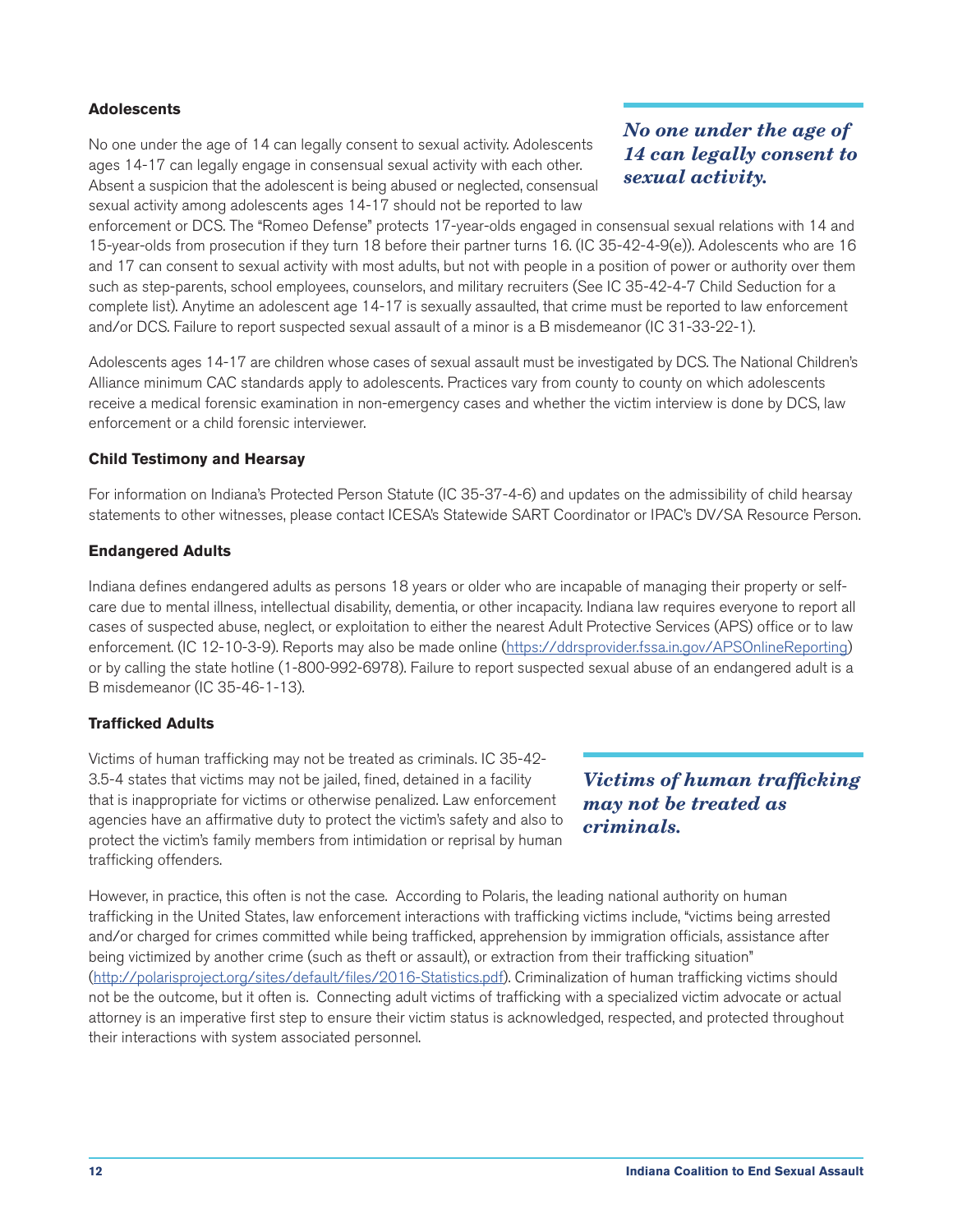### Adolescents

*No one under the age of 14 can legally consent to sexual activity.*

No one under the age of 14 can legally consent to sexual activity. Adolescents ages 14-17 can legally engage in consensual sexual activity with each other. Absent a suspicion that the adolescent is being abused or neglected, consensual sexual activity among adolescents ages 14-17 should not be reported to law enforcement or DCS. The "Romeo Defense" protects 17-year-olds engaged in consensual sexual relations with 14 and 15-year-olds from prosecution if they turn 18 before their partner turns 16. (IC 35-42-4-9(e)). Adolescents who are 16 and 17 can consent to sexual activity with most adults, but not with people in a position of power or authority over them such as step-parents, school employees, counselors, and military recruiters (See IC 35-42-4-7 Child Seduction for a complete list). Anytime an adolescent age 14-17 is sexually assaulted, that crime must be reported to law enforcement and/or DCS. Failure to report suspected sexual assault of a minor is a B misdemeanor (IC 31-33-22-1).

Adolescents ages 14-17 are children whose cases of sexual assault must be investigated by DCS. The National Children's Alliance minimum CAC standards apply to adolescents. Practices vary from county to county on which adolescents receive a medical forensic examination in non-emergency cases and whether the victim interview is done by DCS, law enforcement or a child forensic interviewer.

### Child Testimony and Hearsay

For information on Indiana's Protected Person Statute (IC 35-37-4-6) and updates on the admissibility of child hearsay statements to other witnesses, please contact ICESA's Statewide SART Coordinator or IPAC's DV/SA Resource Person.

### Endangered Adults

Indiana defines endangered adults as persons 18 years or older who are incapable of managing their property or self-care due to mental illness, intellectual disability, dementia, or other incapacity. Indiana law requires everyone to report all cases of suspected abuse, neglect, or exploitation to either the nearest Adult Protective Services (APS) office or to law enforcement. (IC 12-10-3-9). Reports may also be made online (https://ddrsprovider.fssa.in.gov/APSOnlineReporting) or by calling the state hotline (1-800-992-6978). Failure to report suspected sexual abuse of an endangered adult is a B misdemeanor (IC 35-46-1-13).

### Trafficked Adults

*Victims of human trafficking may not be treated as criminals.*

Victims of human trafficking may not be treated as criminals. IC 35-42-3.5-4 states that victims may not be jailed, fined, detained in a facility that is inappropriate for victims or otherwise penalized. Law enforcement agencies have an affirmative duty to protect the victim's safety and also to protect the victim's family members from intimidation or reprisal by human trafficking offenders.

However, in practice, this often is not the case. According to Polaris, the leading national authority on human trafficking in the United States, law enforcement interactions with trafficking victims include, "victims being arrested and/or charged for crimes committed while being trafficked, apprehension by immigration officials, assistance after being victimized by another crime (such as theft or assault), or extraction from their trafficking situation" (http://polarisproject.org/sites/default/files/2016-Statistics.pdf). Criminalization of human trafficking victims should not be the outcome, but it often is. Connecting adult victims of trafficking with a specialized victim advocate or actual attorney is an imperative first step to ensure their victim status is acknowledged, respected, and protected throughout their interactions with system associated personnel.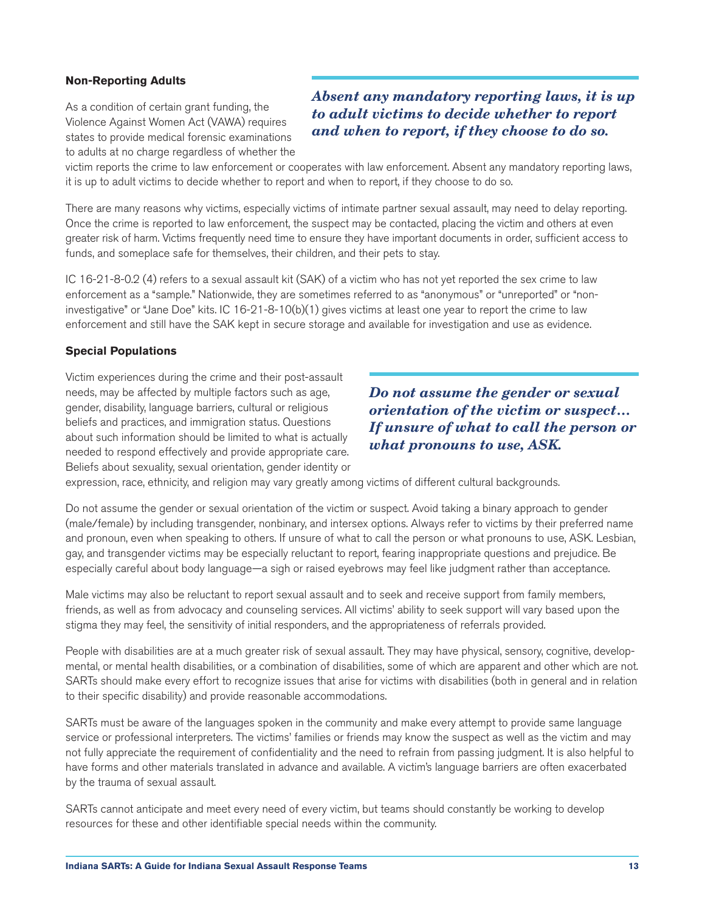### Non-Reporting Adults

*Absent any mandatory reporting laws, it is up to adult victims to decide whether to report and when to report, if they choose to do so.*

As a condition of certain grant funding, the Violence Against Women Act (VAWA) requires states to provide medical forensic examinations to adults at no charge regardless of whether the victim reports the crime to law enforcement or cooperates with law enforcement. Absent any mandatory reporting laws, it is up to adult victims to decide whether to report and when to report, if they choose to do so.

There are many reasons why victims, especially victims of intimate partner sexual assault, may need to delay reporting. Once the crime is reported to law enforcement, the suspect may be contacted, placing the victim and others at even greater risk of harm. Victims frequently need time to ensure they have important documents in order, sufficient access to funds, and someplace safe for themselves, their children, and their pets to stay.

IC 16-21-8-0.2 (4) refers to a sexual assault kit (SAK) of a victim who has not yet reported the sex crime to law enforcement as a "sample." Nationwide, they are sometimes referred to as "anonymous" or "unreported" or "non-investigative" or "Jane Doe" kits. IC 16-21-8-10(b)(1) gives victims at least one year to report the crime to law enforcement and still have the SAK kept in secure storage and available for investigation and use as evidence.

### Special Populations

*Do not assume the gender or sexual orientation of the victim or suspect… If unsure of what to call the person or what pronouns to use, ASK.*

Victim experiences during the crime and their post-assault needs, may be affected by multiple factors such as age, gender, disability, language barriers, cultural or religious beliefs and practices, and immigration status. Questions about such information should be limited to what is actually needed to respond effectively and provide appropriate care. Beliefs about sexuality, sexual orientation, gender identity or expression, race, ethnicity, and religion may vary greatly among victims of different cultural backgrounds.

Do not assume the gender or sexual orientation of the victim or suspect. Avoid taking a binary approach to gender (male/female) by including transgender, nonbinary, and intersex options. Always refer to victims by their preferred name and pronoun, even when speaking to others. If unsure of what to call the person or what pronouns to use, ASK. Lesbian, gay, and transgender victims may be especially reluctant to report, fearing inappropriate questions and prejudice. Be especially careful about body language—a sigh or raised eyebrows may feel like judgment rather than acceptance.

Male victims may also be reluctant to report sexual assault and to seek and receive support from family members, friends, as well as from advocacy and counseling services. All victims' ability to seek support will vary based upon the stigma they may feel, the sensitivity of initial responders, and the appropriateness of referrals provided.

People with disabilities are at a much greater risk of sexual assault. They may have physical, sensory, cognitive, developmental, or mental health disabilities, or a combination of disabilities, some of which are apparent and other which are not. SARTs should make every effort to recognize issues that arise for victims with disabilities (both in general and in relation to their specific disability) and provide reasonable accommodations.

SARTs must be aware of the languages spoken in the community and make every attempt to provide same language service or professional interpreters. The victims' families or friends may know the suspect as well as the victim and may not fully appreciate the requirement of confidentiality and the need to refrain from passing judgment. It is also helpful to have forms and other materials translated in advance and available. A victim's language barriers are often exacerbated by the trauma of sexual assault.

SARTs cannot anticipate and meet every need of every victim, but teams should constantly be working to develop resources for these and other identifiable special needs within the community.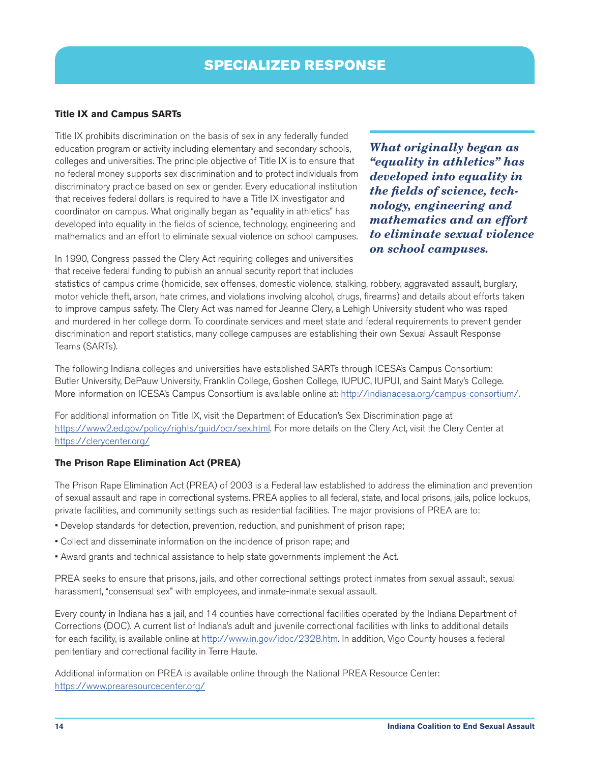# SPECIALIZED RESPONSE

**Title IX and Campus SARTs**

Title IX prohibits discrimination on the basis of sex in any federally funded education program or activity including elementary and secondary schools, colleges and universities. The principle objective of Title IX is to ensure that no federal money supports sex discrimination and to protect individuals from discriminatory practice based on sex or gender. Every educational institution that receives federal dollars is required to have a Title IX investigator and coordinator on campus. What originally began as "equality in athletics" has developed into equality in the fields of science, technology, engineering and mathematics and an effort to eliminate sexual violence on school campuses.

***What originally began as "equality in athletics" has developed into equality in the fields of science, technology, engineering and mathematics and an effort to eliminate sexual violence on school campuses.***

In 1990, Congress passed the Clery Act requiring colleges and universities that receive federal funding to publish an annual security report that includes statistics of campus crime (homicide, sex offenses, domestic violence, stalking, robbery, aggravated assault, burglary, motor vehicle theft, arson, hate crimes, and violations involving alcohol, drugs, firearms) and details about efforts taken to improve campus safety. The Clery Act was named for Jeanne Clery, a Lehigh University student who was raped and murdered in her college dorm. To coordinate services and meet state and federal requirements to prevent gender discrimination and report statistics, many college campuses are establishing their own Sexual Assault Response Teams (SARTs).

The following Indiana colleges and universities have established SARTs through ICESA's Campus Consortium: Butler University, DePauw University, Franklin College, Goshen College, IUPUC, IUPUI, and Saint Mary's College. More information on ICESA's Campus Consortium is available online at: http://indianacesa.org/campus-consortium/.

For additional information on Title IX, visit the Department of Education's Sex Discrimination page at https://www2.ed.gov/policy/rights/guid/ocr/sex.html. For more details on the Clery Act, visit the Clery Center at https://clerycenter.org/

**The Prison Rape Elimination Act (PREA)**

The Prison Rape Elimination Act (PREA) of 2003 is a Federal law established to address the elimination and prevention of sexual assault and rape in correctional systems. PREA applies to all federal, state, and local prisons, jails, police lockups, private facilities, and community settings such as residential facilities. The major provisions of PREA are to:

- Develop standards for detection, prevention, reduction, and punishment of prison rape;
- Collect and disseminate information on the incidence of prison rape; and
- Award grants and technical assistance to help state governments implement the Act.

PREA seeks to ensure that prisons, jails, and other correctional settings protect inmates from sexual assault, sexual harassment, "consensual sex" with employees, and inmate-inmate sexual assault.

Every county in Indiana has a jail, and 14 counties have correctional facilities operated by the Indiana Department of Corrections (DOC). A current list of Indiana's adult and juvenile correctional facilities with links to additional details for each facility, is available online at http://www.in.gov/idoc/2328.htm. In addition, Vigo County houses a federal penitentiary and correctional facility in Terre Haute.

Additional information on PREA is available online through the National PREA Resource Center: https://www.prearesourcecenter.org/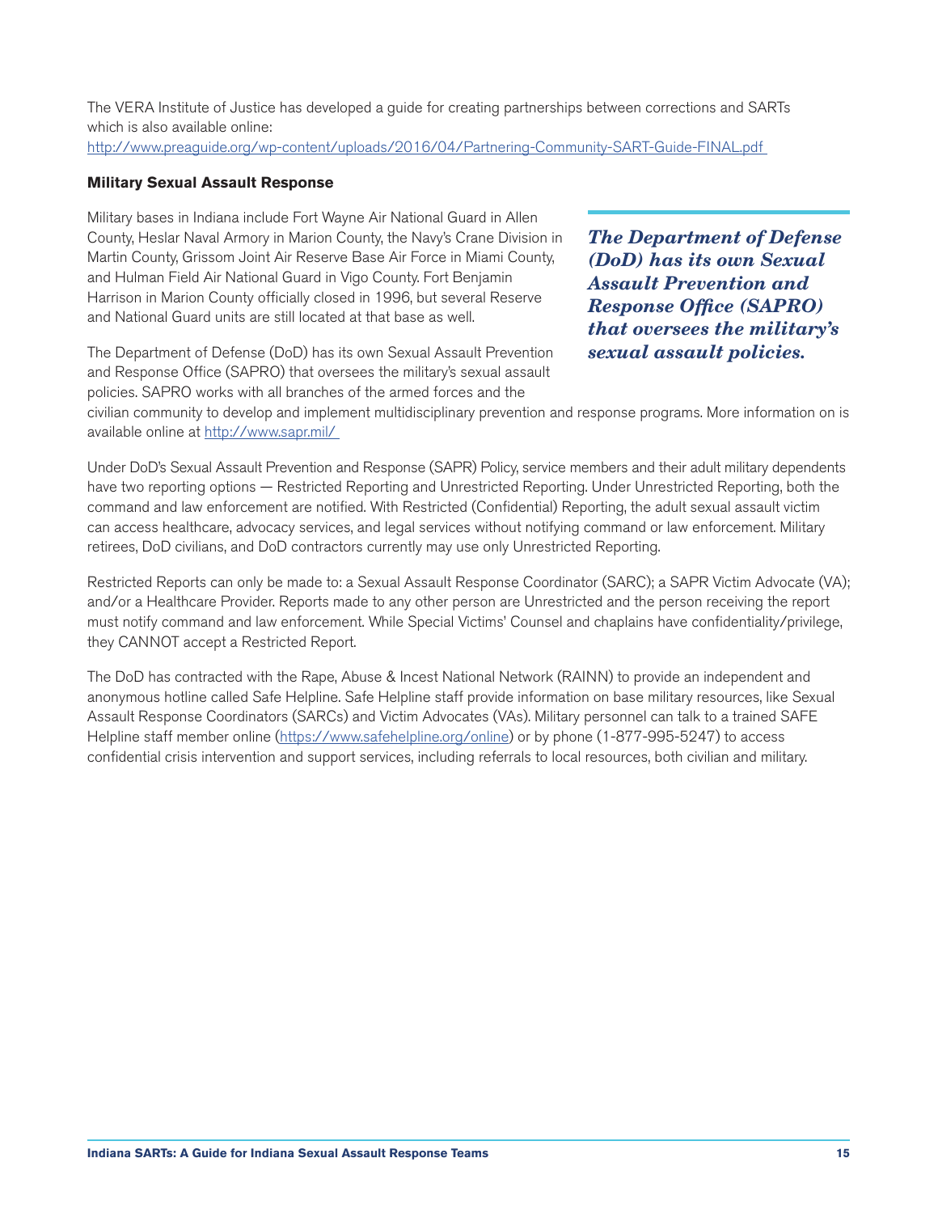The VERA Institute of Justice has developed a guide for creating partnerships between corrections and SARTs which is also available online:
http://www.preaguide.org/wp-content/uploads/2016/04/Partnering-Community-SART-Guide-FINAL.pdf

**Military Sexual Assault Response**

Military bases in Indiana include Fort Wayne Air National Guard in Allen County, Heslar Naval Armory in Marion County, the Navy's Crane Division in Martin County, Grissom Joint Air Reserve Base Air Force in Miami County, and Hulman Field Air National Guard in Vigo County. Fort Benjamin Harrison in Marion County officially closed in 1996, but several Reserve and National Guard units are still located at that base as well.

***The Department of Defense (DoD) has its own Sexual Assault Prevention and Response Office (SAPRO) that oversees the military's sexual assault policies.***

The Department of Defense (DoD) has its own Sexual Assault Prevention and Response Office (SAPRO) that oversees the military's sexual assault policies. SAPRO works with all branches of the armed forces and the civilian community to develop and implement multidisciplinary prevention and response programs. More information on is available online at http://www.sapr.mil/

Under DoD's Sexual Assault Prevention and Response (SAPR) Policy, service members and their adult military dependents have two reporting options — Restricted Reporting and Unrestricted Reporting. Under Unrestricted Reporting, both the command and law enforcement are notified. With Restricted (Confidential) Reporting, the adult sexual assault victim can access healthcare, advocacy services, and legal services without notifying command or law enforcement. Military retirees, DoD civilians, and DoD contractors currently may use only Unrestricted Reporting.

Restricted Reports can only be made to: a Sexual Assault Response Coordinator (SARC); a SAPR Victim Advocate (VA); and/or a Healthcare Provider. Reports made to any other person are Unrestricted and the person receiving the report must notify command and law enforcement. While Special Victims' Counsel and chaplains have confidentiality/privilege, they CANNOT accept a Restricted Report.

The DoD has contracted with the Rape, Abuse & Incest National Network (RAINN) to provide an independent and anonymous hotline called Safe Helpline. Safe Helpline staff provide information on base military resources, like Sexual Assault Response Coordinators (SARCs) and Victim Advocates (VAs). Military personnel can talk to a trained SAFE Helpline staff member online (https://www.safehelpline.org/online) or by phone (1-877-995-5247) to access confidential crisis intervention and support services, including referrals to local resources, both civilian and military.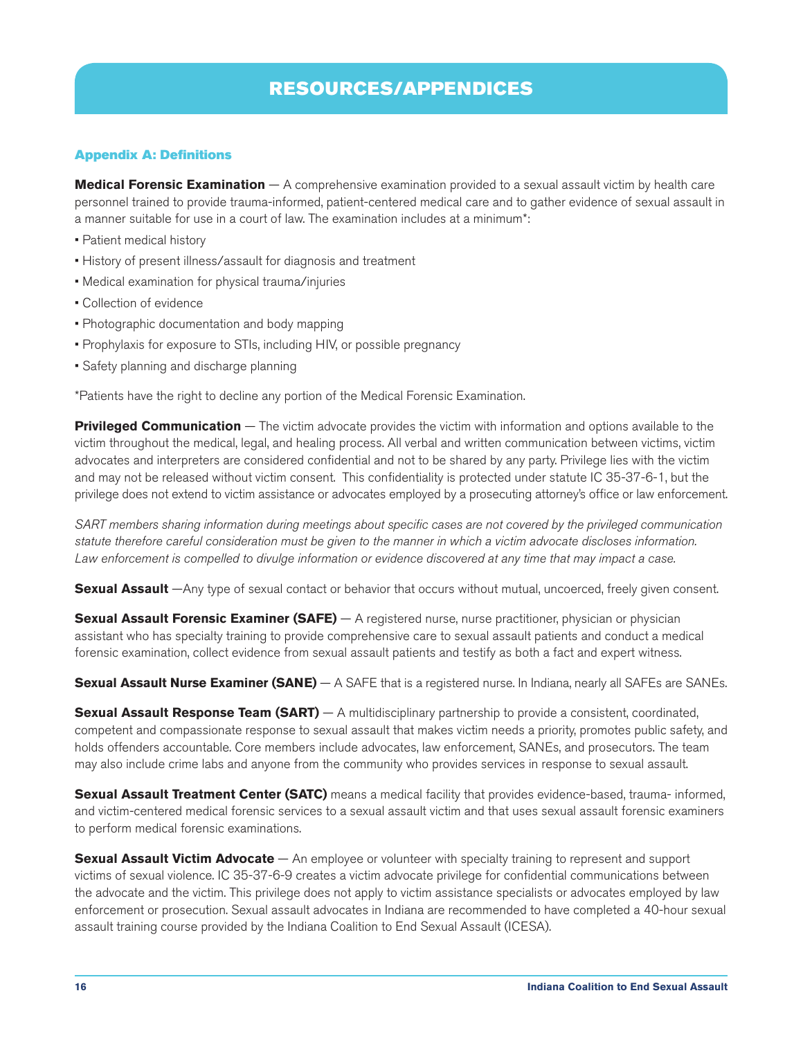# RESOURCES/APPENDICES

## Appendix A: Definitions

**Medical Forensic Examination** — A comprehensive examination provided to a sexual assault victim by health care personnel trained to provide trauma-informed, patient-centered medical care and to gather evidence of sexual assault in a manner suitable for use in a court of law. The examination includes at a minimum*:

- Patient medical history
- History of present illness/assault for diagnosis and treatment
- Medical examination for physical trauma/injuries
- Collection of evidence
- Photographic documentation and body mapping
- Prophylaxis for exposure to STIs, including HIV, or possible pregnancy
- Safety planning and discharge planning

*Patients have the right to decline any portion of the Medical Forensic Examination.

**Privileged Communication** — The victim advocate provides the victim with information and options available to the victim throughout the medical, legal, and healing process. All verbal and written communication between victims, victim advocates and interpreters are considered confidential and not to be shared by any party. Privilege lies with the victim and may not be released without victim consent. This confidentiality is protected under statute IC 35-37-6-1, but the privilege does not extend to victim assistance or advocates employed by a prosecuting attorney's office or law enforcement.

*SART members sharing information during meetings about specific cases are not covered by the privileged communication statute therefore careful consideration must be given to the manner in which a victim advocate discloses information. Law enforcement is compelled to divulge information or evidence discovered at any time that may impact a case.*

**Sexual Assault** —Any type of sexual contact or behavior that occurs without mutual, uncoerced, freely given consent.

**Sexual Assault Forensic Examiner (SAFE)** — A registered nurse, nurse practitioner, physician or physician assistant who has specialty training to provide comprehensive care to sexual assault patients and conduct a medical forensic examination, collect evidence from sexual assault patients and testify as both a fact and expert witness.

**Sexual Assault Nurse Examiner (SANE)** — A SAFE that is a registered nurse. In Indiana, nearly all SAFEs are SANEs.

**Sexual Assault Response Team (SART)** — A multidisciplinary partnership to provide a consistent, coordinated, competent and compassionate response to sexual assault that makes victim needs a priority, promotes public safety, and holds offenders accountable. Core members include advocates, law enforcement, SANEs, and prosecutors. The team may also include crime labs and anyone from the community who provides services in response to sexual assault.

**Sexual Assault Treatment Center (SATC)** means a medical facility that provides evidence-based, trauma- informed, and victim-centered medical forensic services to a sexual assault victim and that uses sexual assault forensic examiners to perform medical forensic examinations.

**Sexual Assault Victim Advocate** — An employee or volunteer with specialty training to represent and support victims of sexual violence. IC 35-37-6-9 creates a victim advocate privilege for confidential communications between the advocate and the victim. This privilege does not apply to victim assistance specialists or advocates employed by law enforcement or prosecution. Sexual assault advocates in Indiana are recommended to have completed a 40-hour sexual assault training course provided by the Indiana Coalition to End Sexual Assault (ICESA).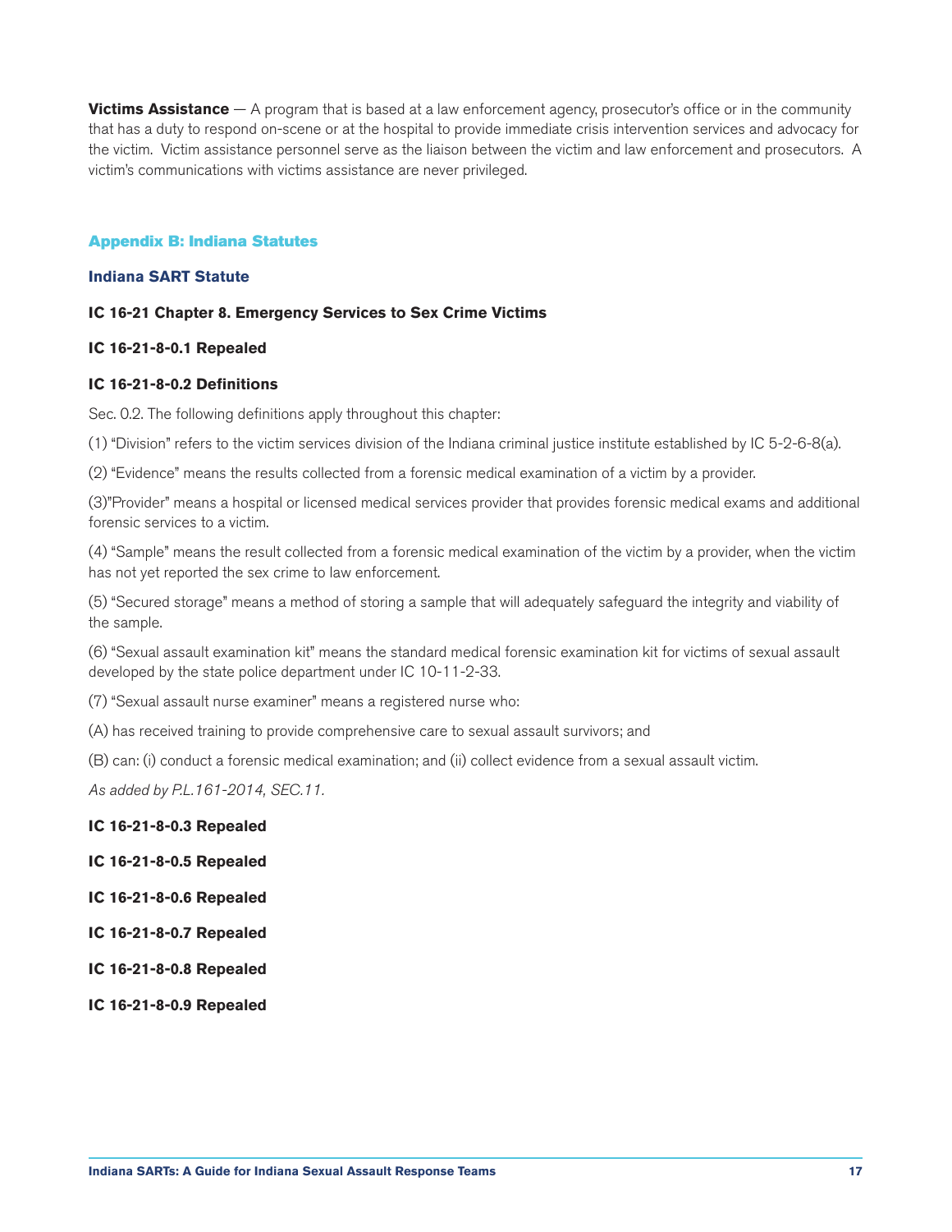**Victims Assistance** — A program that is based at a law enforcement agency, prosecutor's office or in the community that has a duty to respond on-scene or at the hospital to provide immediate crisis intervention services and advocacy for the victim. Victim assistance personnel serve as the liaison between the victim and law enforcement and prosecutors. A victim's communications with victims assistance are never privileged.

## Appendix B: Indiana Statutes

### Indiana SART Statute

**IC 16-21 Chapter 8. Emergency Services to Sex Crime Victims**

**IC 16-21-8-0.1 Repealed**

**IC 16-21-8-0.2 Definitions**

Sec. 0.2. The following definitions apply throughout this chapter:

(1) "Division" refers to the victim services division of the Indiana criminal justice institute established by IC 5-2-6-8(a).

(2) "Evidence" means the results collected from a forensic medical examination of a victim by a provider.

(3)"Provider" means a hospital or licensed medical services provider that provides forensic medical exams and additional forensic services to a victim.

(4) "Sample" means the result collected from a forensic medical examination of the victim by a provider, when the victim has not yet reported the sex crime to law enforcement.

(5) "Secured storage" means a method of storing a sample that will adequately safeguard the integrity and viability of the sample.

(6) "Sexual assault examination kit" means the standard medical forensic examination kit for victims of sexual assault developed by the state police department under IC 10-11-2-33.

(7) "Sexual assault nurse examiner" means a registered nurse who:

(A) has received training to provide comprehensive care to sexual assault survivors; and

(B) can: (i) conduct a forensic medical examination; and (ii) collect evidence from a sexual assault victim.

*As added by P.L.161-2014, SEC.11.*

**IC 16-21-8-0.3 Repealed**

**IC 16-21-8-0.5 Repealed**

**IC 16-21-8-0.6 Repealed**

**IC 16-21-8-0.7 Repealed**

**IC 16-21-8-0.8 Repealed**

**IC 16-21-8-0.9 Repealed**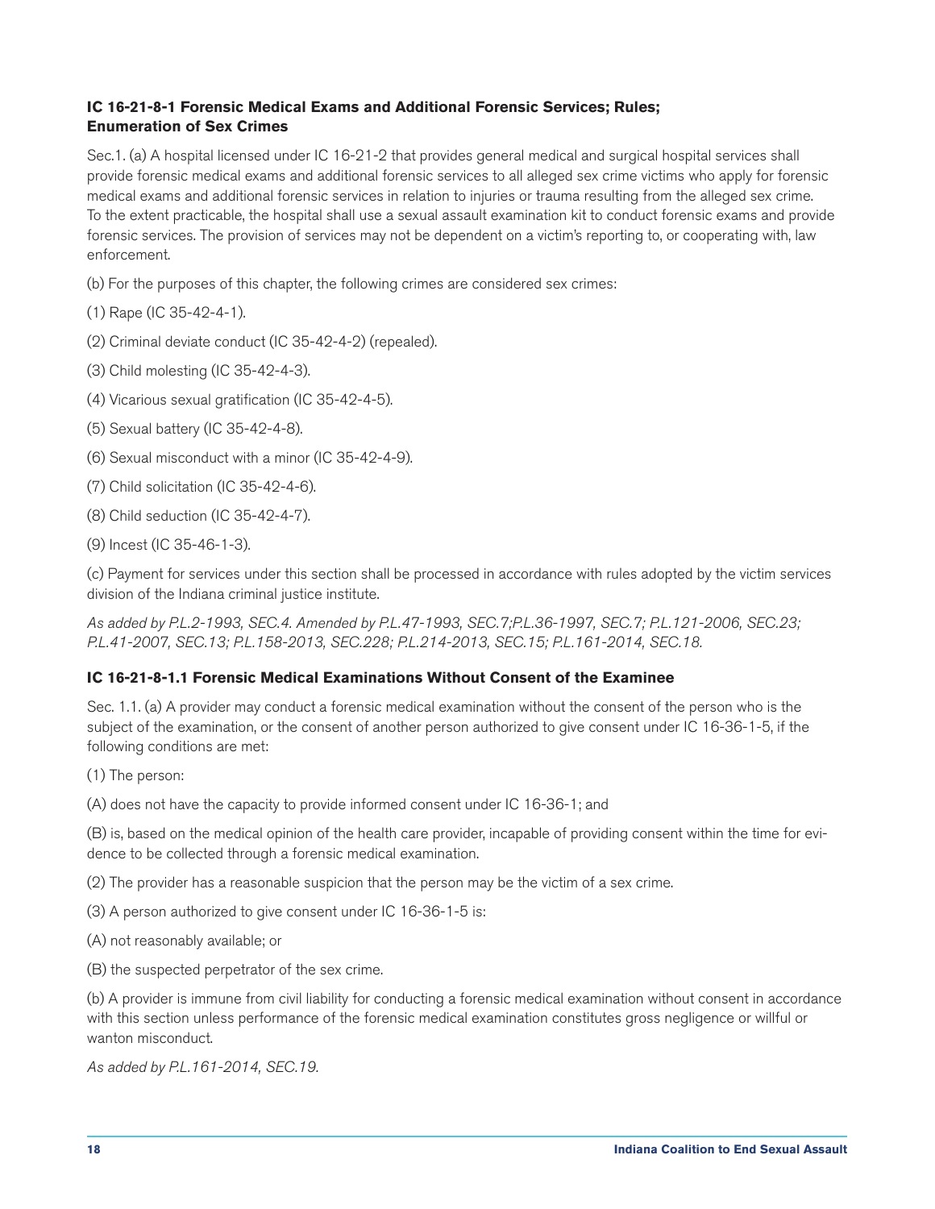### IC 16-21-8-1 Forensic Medical Exams and Additional Forensic Services; Rules; Enumeration of Sex Crimes

Sec.1. (a) A hospital licensed under IC 16-21-2 that provides general medical and surgical hospital services shall provide forensic medical exams and additional forensic services to all alleged sex crime victims who apply for forensic medical exams and additional forensic services in relation to injuries or trauma resulting from the alleged sex crime. To the extent practicable, the hospital shall use a sexual assault examination kit to conduct forensic exams and provide forensic services. The provision of services may not be dependent on a victim's reporting to, or cooperating with, law enforcement.

(b) For the purposes of this chapter, the following crimes are considered sex crimes:

(1) Rape (IC 35-42-4-1).

(2) Criminal deviate conduct (IC 35-42-4-2) (repealed).

(3) Child molesting (IC 35-42-4-3).

(4) Vicarious sexual gratification (IC 35-42-4-5).

(5) Sexual battery (IC 35-42-4-8).

(6) Sexual misconduct with a minor (IC 35-42-4-9).

(7) Child solicitation (IC 35-42-4-6).

(8) Child seduction (IC 35-42-4-7).

(9) Incest (IC 35-46-1-3).

(c) Payment for services under this section shall be processed in accordance with rules adopted by the victim services division of the Indiana criminal justice institute.

*As added by P.L.2-1993, SEC.4. Amended by P.L.47-1993, SEC.7;P.L.36-1997, SEC.7; P.L.121-2006, SEC.23; P.L.41-2007, SEC.13; P.L.158-2013, SEC.228; P.L.214-2013, SEC.15; P.L.161-2014, SEC.18.*

### IC 16-21-8-1.1 Forensic Medical Examinations Without Consent of the Examinee

Sec. 1.1. (a) A provider may conduct a forensic medical examination without the consent of the person who is the subject of the examination, or the consent of another person authorized to give consent under IC 16-36-1-5, if the following conditions are met:

(1) The person:

(A) does not have the capacity to provide informed consent under IC 16-36-1; and

(B) is, based on the medical opinion of the health care provider, incapable of providing consent within the time for evidence to be collected through a forensic medical examination.

(2) The provider has a reasonable suspicion that the person may be the victim of a sex crime.

(3) A person authorized to give consent under IC 16-36-1-5 is:

(A) not reasonably available; or

(B) the suspected perpetrator of the sex crime.

(b) A provider is immune from civil liability for conducting a forensic medical examination without consent in accordance with this section unless performance of the forensic medical examination constitutes gross negligence or willful or wanton misconduct.

*As added by P.L.161-2014, SEC.19.*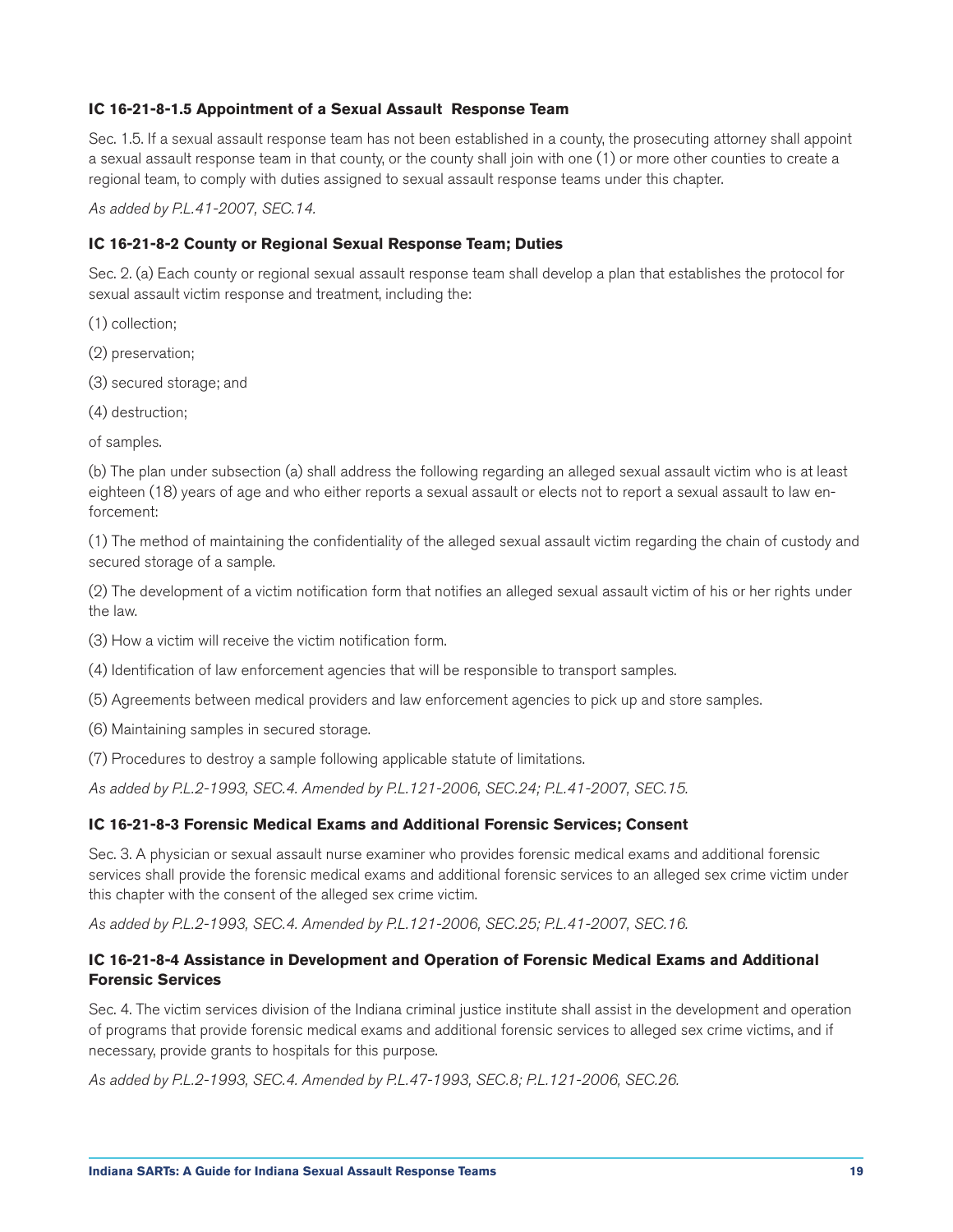### IC 16-21-8-1.5 Appointment of a Sexual Assault Response Team

Sec. 1.5. If a sexual assault response team has not been established in a county, the prosecuting attorney shall appoint a sexual assault response team in that county, or the county shall join with one (1) or more other counties to create a regional team, to comply with duties assigned to sexual assault response teams under this chapter.

*As added by P.L.41-2007, SEC.14.*

### IC 16-21-8-2 County or Regional Sexual Response Team; Duties

Sec. 2. (a) Each county or regional sexual assault response team shall develop a plan that establishes the protocol for sexual assault victim response and treatment, including the:

(1) collection;

(2) preservation;

(3) secured storage; and

(4) destruction;

of samples.

(b) The plan under subsection (a) shall address the following regarding an alleged sexual assault victim who is at least eighteen (18) years of age and who either reports a sexual assault or elects not to report a sexual assault to law enforcement:

(1) The method of maintaining the confidentiality of the alleged sexual assault victim regarding the chain of custody and secured storage of a sample.

(2) The development of a victim notification form that notifies an alleged sexual assault victim of his or her rights under the law.

(3) How a victim will receive the victim notification form.

(4) Identification of law enforcement agencies that will be responsible to transport samples.

(5) Agreements between medical providers and law enforcement agencies to pick up and store samples.

(6) Maintaining samples in secured storage.

(7) Procedures to destroy a sample following applicable statute of limitations.

*As added by P.L.2-1993, SEC.4. Amended by P.L.121-2006, SEC.24; P.L.41-2007, SEC.15.*

### IC 16-21-8-3 Forensic Medical Exams and Additional Forensic Services; Consent

Sec. 3. A physician or sexual assault nurse examiner who provides forensic medical exams and additional forensic services shall provide the forensic medical exams and additional forensic services to an alleged sex crime victim under this chapter with the consent of the alleged sex crime victim.

*As added by P.L.2-1993, SEC.4. Amended by P.L.121-2006, SEC.25; P.L.41-2007, SEC.16.*

### IC 16-21-8-4 Assistance in Development and Operation of Forensic Medical Exams and Additional Forensic Services

Sec. 4. The victim services division of the Indiana criminal justice institute shall assist in the development and operation of programs that provide forensic medical exams and additional forensic services to alleged sex crime victims, and if necessary, provide grants to hospitals for this purpose.

*As added by P.L.2-1993, SEC.4. Amended by P.L.47-1993, SEC.8; P.L.121-2006, SEC.26.*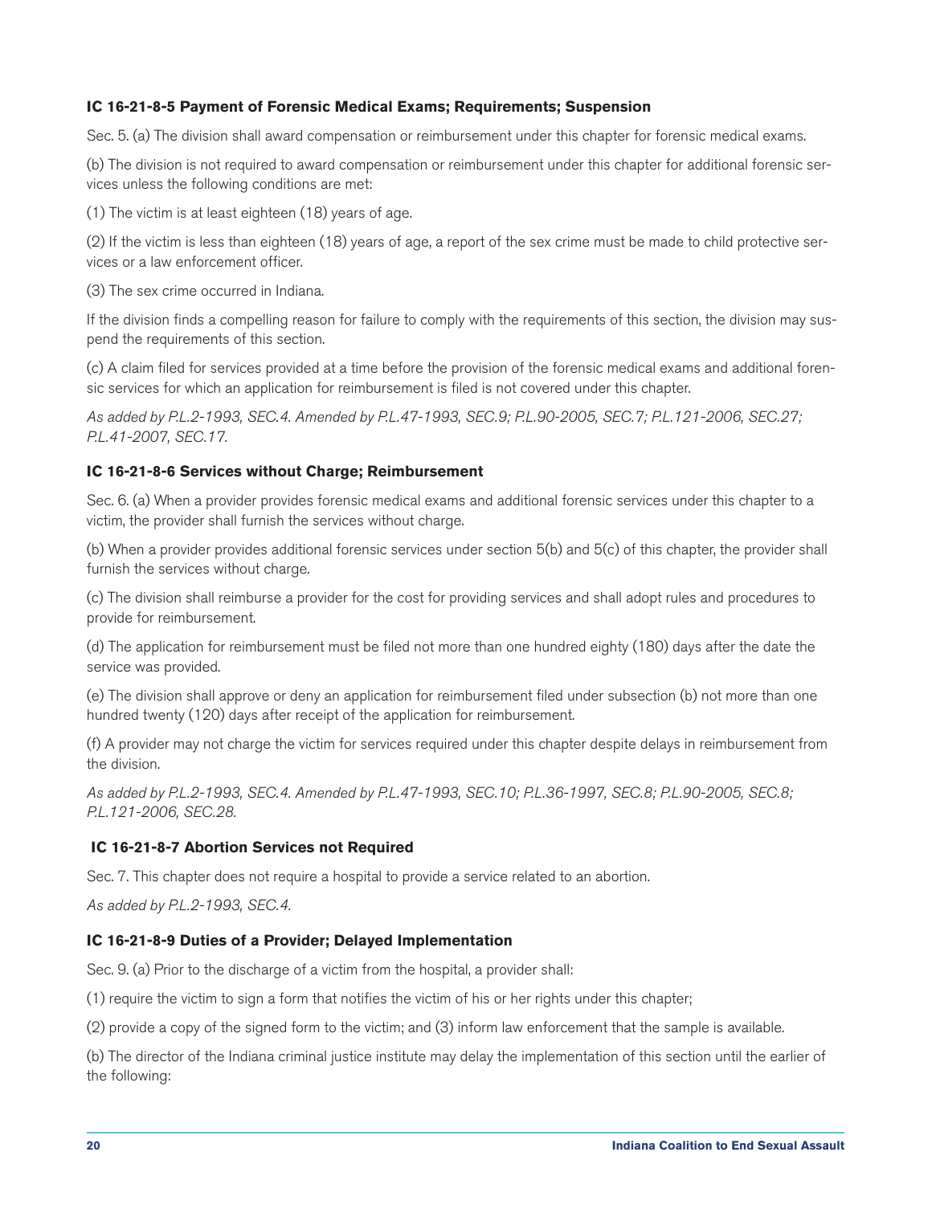### IC 16-21-8-5 Payment of Forensic Medical Exams; Requirements; Suspension

Sec. 5. (a) The division shall award compensation or reimbursement under this chapter for forensic medical exams.

(b) The division is not required to award compensation or reimbursement under this chapter for additional forensic services unless the following conditions are met:

(1) The victim is at least eighteen (18) years of age.

(2) If the victim is less than eighteen (18) years of age, a report of the sex crime must be made to child protective services or a law enforcement officer.

(3) The sex crime occurred in Indiana.

If the division finds a compelling reason for failure to comply with the requirements of this section, the division may suspend the requirements of this section.

(c) A claim filed for services provided at a time before the provision of the forensic medical exams and additional forensic services for which an application for reimbursement is filed is not covered under this chapter.

*As added by P.L.2-1993, SEC.4. Amended by P.L.47-1993, SEC.9; P.L.90-2005, SEC.7; P.L.121-2006, SEC.27; P.L.41-2007, SEC.17.*

### IC 16-21-8-6 Services without Charge; Reimbursement

Sec. 6. (a) When a provider provides forensic medical exams and additional forensic services under this chapter to a victim, the provider shall furnish the services without charge.

(b) When a provider provides additional forensic services under section 5(b) and 5(c) of this chapter, the provider shall furnish the services without charge.

(c) The division shall reimburse a provider for the cost for providing services and shall adopt rules and procedures to provide for reimbursement.

(d) The application for reimbursement must be filed not more than one hundred eighty (180) days after the date the service was provided.

(e) The division shall approve or deny an application for reimbursement filed under subsection (b) not more than one hundred twenty (120) days after receipt of the application for reimbursement.

(f) A provider may not charge the victim for services required under this chapter despite delays in reimbursement from the division.

*As added by P.L.2-1993, SEC.4. Amended by P.L.47-1993, SEC.10; P.L.36-1997, SEC.8; P.L.90-2005, SEC.8; P.L.121-2006, SEC.28.*

### IC 16-21-8-7 Abortion Services not Required

Sec. 7. This chapter does not require a hospital to provide a service related to an abortion.

*As added by P.L.2-1993, SEC.4.*

### IC 16-21-8-9 Duties of a Provider; Delayed Implementation

Sec. 9. (a) Prior to the discharge of a victim from the hospital, a provider shall:

(1) require the victim to sign a form that notifies the victim of his or her rights under this chapter;

(2) provide a copy of the signed form to the victim; and (3) inform law enforcement that the sample is available.

(b) The director of the Indiana criminal justice institute may delay the implementation of this section until the earlier of the following: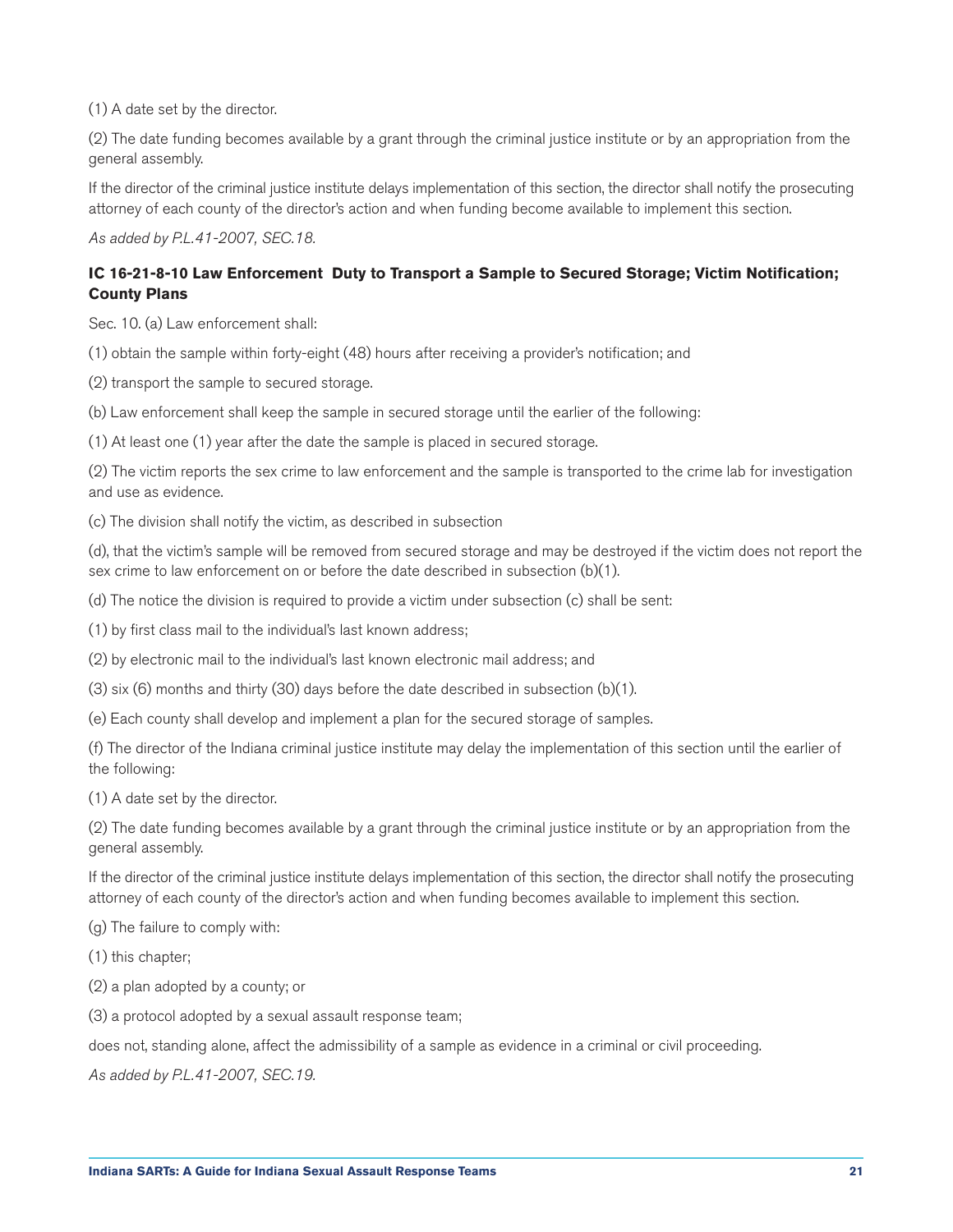(1) A date set by the director.

(2) The date funding becomes available by a grant through the criminal justice institute or by an appropriation from the general assembly.

If the director of the criminal justice institute delays implementation of this section, the director shall notify the prosecuting attorney of each county of the director's action and when funding become available to implement this section.

*As added by P.L.41-2007, SEC.18.*

**IC 16-21-8-10 Law Enforcement Duty to Transport a Sample to Secured Storage; Victim Notification; County Plans**

Sec. 10. (a) Law enforcement shall:

(1) obtain the sample within forty-eight (48) hours after receiving a provider's notification; and

(2) transport the sample to secured storage.

(b) Law enforcement shall keep the sample in secured storage until the earlier of the following:

(1) At least one (1) year after the date the sample is placed in secured storage.

(2) The victim reports the sex crime to law enforcement and the sample is transported to the crime lab for investigation and use as evidence.

(c) The division shall notify the victim, as described in subsection

(d), that the victim's sample will be removed from secured storage and may be destroyed if the victim does not report the sex crime to law enforcement on or before the date described in subsection (b)(1).

(d) The notice the division is required to provide a victim under subsection (c) shall be sent:

(1) by first class mail to the individual's last known address;

(2) by electronic mail to the individual's last known electronic mail address; and

(3) six (6) months and thirty (30) days before the date described in subsection (b)(1).

(e) Each county shall develop and implement a plan for the secured storage of samples.

(f) The director of the Indiana criminal justice institute may delay the implementation of this section until the earlier of the following:

(1) A date set by the director.

(2) The date funding becomes available by a grant through the criminal justice institute or by an appropriation from the general assembly.

If the director of the criminal justice institute delays implementation of this section, the director shall notify the prosecuting attorney of each county of the director's action and when funding becomes available to implement this section.

(g) The failure to comply with:

(1) this chapter;

(2) a plan adopted by a county; or

(3) a protocol adopted by a sexual assault response team;

does not, standing alone, affect the admissibility of a sample as evidence in a criminal or civil proceeding.

*As added by P.L.41-2007, SEC.19.*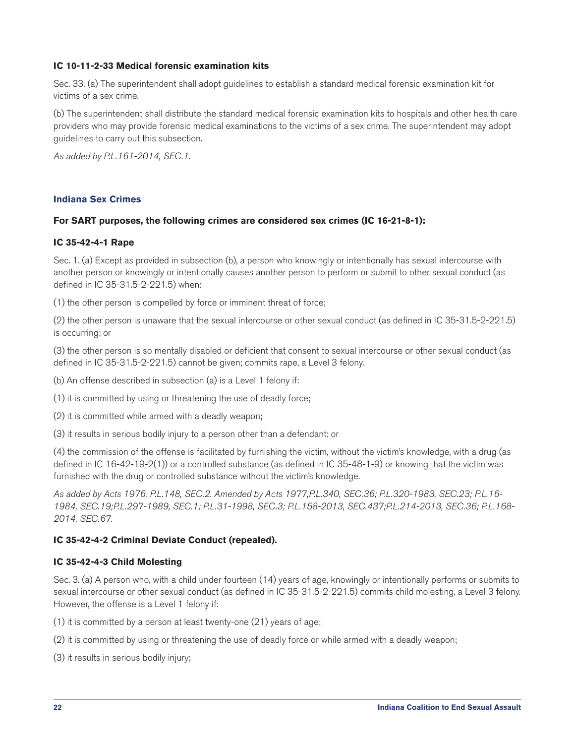**IC 10-11-2-33 Medical forensic examination kits**

Sec. 33. (a) The superintendent shall adopt guidelines to establish a standard medical forensic examination kit for victims of a sex crime.

(b) The superintendent shall distribute the standard medical forensic examination kits to hospitals and other health care providers who may provide forensic medical examinations to the victims of a sex crime. The superintendent may adopt guidelines to carry out this subsection.

*As added by P.L.161-2014, SEC.1.*

## Indiana Sex Crimes

**For SART purposes, the following crimes are considered sex crimes (IC 16-21-8-1):**

**IC 35-42-4-1 Rape**

Sec. 1. (a) Except as provided in subsection (b), a person who knowingly or intentionally has sexual intercourse with another person or knowingly or intentionally causes another person to perform or submit to other sexual conduct (as defined in IC 35-31.5-2-221.5) when:

(1) the other person is compelled by force or imminent threat of force;

(2) the other person is unaware that the sexual intercourse or other sexual conduct (as defined in IC 35-31.5-2-221.5) is occurring; or

(3) the other person is so mentally disabled or deficient that consent to sexual intercourse or other sexual conduct (as defined in IC 35-31.5-2-221.5) cannot be given; commits rape, a Level 3 felony.

(b) An offense described in subsection (a) is a Level 1 felony if:

(1) it is committed by using or threatening the use of deadly force;

(2) it is committed while armed with a deadly weapon;

(3) it results in serious bodily injury to a person other than a defendant; or

(4) the commission of the offense is facilitated by furnishing the victim, without the victim's knowledge, with a drug (as defined in IC 16-42-19-2(1)) or a controlled substance (as defined in IC 35-48-1-9) or knowing that the victim was furnished with the drug or controlled substance without the victim's knowledge.

*As added by Acts 1976, P.L.148, SEC.2. Amended by Acts 1977,P.L.340, SEC.36; P.L.320-1983, SEC.23; P.L.16-1984, SEC.19;P.L.297-1989, SEC.1; P.L.31-1998, SEC.3; P.L.158-2013, SEC.437;P.L.214-2013, SEC.36; P.L.168-2014, SEC.67.*

**IC 35-42-4-2 Criminal Deviate Conduct (repealed).**

**IC 35-42-4-3 Child Molesting**

Sec. 3. (a) A person who, with a child under fourteen (14) years of age, knowingly or intentionally performs or submits to sexual intercourse or other sexual conduct (as defined in IC 35-31.5-2-221.5) commits child molesting, a Level 3 felony. However, the offense is a Level 1 felony if:

(1) it is committed by a person at least twenty-one (21) years of age;

(2) it is committed by using or threatening the use of deadly force or while armed with a deadly weapon;

(3) it results in serious bodily injury;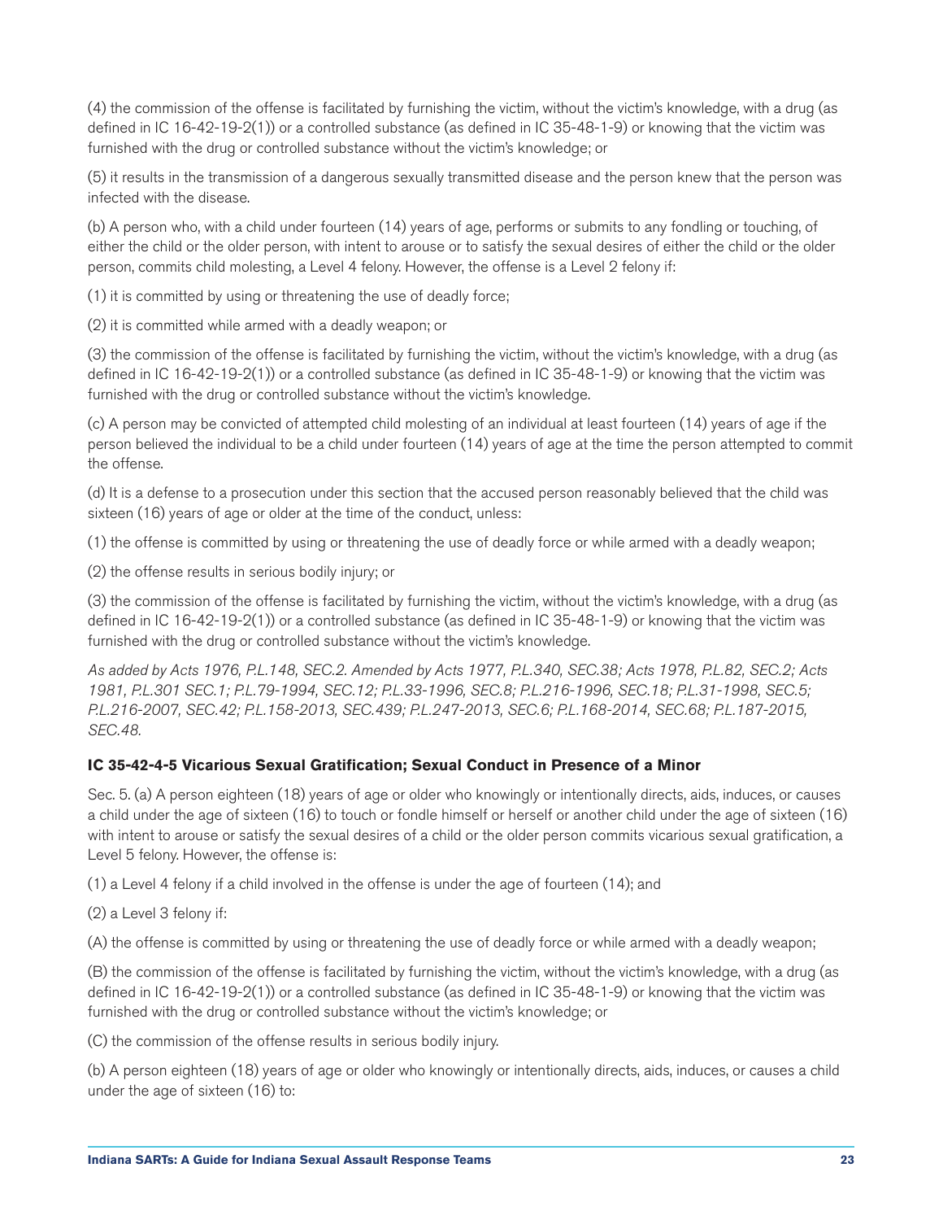(4) the commission of the offense is facilitated by furnishing the victim, without the victim's knowledge, with a drug (as defined in IC 16-42-19-2(1)) or a controlled substance (as defined in IC 35-48-1-9) or knowing that the victim was furnished with the drug or controlled substance without the victim's knowledge; or

(5) it results in the transmission of a dangerous sexually transmitted disease and the person knew that the person was infected with the disease.

(b) A person who, with a child under fourteen (14) years of age, performs or submits to any fondling or touching, of either the child or the older person, with intent to arouse or to satisfy the sexual desires of either the child or the older person, commits child molesting, a Level 4 felony. However, the offense is a Level 2 felony if:

(1) it is committed by using or threatening the use of deadly force;

(2) it is committed while armed with a deadly weapon; or

(3) the commission of the offense is facilitated by furnishing the victim, without the victim's knowledge, with a drug (as defined in IC 16-42-19-2(1)) or a controlled substance (as defined in IC 35-48-1-9) or knowing that the victim was furnished with the drug or controlled substance without the victim's knowledge.

(c) A person may be convicted of attempted child molesting of an individual at least fourteen (14) years of age if the person believed the individual to be a child under fourteen (14) years of age at the time the person attempted to commit the offense.

(d) It is a defense to a prosecution under this section that the accused person reasonably believed that the child was sixteen (16) years of age or older at the time of the conduct, unless:

(1) the offense is committed by using or threatening the use of deadly force or while armed with a deadly weapon;

(2) the offense results in serious bodily injury; or

(3) the commission of the offense is facilitated by furnishing the victim, without the victim's knowledge, with a drug (as defined in IC 16-42-19-2(1)) or a controlled substance (as defined in IC 35-48-1-9) or knowing that the victim was furnished with the drug or controlled substance without the victim's knowledge.

*As added by Acts 1976, P.L.148, SEC.2. Amended by Acts 1977, P.L.340, SEC.38; Acts 1978, P.L.82, SEC.2; Acts 1981, P.L.301 SEC.1; P.L.79-1994, SEC.12; P.L.33-1996, SEC.8; P.L.216-1996, SEC.18; P.L.31-1998, SEC.5; P.L.216-2007, SEC.42; P.L.158-2013, SEC.439; P.L.247-2013, SEC.6; P.L.168-2014, SEC.68; P.L.187-2015, SEC.48.*

### IC 35-42-4-5 Vicarious Sexual Gratification; Sexual Conduct in Presence of a Minor

Sec. 5. (a) A person eighteen (18) years of age or older who knowingly or intentionally directs, aids, induces, or causes a child under the age of sixteen (16) to touch or fondle himself or herself or another child under the age of sixteen (16) with intent to arouse or satisfy the sexual desires of a child or the older person commits vicarious sexual gratification, a Level 5 felony. However, the offense is:

(1) a Level 4 felony if a child involved in the offense is under the age of fourteen (14); and

(2) a Level 3 felony if:

(A) the offense is committed by using or threatening the use of deadly force or while armed with a deadly weapon;

(B) the commission of the offense is facilitated by furnishing the victim, without the victim's knowledge, with a drug (as defined in IC 16-42-19-2(1)) or a controlled substance (as defined in IC 35-48-1-9) or knowing that the victim was furnished with the drug or controlled substance without the victim's knowledge; or

(C) the commission of the offense results in serious bodily injury.

(b) A person eighteen (18) years of age or older who knowingly or intentionally directs, aids, induces, or causes a child under the age of sixteen (16) to: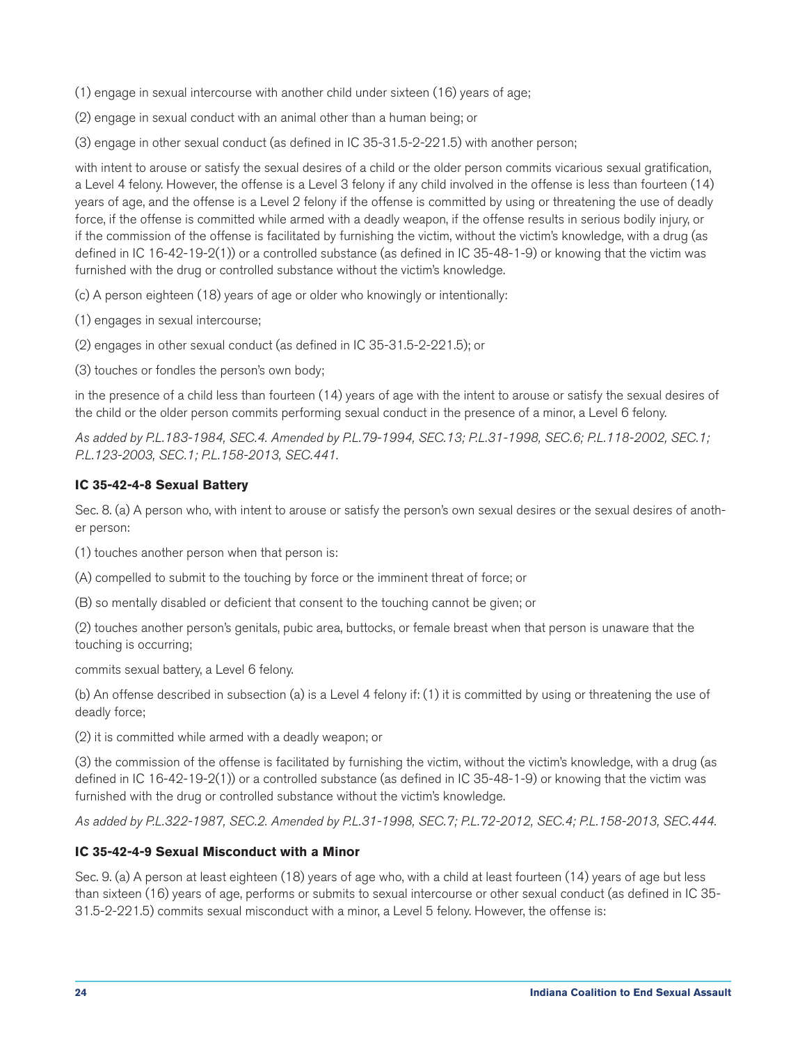(1) engage in sexual intercourse with another child under sixteen (16) years of age;

(2) engage in sexual conduct with an animal other than a human being; or

(3) engage in other sexual conduct (as defined in IC 35-31.5-2-221.5) with another person;

with intent to arouse or satisfy the sexual desires of a child or the older person commits vicarious sexual gratification, a Level 4 felony. However, the offense is a Level 3 felony if any child involved in the offense is less than fourteen (14) years of age, and the offense is a Level 2 felony if the offense is committed by using or threatening the use of deadly force, if the offense is committed while armed with a deadly weapon, if the offense results in serious bodily injury, or if the commission of the offense is facilitated by furnishing the victim, without the victim's knowledge, with a drug (as defined in IC 16-42-19-2(1)) or a controlled substance (as defined in IC 35-48-1-9) or knowing that the victim was furnished with the drug or controlled substance without the victim's knowledge.

(c) A person eighteen (18) years of age or older who knowingly or intentionally:

(1) engages in sexual intercourse;

(2) engages in other sexual conduct (as defined in IC 35-31.5-2-221.5); or

(3) touches or fondles the person's own body;

in the presence of a child less than fourteen (14) years of age with the intent to arouse or satisfy the sexual desires of the child or the older person commits performing sexual conduct in the presence of a minor, a Level 6 felony.

*As added by P.L.183-1984, SEC.4. Amended by P.L.79-1994, SEC.13; P.L.31-1998, SEC.6; P.L.118-2002, SEC.1; P.L.123-2003, SEC.1; P.L.158-2013, SEC.441.*

### IC 35-42-4-8 Sexual Battery

Sec. 8. (a) A person who, with intent to arouse or satisfy the person's own sexual desires or the sexual desires of another person:

(1) touches another person when that person is:

(A) compelled to submit to the touching by force or the imminent threat of force; or

(B) so mentally disabled or deficient that consent to the touching cannot be given; or

(2) touches another person's genitals, pubic area, buttocks, or female breast when that person is unaware that the touching is occurring;

commits sexual battery, a Level 6 felony.

(b) An offense described in subsection (a) is a Level 4 felony if: (1) it is committed by using or threatening the use of deadly force;

(2) it is committed while armed with a deadly weapon; or

(3) the commission of the offense is facilitated by furnishing the victim, without the victim's knowledge, with a drug (as defined in IC 16-42-19-2(1)) or a controlled substance (as defined in IC 35-48-1-9) or knowing that the victim was furnished with the drug or controlled substance without the victim's knowledge.

*As added by P.L.322-1987, SEC.2. Amended by P.L.31-1998, SEC.7; P.L.72-2012, SEC.4; P.L.158-2013, SEC.444.*

### IC 35-42-4-9 Sexual Misconduct with a Minor

Sec. 9. (a) A person at least eighteen (18) years of age who, with a child at least fourteen (14) years of age but less than sixteen (16) years of age, performs or submits to sexual intercourse or other sexual conduct (as defined in IC 35-31.5-2-221.5) commits sexual misconduct with a minor, a Level 5 felony. However, the offense is: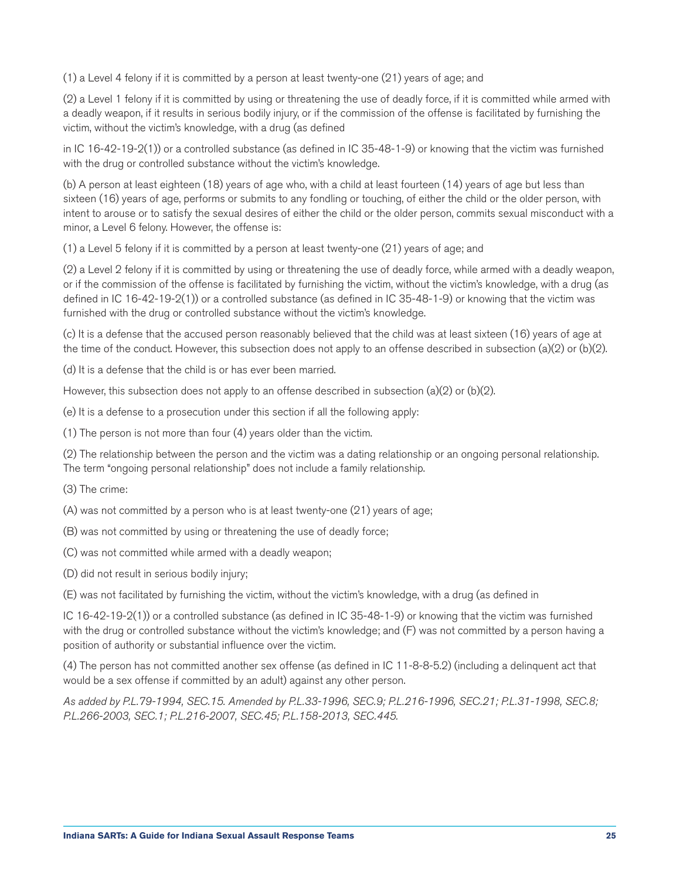(1) a Level 4 felony if it is committed by a person at least twenty-one (21) years of age; and

(2) a Level 1 felony if it is committed by using or threatening the use of deadly force, if it is committed while armed with a deadly weapon, if it results in serious bodily injury, or if the commission of the offense is facilitated by furnishing the victim, without the victim's knowledge, with a drug (as defined

in IC 16-42-19-2(1)) or a controlled substance (as defined in IC 35-48-1-9) or knowing that the victim was furnished with the drug or controlled substance without the victim's knowledge.

(b) A person at least eighteen (18) years of age who, with a child at least fourteen (14) years of age but less than sixteen (16) years of age, performs or submits to any fondling or touching, of either the child or the older person, with intent to arouse or to satisfy the sexual desires of either the child or the older person, commits sexual misconduct with a minor, a Level 6 felony. However, the offense is:

(1) a Level 5 felony if it is committed by a person at least twenty-one (21) years of age; and

(2) a Level 2 felony if it is committed by using or threatening the use of deadly force, while armed with a deadly weapon, or if the commission of the offense is facilitated by furnishing the victim, without the victim's knowledge, with a drug (as defined in IC 16-42-19-2(1)) or a controlled substance (as defined in IC 35-48-1-9) or knowing that the victim was furnished with the drug or controlled substance without the victim's knowledge.

(c) It is a defense that the accused person reasonably believed that the child was at least sixteen (16) years of age at the time of the conduct. However, this subsection does not apply to an offense described in subsection (a)(2) or (b)(2).

(d) It is a defense that the child is or has ever been married.

However, this subsection does not apply to an offense described in subsection (a)(2) or (b)(2).

(e) It is a defense to a prosecution under this section if all the following apply:

(1) The person is not more than four (4) years older than the victim.

(2) The relationship between the person and the victim was a dating relationship or an ongoing personal relationship. The term "ongoing personal relationship" does not include a family relationship.

(3) The crime:

(A) was not committed by a person who is at least twenty-one (21) years of age;

(B) was not committed by using or threatening the use of deadly force;

(C) was not committed while armed with a deadly weapon;

(D) did not result in serious bodily injury;

(E) was not facilitated by furnishing the victim, without the victim's knowledge, with a drug (as defined in

IC 16-42-19-2(1)) or a controlled substance (as defined in IC 35-48-1-9) or knowing that the victim was furnished with the drug or controlled substance without the victim's knowledge; and (F) was not committed by a person having a position of authority or substantial influence over the victim.

(4) The person has not committed another sex offense (as defined in IC 11-8-8-5.2) (including a delinquent act that would be a sex offense if committed by an adult) against any other person.

*As added by P.L.79-1994, SEC.15. Amended by P.L.33-1996, SEC.9; P.L.216-1996, SEC.21; P.L.31-1998, SEC.8; P.L.266-2003, SEC.1; P.L.216-2007, SEC.45; P.L.158-2013, SEC.445.*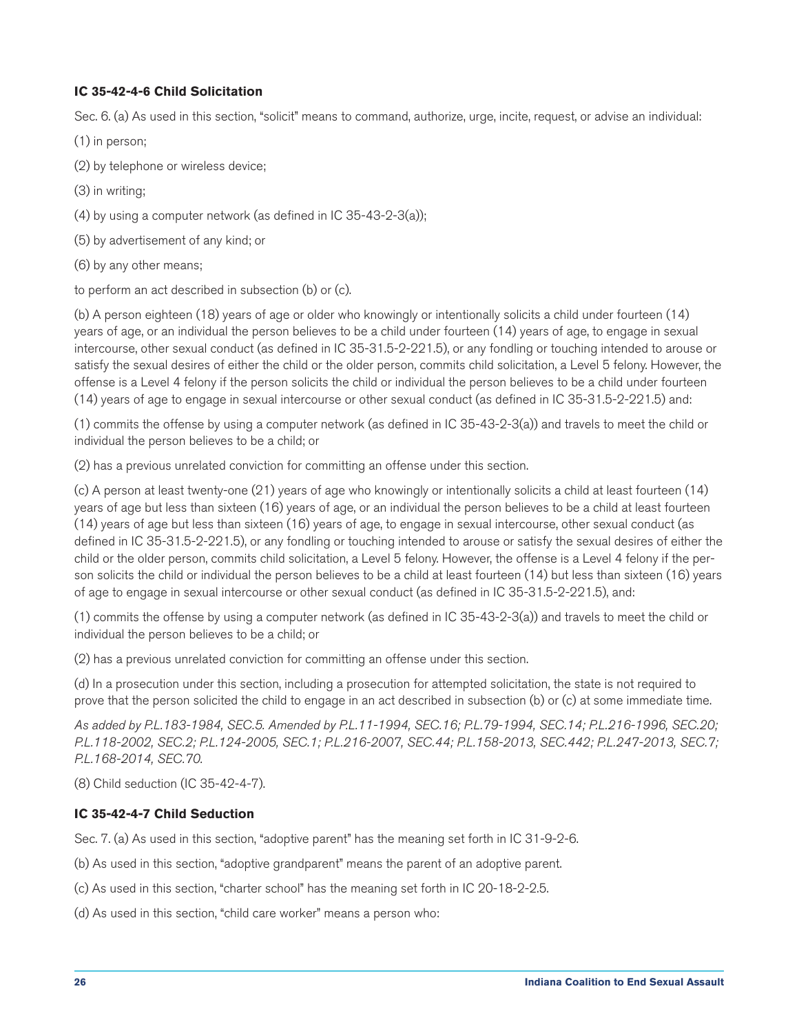### IC 35-42-4-6 Child Solicitation

Sec. 6. (a) As used in this section, "solicit" means to command, authorize, urge, incite, request, or advise an individual:

(1) in person;

(2) by telephone or wireless device;

(3) in writing;

(4) by using a computer network (as defined in IC 35-43-2-3(a));

(5) by advertisement of any kind; or

(6) by any other means;

to perform an act described in subsection (b) or (c).

(b) A person eighteen (18) years of age or older who knowingly or intentionally solicits a child under fourteen (14) years of age, or an individual the person believes to be a child under fourteen (14) years of age, to engage in sexual intercourse, other sexual conduct (as defined in IC 35-31.5-2-221.5), or any fondling or touching intended to arouse or satisfy the sexual desires of either the child or the older person, commits child solicitation, a Level 5 felony. However, the offense is a Level 4 felony if the person solicits the child or individual the person believes to be a child under fourteen (14) years of age to engage in sexual intercourse or other sexual conduct (as defined in IC 35-31.5-2-221.5) and:

(1) commits the offense by using a computer network (as defined in IC 35-43-2-3(a)) and travels to meet the child or individual the person believes to be a child; or

(2) has a previous unrelated conviction for committing an offense under this section.

(c) A person at least twenty-one (21) years of age who knowingly or intentionally solicits a child at least fourteen (14) years of age but less than sixteen (16) years of age, or an individual the person believes to be a child at least fourteen (14) years of age but less than sixteen (16) years of age, to engage in sexual intercourse, other sexual conduct (as defined in IC 35-31.5-2-221.5), or any fondling or touching intended to arouse or satisfy the sexual desires of either the child or the older person, commits child solicitation, a Level 5 felony. However, the offense is a Level 4 felony if the person solicits the child or individual the person believes to be a child at least fourteen (14) but less than sixteen (16) years of age to engage in sexual intercourse or other sexual conduct (as defined in IC 35-31.5-2-221.5), and:

(1) commits the offense by using a computer network (as defined in IC 35-43-2-3(a)) and travels to meet the child or individual the person believes to be a child; or

(2) has a previous unrelated conviction for committing an offense under this section.

(d) In a prosecution under this section, including a prosecution for attempted solicitation, the state is not required to prove that the person solicited the child to engage in an act described in subsection (b) or (c) at some immediate time.

*As added by P.L.183-1984, SEC.5. Amended by P.L.11-1994, SEC.16; P.L.79-1994, SEC.14; P.L.216-1996, SEC.20; P.L.118-2002, SEC.2; P.L.124-2005, SEC.1; P.L.216-2007, SEC.44; P.L.158-2013, SEC.442; P.L.247-2013, SEC.7; P.L.168-2014, SEC.70.*

(8) Child seduction (IC 35-42-4-7).

### IC 35-42-4-7 Child Seduction

Sec. 7. (a) As used in this section, "adoptive parent" has the meaning set forth in IC 31-9-2-6.

(b) As used in this section, "adoptive grandparent" means the parent of an adoptive parent.

(c) As used in this section, "charter school" has the meaning set forth in IC 20-18-2-2.5.

(d) As used in this section, "child care worker" means a person who: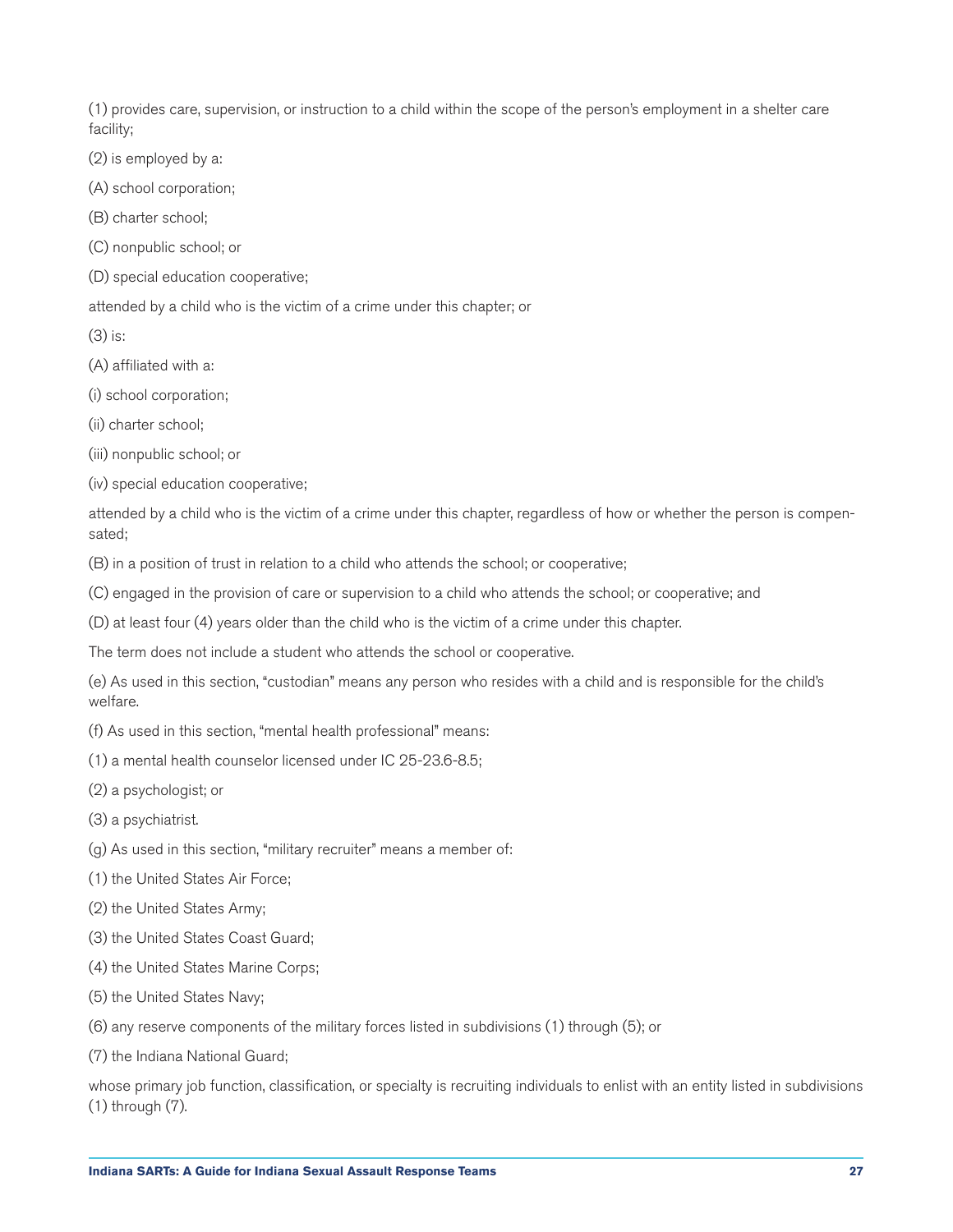(1) provides care, supervision, or instruction to a child within the scope of the person's employment in a shelter care facility;

(2) is employed by a:

(A) school corporation;

(B) charter school;

(C) nonpublic school; or

(D) special education cooperative;

attended by a child who is the victim of a crime under this chapter; or

(3) is:

(A) affiliated with a:

(i) school corporation;

(ii) charter school;

(iii) nonpublic school; or

(iv) special education cooperative;

attended by a child who is the victim of a crime under this chapter, regardless of how or whether the person is compensated;

(B) in a position of trust in relation to a child who attends the school; or cooperative;

(C) engaged in the provision of care or supervision to a child who attends the school; or cooperative; and

(D) at least four (4) years older than the child who is the victim of a crime under this chapter.

The term does not include a student who attends the school or cooperative.

(e) As used in this section, "custodian" means any person who resides with a child and is responsible for the child's welfare.

(f) As used in this section, "mental health professional" means:

(1) a mental health counselor licensed under IC 25-23.6-8.5;

(2) a psychologist; or

(3) a psychiatrist.

(g) As used in this section, "military recruiter" means a member of:

(1) the United States Air Force;

(2) the United States Army;

(3) the United States Coast Guard;

(4) the United States Marine Corps;

(5) the United States Navy;

(6) any reserve components of the military forces listed in subdivisions (1) through (5); or

(7) the Indiana National Guard;

whose primary job function, classification, or specialty is recruiting individuals to enlist with an entity listed in subdivisions (1) through (7).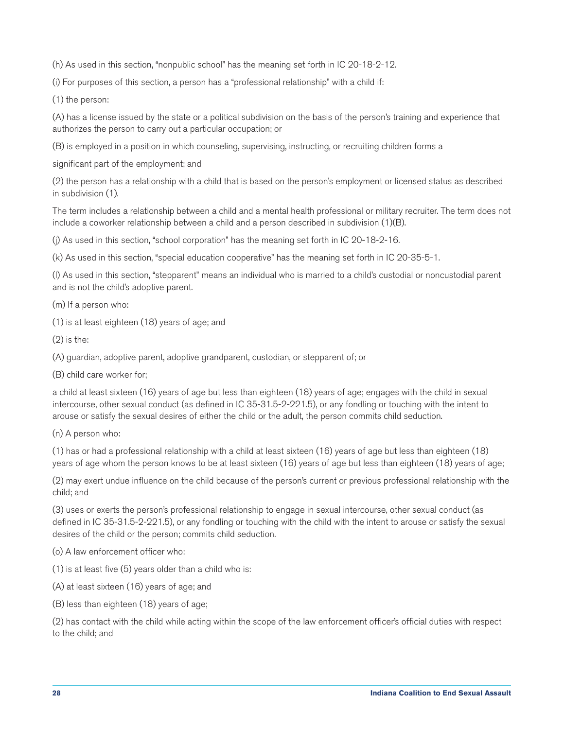(h) As used in this section, "nonpublic school" has the meaning set forth in IC 20-18-2-12.

(i) For purposes of this section, a person has a "professional relationship" with a child if:

(1) the person:

(A) has a license issued by the state or a political subdivision on the basis of the person's training and experience that authorizes the person to carry out a particular occupation; or

(B) is employed in a position in which counseling, supervising, instructing, or recruiting children forms a

significant part of the employment; and

(2) the person has a relationship with a child that is based on the person's employment or licensed status as described in subdivision (1).

The term includes a relationship between a child and a mental health professional or military recruiter. The term does not include a coworker relationship between a child and a person described in subdivision (1)(B).

(j) As used in this section, "school corporation" has the meaning set forth in IC 20-18-2-16.

(k) As used in this section, "special education cooperative" has the meaning set forth in IC 20-35-5-1.

(l) As used in this section, "stepparent" means an individual who is married to a child's custodial or noncustodial parent and is not the child's adoptive parent.

(m) If a person who:

(1) is at least eighteen (18) years of age; and

(2) is the:

(A) guardian, adoptive parent, adoptive grandparent, custodian, or stepparent of; or

(B) child care worker for;

a child at least sixteen (16) years of age but less than eighteen (18) years of age; engages with the child in sexual intercourse, other sexual conduct (as defined in IC 35-31.5-2-221.5), or any fondling or touching with the intent to arouse or satisfy the sexual desires of either the child or the adult, the person commits child seduction.

(n) A person who:

(1) has or had a professional relationship with a child at least sixteen (16) years of age but less than eighteen (18) years of age whom the person knows to be at least sixteen (16) years of age but less than eighteen (18) years of age;

(2) may exert undue influence on the child because of the person's current or previous professional relationship with the child; and

(3) uses or exerts the person's professional relationship to engage in sexual intercourse, other sexual conduct (as defined in IC 35-31.5-2-221.5), or any fondling or touching with the child with the intent to arouse or satisfy the sexual desires of the child or the person; commits child seduction.

(o) A law enforcement officer who:

(1) is at least five (5) years older than a child who is:

(A) at least sixteen (16) years of age; and

(B) less than eighteen (18) years of age;

(2) has contact with the child while acting within the scope of the law enforcement officer's official duties with respect to the child; and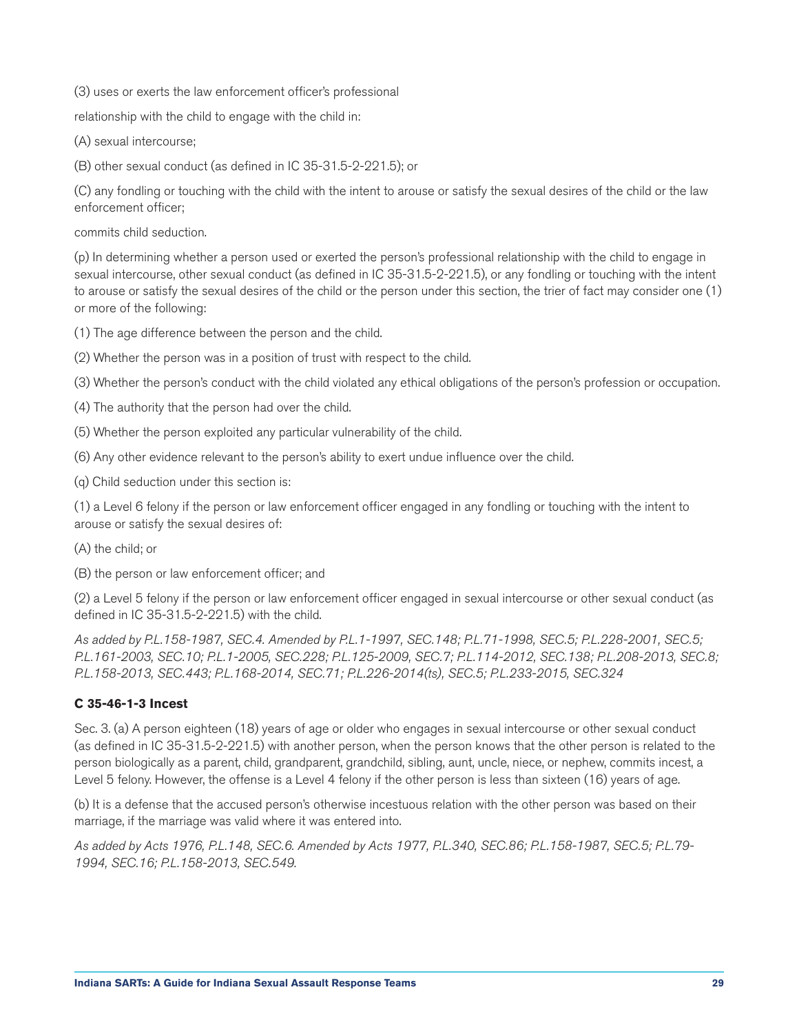(3) uses or exerts the law enforcement officer's professional

relationship with the child to engage with the child in:

(A) sexual intercourse;

(B) other sexual conduct (as defined in IC 35-31.5-2-221.5); or

(C) any fondling or touching with the child with the intent to arouse or satisfy the sexual desires of the child or the law enforcement officer;

commits child seduction.

(p) In determining whether a person used or exerted the person's professional relationship with the child to engage in sexual intercourse, other sexual conduct (as defined in IC 35-31.5-2-221.5), or any fondling or touching with the intent to arouse or satisfy the sexual desires of the child or the person under this section, the trier of fact may consider one (1) or more of the following:

(1) The age difference between the person and the child.

(2) Whether the person was in a position of trust with respect to the child.

(3) Whether the person's conduct with the child violated any ethical obligations of the person's profession or occupation.

(4) The authority that the person had over the child.

(5) Whether the person exploited any particular vulnerability of the child.

(6) Any other evidence relevant to the person's ability to exert undue influence over the child.

(q) Child seduction under this section is:

(1) a Level 6 felony if the person or law enforcement officer engaged in any fondling or touching with the intent to arouse or satisfy the sexual desires of:

(A) the child; or

(B) the person or law enforcement officer; and

(2) a Level 5 felony if the person or law enforcement officer engaged in sexual intercourse or other sexual conduct (as defined in IC 35-31.5-2-221.5) with the child.

*As added by P.L.158-1987, SEC.4. Amended by P.L.1-1997, SEC.148; P.L.71-1998, SEC.5; P.L.228-2001, SEC.5; P.L.161-2003, SEC.10; P.L.1-2005, SEC.228; P.L.125-2009, SEC.7; P.L.114-2012, SEC.138; P.L.208-2013, SEC.8; P.L.158-2013, SEC.443; P.L.168-2014, SEC.71; P.L.226-2014(ts), SEC.5; P.L.233-2015, SEC.324*

### C 35-46-1-3 Incest

Sec. 3. (a) A person eighteen (18) years of age or older who engages in sexual intercourse or other sexual conduct (as defined in IC 35-31.5-2-221.5) with another person, when the person knows that the other person is related to the person biologically as a parent, child, grandparent, grandchild, sibling, aunt, uncle, niece, or nephew, commits incest, a Level 5 felony. However, the offense is a Level 4 felony if the other person is less than sixteen (16) years of age.

(b) It is a defense that the accused person's otherwise incestuous relation with the other person was based on their marriage, if the marriage was valid where it was entered into.

*As added by Acts 1976, P.L.148, SEC.6. Amended by Acts 1977, P.L.340, SEC.86; P.L.158-1987, SEC.5; P.L.79-1994, SEC.16; P.L.158-2013, SEC.549.*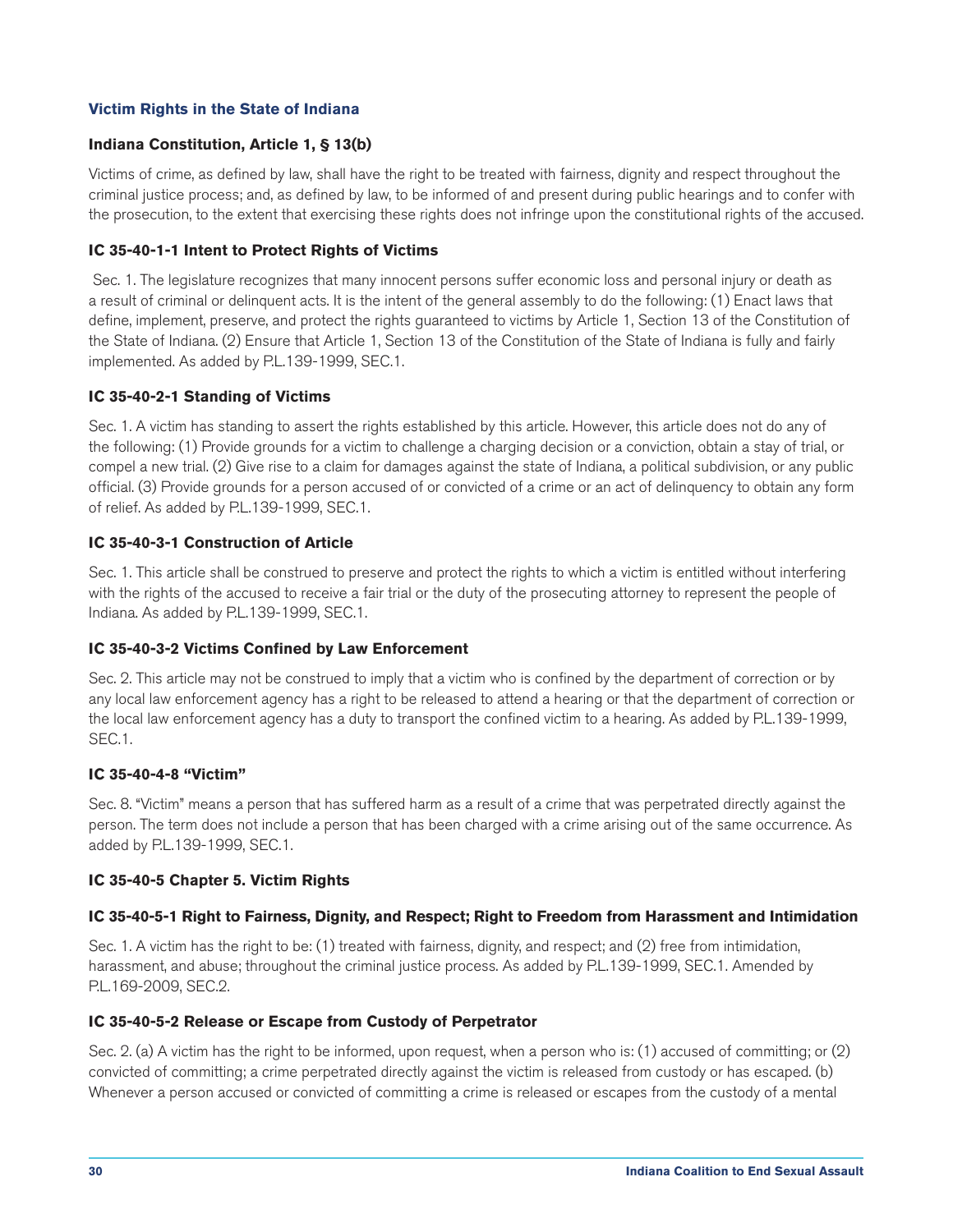## Victim Rights in the State of Indiana

### Indiana Constitution, Article 1, § 13(b)

Victims of crime, as defined by law, shall have the right to be treated with fairness, dignity and respect throughout the criminal justice process; and, as defined by law, to be informed of and present during public hearings and to confer with the prosecution, to the extent that exercising these rights does not infringe upon the constitutional rights of the accused.

### IC 35-40-1-1 Intent to Protect Rights of Victims

Sec. 1. The legislature recognizes that many innocent persons suffer economic loss and personal injury or death as a result of criminal or delinquent acts. It is the intent of the general assembly to do the following: (1) Enact laws that define, implement, preserve, and protect the rights guaranteed to victims by Article 1, Section 13 of the Constitution of the State of Indiana. (2) Ensure that Article 1, Section 13 of the Constitution of the State of Indiana is fully and fairly implemented. As added by P.L.139-1999, SEC.1.

### IC 35-40-2-1 Standing of Victims

Sec. 1. A victim has standing to assert the rights established by this article. However, this article does not do any of the following: (1) Provide grounds for a victim to challenge a charging decision or a conviction, obtain a stay of trial, or compel a new trial. (2) Give rise to a claim for damages against the state of Indiana, a political subdivision, or any public official. (3) Provide grounds for a person accused of or convicted of a crime or an act of delinquency to obtain any form of relief. As added by P.L.139-1999, SEC.1.

### IC 35-40-3-1 Construction of Article

Sec. 1. This article shall be construed to preserve and protect the rights to which a victim is entitled without interfering with the rights of the accused to receive a fair trial or the duty of the prosecuting attorney to represent the people of Indiana. As added by P.L.139-1999, SEC.1.

### IC 35-40-3-2 Victims Confined by Law Enforcement

Sec. 2. This article may not be construed to imply that a victim who is confined by the department of correction or by any local law enforcement agency has a right to be released to attend a hearing or that the department of correction or the local law enforcement agency has a duty to transport the confined victim to a hearing. As added by P.L.139-1999, SEC.1.

### IC 35-40-4-8 "Victim"

Sec. 8. "Victim" means a person that has suffered harm as a result of a crime that was perpetrated directly against the person. The term does not include a person that has been charged with a crime arising out of the same occurrence. As added by P.L.139-1999, SEC.1.

### IC 35-40-5 Chapter 5. Victim Rights

### IC 35-40-5-1 Right to Fairness, Dignity, and Respect; Right to Freedom from Harassment and Intimidation

Sec. 1. A victim has the right to be: (1) treated with fairness, dignity, and respect; and (2) free from intimidation, harassment, and abuse; throughout the criminal justice process. As added by P.L.139-1999, SEC.1. Amended by P.L.169-2009, SEC.2.

### IC 35-40-5-2 Release or Escape from Custody of Perpetrator

Sec. 2. (a) A victim has the right to be informed, upon request, when a person who is: (1) accused of committing; or (2) convicted of committing; a crime perpetrated directly against the victim is released from custody or has escaped. (b) Whenever a person accused or convicted of committing a crime is released or escapes from the custody of a mental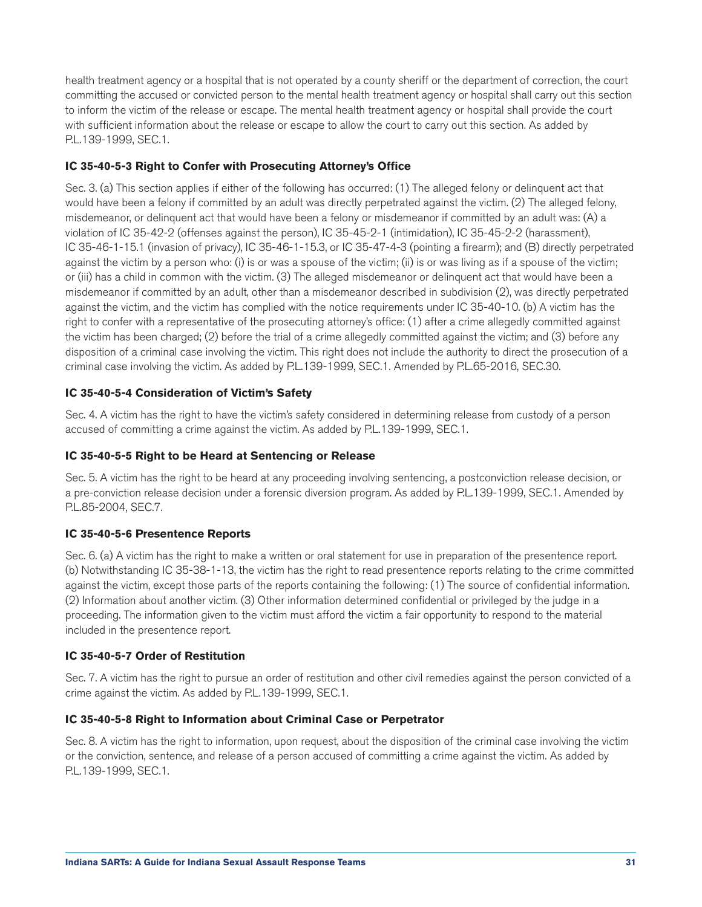health treatment agency or a hospital that is not operated by a county sheriff or the department of correction, the court committing the accused or convicted person to the mental health treatment agency or hospital shall carry out this section to inform the victim of the release or escape. The mental health treatment agency or hospital shall provide the court with sufficient information about the release or escape to allow the court to carry out this section. As added by P.L.139-1999, SEC.1.

### IC 35-40-5-3 Right to Confer with Prosecuting Attorney's Office

Sec. 3. (a) This section applies if either of the following has occurred: (1) The alleged felony or delinquent act that would have been a felony if committed by an adult was directly perpetrated against the victim. (2) The alleged felony, misdemeanor, or delinquent act that would have been a felony or misdemeanor if committed by an adult was: (A) a violation of IC 35-42-2 (offenses against the person), IC 35-45-2-1 (intimidation), IC 35-45-2-2 (harassment), IC 35-46-1-15.1 (invasion of privacy), IC 35-46-1-15.3, or IC 35-47-4-3 (pointing a firearm); and (B) directly perpetrated against the victim by a person who: (i) is or was a spouse of the victim; (ii) is or was living as if a spouse of the victim; or (iii) has a child in common with the victim. (3) The alleged misdemeanor or delinquent act that would have been a misdemeanor if committed by an adult, other than a misdemeanor described in subdivision (2), was directly perpetrated against the victim, and the victim has complied with the notice requirements under IC 35-40-10. (b) A victim has the right to confer with a representative of the prosecuting attorney's office: (1) after a crime allegedly committed against the victim has been charged; (2) before the trial of a crime allegedly committed against the victim; and (3) before any disposition of a criminal case involving the victim. This right does not include the authority to direct the prosecution of a criminal case involving the victim. As added by P.L.139-1999, SEC.1. Amended by P.L.65-2016, SEC.30.

### IC 35-40-5-4 Consideration of Victim's Safety

Sec. 4. A victim has the right to have the victim's safety considered in determining release from custody of a person accused of committing a crime against the victim. As added by P.L.139-1999, SEC.1.

### IC 35-40-5-5 Right to be Heard at Sentencing or Release

Sec. 5. A victim has the right to be heard at any proceeding involving sentencing, a postconviction release decision, or a pre-conviction release decision under a forensic diversion program. As added by P.L.139-1999, SEC.1. Amended by P.L.85-2004, SEC.7.

### IC 35-40-5-6 Presentence Reports

Sec. 6. (a) A victim has the right to make a written or oral statement for use in preparation of the presentence report. (b) Notwithstanding IC 35-38-1-13, the victim has the right to read presentence reports relating to the crime committed against the victim, except those parts of the reports containing the following: (1) The source of confidential information. (2) Information about another victim. (3) Other information determined confidential or privileged by the judge in a proceeding. The information given to the victim must afford the victim a fair opportunity to respond to the material included in the presentence report.

### IC 35-40-5-7 Order of Restitution

Sec. 7. A victim has the right to pursue an order of restitution and other civil remedies against the person convicted of a crime against the victim. As added by P.L.139-1999, SEC.1.

### IC 35-40-5-8 Right to Information about Criminal Case or Perpetrator

Sec. 8. A victim has the right to information, upon request, about the disposition of the criminal case involving the victim or the conviction, sentence, and release of a person accused of committing a crime against the victim. As added by P.L.139-1999, SEC.1.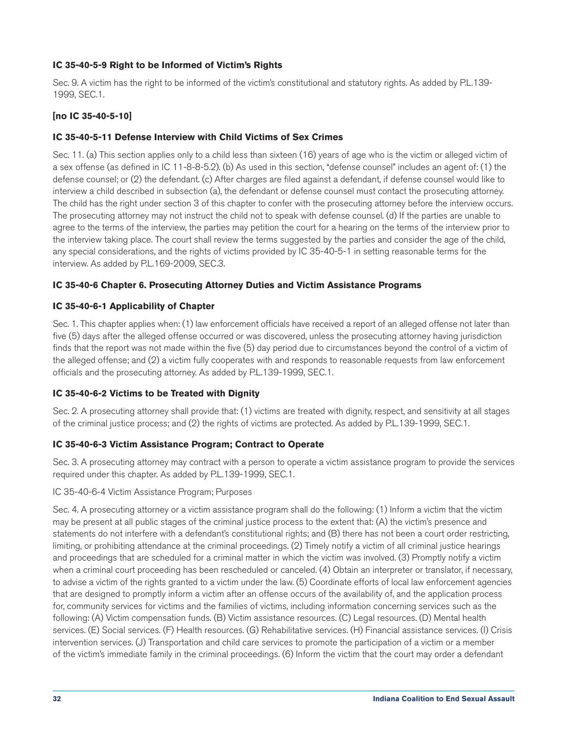### IC 35-40-5-9 Right to be Informed of Victim's Rights

Sec. 9. A victim has the right to be informed of the victim's constitutional and statutory rights. As added by P.L.139-1999, SEC.1.

### [no IC 35-40-5-10]

### IC 35-40-5-11 Defense Interview with Child Victims of Sex Crimes

Sec. 11. (a) This section applies only to a child less than sixteen (16) years of age who is the victim or alleged victim of a sex offense (as defined in IC 11-8-8-5.2). (b) As used in this section, "defense counsel" includes an agent of: (1) the defense counsel; or (2) the defendant. (c) After charges are filed against a defendant, if defense counsel would like to interview a child described in subsection (a), the defendant or defense counsel must contact the prosecuting attorney. The child has the right under section 3 of this chapter to confer with the prosecuting attorney before the interview occurs. The prosecuting attorney may not instruct the child not to speak with defense counsel. (d) If the parties are unable to agree to the terms of the interview, the parties may petition the court for a hearing on the terms of the interview prior to the interview taking place. The court shall review the terms suggested by the parties and consider the age of the child, any special considerations, and the rights of victims provided by IC 35-40-5-1 in setting reasonable terms for the interview. As added by P.L.169-2009, SEC.3.

### IC 35-40-6 Chapter 6. Prosecuting Attorney Duties and Victim Assistance Programs

### IC 35-40-6-1 Applicability of Chapter

Sec. 1. This chapter applies when: (1) law enforcement officials have received a report of an alleged offense not later than five (5) days after the alleged offense occurred or was discovered, unless the prosecuting attorney having jurisdiction finds that the report was not made within the five (5) day period due to circumstances beyond the control of a victim of the alleged offense; and (2) a victim fully cooperates with and responds to reasonable requests from law enforcement officials and the prosecuting attorney. As added by P.L.139-1999, SEC.1.

### IC 35-40-6-2 Victims to be Treated with Dignity

Sec. 2. A prosecuting attorney shall provide that: (1) victims are treated with dignity, respect, and sensitivity at all stages of the criminal justice process; and (2) the rights of victims are protected. As added by P.L.139-1999, SEC.1.

### IC 35-40-6-3 Victim Assistance Program; Contract to Operate

Sec. 3. A prosecuting attorney may contract with a person to operate a victim assistance program to provide the services required under this chapter. As added by P.L.139-1999, SEC.1.

IC 35-40-6-4 Victim Assistance Program; Purposes

Sec. 4. A prosecuting attorney or a victim assistance program shall do the following: (1) Inform a victim that the victim may be present at all public stages of the criminal justice process to the extent that: (A) the victim's presence and statements do not interfere with a defendant's constitutional rights; and (B) there has not been a court order restricting, limiting, or prohibiting attendance at the criminal proceedings. (2) Timely notify a victim of all criminal justice hearings and proceedings that are scheduled for a criminal matter in which the victim was involved. (3) Promptly notify a victim when a criminal court proceeding has been rescheduled or canceled. (4) Obtain an interpreter or translator, if necessary, to advise a victim of the rights granted to a victim under the law. (5) Coordinate efforts of local law enforcement agencies that are designed to promptly inform a victim after an offense occurs of the availability of, and the application process for, community services for victims and the families of victims, including information concerning services such as the following: (A) Victim compensation funds. (B) Victim assistance resources. (C) Legal resources. (D) Mental health services. (E) Social services. (F) Health resources. (G) Rehabilitative services. (H) Financial assistance services. (I) Crisis intervention services. (J) Transportation and child care services to promote the participation of a victim or a member of the victim's immediate family in the criminal proceedings. (6) Inform the victim that the court may order a defendant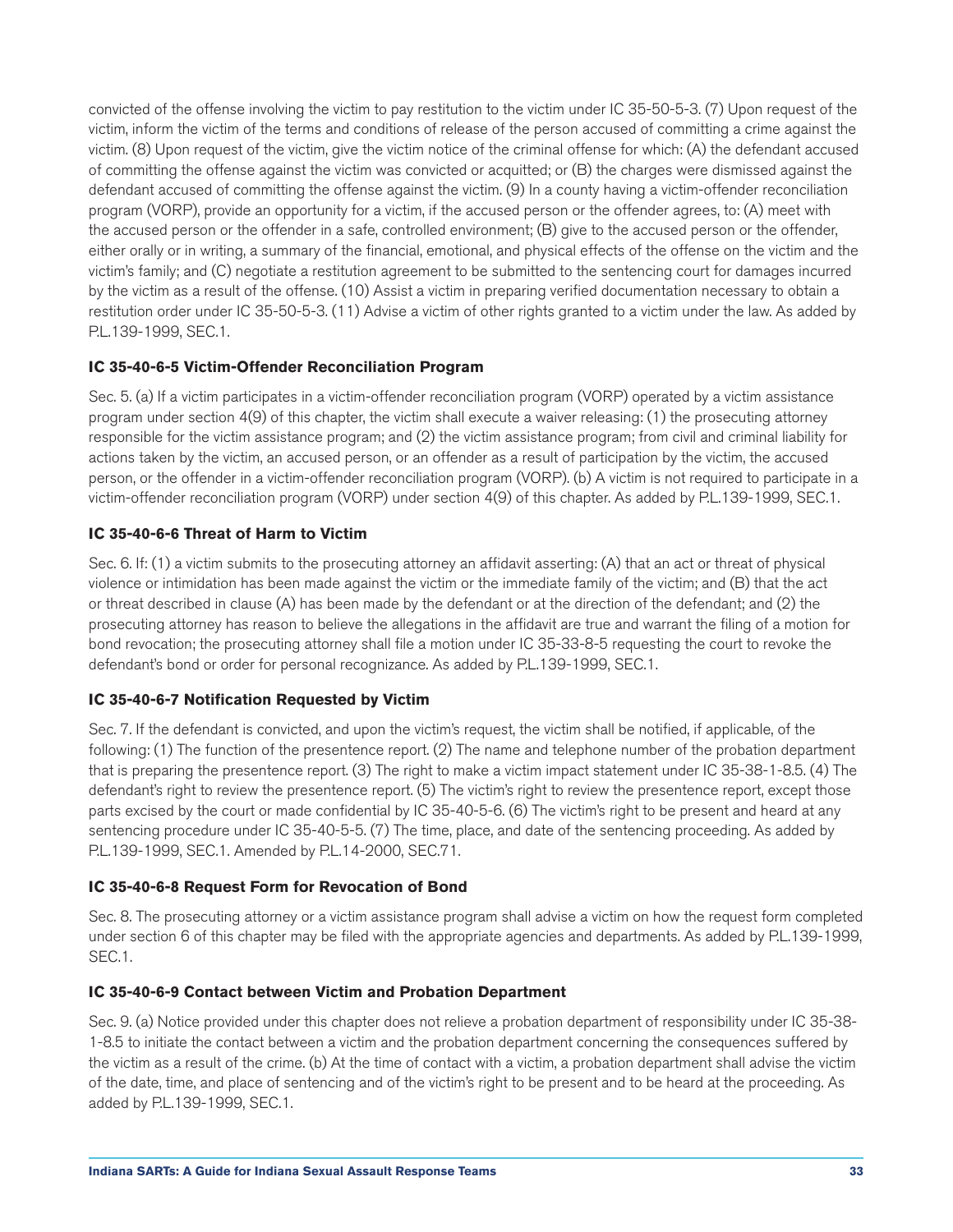convicted of the offense involving the victim to pay restitution to the victim under IC 35-50-5-3. (7) Upon request of the victim, inform the victim of the terms and conditions of release of the person accused of committing a crime against the victim. (8) Upon request of the victim, give the victim notice of the criminal offense for which: (A) the defendant accused of committing the offense against the victim was convicted or acquitted; or (B) the charges were dismissed against the defendant accused of committing the offense against the victim. (9) In a county having a victim-offender reconciliation program (VORP), provide an opportunity for a victim, if the accused person or the offender agrees, to: (A) meet with the accused person or the offender in a safe, controlled environment; (B) give to the accused person or the offender, either orally or in writing, a summary of the financial, emotional, and physical effects of the offense on the victim and the victim's family; and (C) negotiate a restitution agreement to be submitted to the sentencing court for damages incurred by the victim as a result of the offense. (10) Assist a victim in preparing verified documentation necessary to obtain a restitution order under IC 35-50-5-3. (11) Advise a victim of other rights granted to a victim under the law. As added by P.L.139-1999, SEC.1.

### IC 35-40-6-5 Victim-Offender Reconciliation Program

Sec. 5. (a) If a victim participates in a victim-offender reconciliation program (VORP) operated by a victim assistance program under section 4(9) of this chapter, the victim shall execute a waiver releasing: (1) the prosecuting attorney responsible for the victim assistance program; and (2) the victim assistance program; from civil and criminal liability for actions taken by the victim, an accused person, or an offender as a result of participation by the victim, the accused person, or the offender in a victim-offender reconciliation program (VORP). (b) A victim is not required to participate in a victim-offender reconciliation program (VORP) under section 4(9) of this chapter. As added by P.L.139-1999, SEC.1.

### IC 35-40-6-6 Threat of Harm to Victim

Sec. 6. If: (1) a victim submits to the prosecuting attorney an affidavit asserting: (A) that an act or threat of physical violence or intimidation has been made against the victim or the immediate family of the victim; and (B) that the act or threat described in clause (A) has been made by the defendant or at the direction of the defendant; and (2) the prosecuting attorney has reason to believe the allegations in the affidavit are true and warrant the filing of a motion for bond revocation; the prosecuting attorney shall file a motion under IC 35-33-8-5 requesting the court to revoke the defendant's bond or order for personal recognizance. As added by P.L.139-1999, SEC.1.

### IC 35-40-6-7 Notification Requested by Victim

Sec. 7. If the defendant is convicted, and upon the victim's request, the victim shall be notified, if applicable, of the following: (1) The function of the presentence report. (2) The name and telephone number of the probation department that is preparing the presentence report. (3) The right to make a victim impact statement under IC 35-38-1-8.5. (4) The defendant's right to review the presentence report. (5) The victim's right to review the presentence report, except those parts excised by the court or made confidential by IC 35-40-5-6. (6) The victim's right to be present and heard at any sentencing procedure under IC 35-40-5-5. (7) The time, place, and date of the sentencing proceeding. As added by P.L.139-1999, SEC.1. Amended by P.L.14-2000, SEC.71.

### IC 35-40-6-8 Request Form for Revocation of Bond

Sec. 8. The prosecuting attorney or a victim assistance program shall advise a victim on how the request form completed under section 6 of this chapter may be filed with the appropriate agencies and departments. As added by P.L.139-1999, SEC.1.

### IC 35-40-6-9 Contact between Victim and Probation Department

Sec. 9. (a) Notice provided under this chapter does not relieve a probation department of responsibility under IC 35-38-1-8.5 to initiate the contact between a victim and the probation department concerning the consequences suffered by the victim as a result of the crime. (b) At the time of contact with a victim, a probation department shall advise the victim of the date, time, and place of sentencing and of the victim's right to be present and to be heard at the proceeding. As added by P.L.139-1999, SEC.1.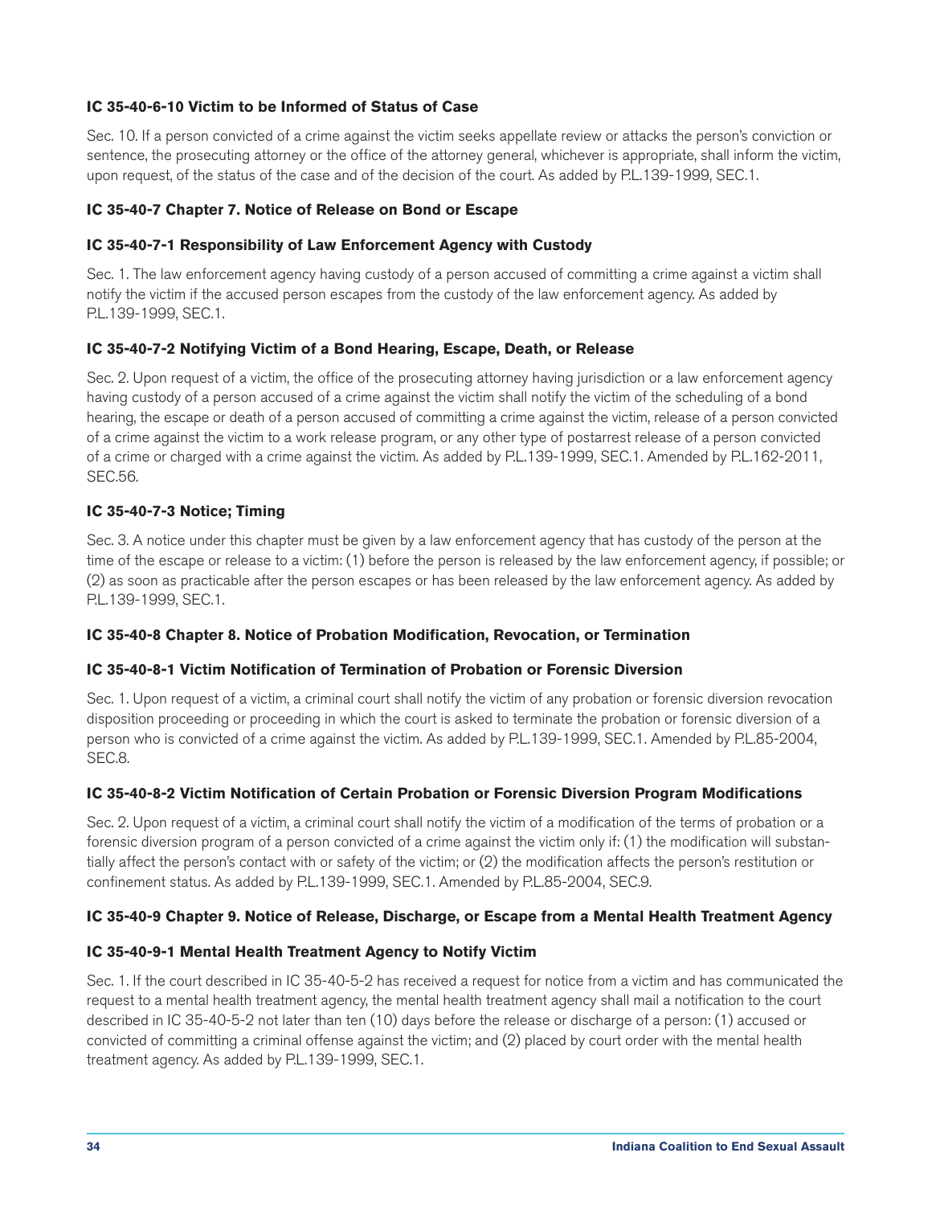**IC 35-40-6-10 Victim to be Informed of Status of Case**

Sec. 10. If a person convicted of a crime against the victim seeks appellate review or attacks the person's conviction or sentence, the prosecuting attorney or the office of the attorney general, whichever is appropriate, shall inform the victim, upon request, of the status of the case and of the decision of the court. As added by P.L.139-1999, SEC.1.

**IC 35-40-7 Chapter 7. Notice of Release on Bond or Escape**

**IC 35-40-7-1 Responsibility of Law Enforcement Agency with Custody**

Sec. 1. The law enforcement agency having custody of a person accused of committing a crime against a victim shall notify the victim if the accused person escapes from the custody of the law enforcement agency. As added by P.L.139-1999, SEC.1.

**IC 35-40-7-2 Notifying Victim of a Bond Hearing, Escape, Death, or Release**

Sec. 2. Upon request of a victim, the office of the prosecuting attorney having jurisdiction or a law enforcement agency having custody of a person accused of a crime against the victim shall notify the victim of the scheduling of a bond hearing, the escape or death of a person accused of committing a crime against the victim, release of a person convicted of a crime against the victim to a work release program, or any other type of postarrest release of a person convicted of a crime or charged with a crime against the victim. As added by P.L.139-1999, SEC.1. Amended by P.L.162-2011, SEC.56.

**IC 35-40-7-3 Notice; Timing**

Sec. 3. A notice under this chapter must be given by a law enforcement agency that has custody of the person at the time of the escape or release to a victim: (1) before the person is released by the law enforcement agency, if possible; or (2) as soon as practicable after the person escapes or has been released by the law enforcement agency. As added by P.L.139-1999, SEC.1.

**IC 35-40-8 Chapter 8. Notice of Probation Modification, Revocation, or Termination**

**IC 35-40-8-1 Victim Notification of Termination of Probation or Forensic Diversion**

Sec. 1. Upon request of a victim, a criminal court shall notify the victim of any probation or forensic diversion revocation disposition proceeding or proceeding in which the court is asked to terminate the probation or forensic diversion of a person who is convicted of a crime against the victim. As added by P.L.139-1999, SEC.1. Amended by P.L.85-2004, SEC.8.

**IC 35-40-8-2 Victim Notification of Certain Probation or Forensic Diversion Program Modifications**

Sec. 2. Upon request of a victim, a criminal court shall notify the victim of a modification of the terms of probation or a forensic diversion program of a person convicted of a crime against the victim only if: (1) the modification will substantially affect the person's contact with or safety of the victim; or (2) the modification affects the person's restitution or confinement status. As added by P.L.139-1999, SEC.1. Amended by P.L.85-2004, SEC.9.

**IC 35-40-9 Chapter 9. Notice of Release, Discharge, or Escape from a Mental Health Treatment Agency**

**IC 35-40-9-1 Mental Health Treatment Agency to Notify Victim**

Sec. 1. If the court described in IC 35-40-5-2 has received a request for notice from a victim and has communicated the request to a mental health treatment agency, the mental health treatment agency shall mail a notification to the court described in IC 35-40-5-2 not later than ten (10) days before the release or discharge of a person: (1) accused or convicted of committing a criminal offense against the victim; and (2) placed by court order with the mental health treatment agency. As added by P.L.139-1999, SEC.1.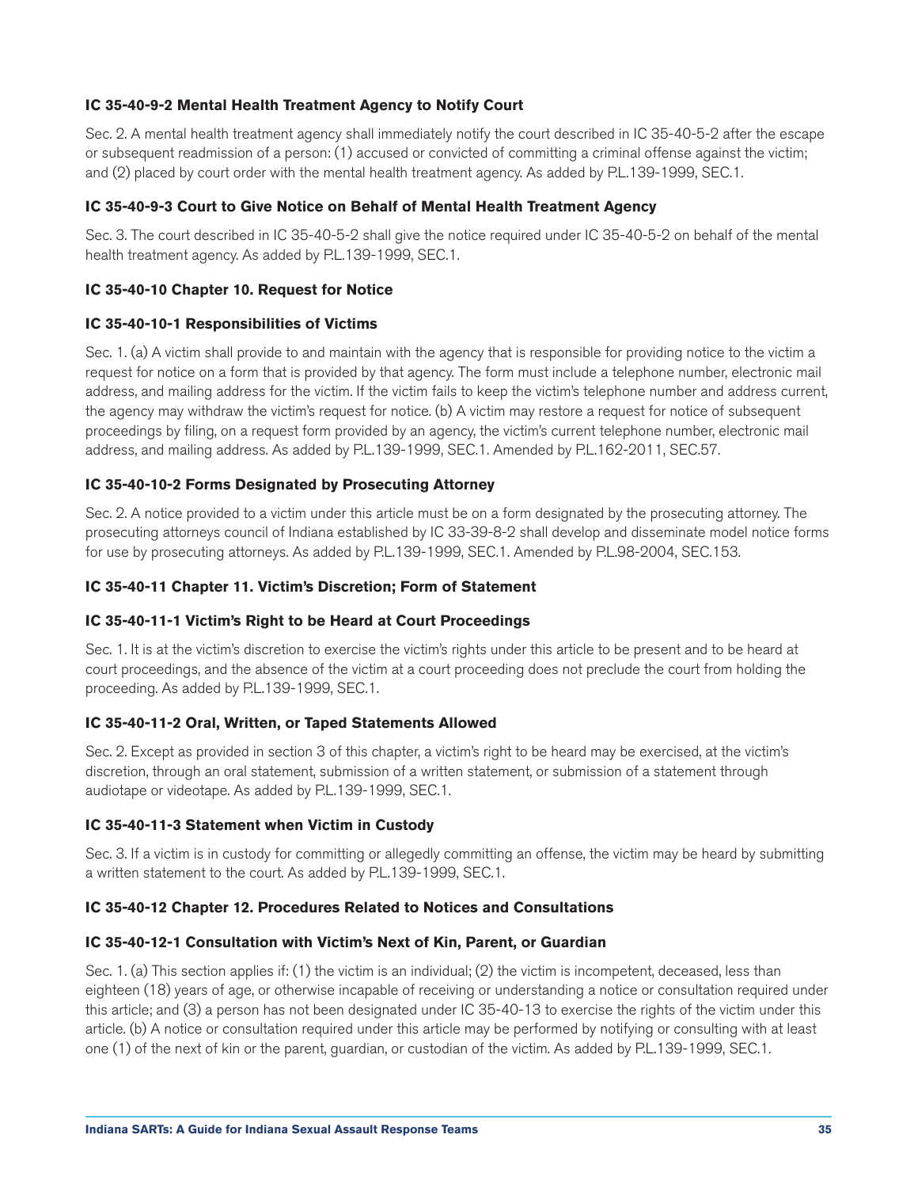**IC 35-40-9-2 Mental Health Treatment Agency to Notify Court**

Sec. 2. A mental health treatment agency shall immediately notify the court described in IC 35-40-5-2 after the escape or subsequent readmission of a person: (1) accused or convicted of committing a criminal offense against the victim; and (2) placed by court order with the mental health treatment agency. As added by P.L.139-1999, SEC.1.

**IC 35-40-9-3 Court to Give Notice on Behalf of Mental Health Treatment Agency**

Sec. 3. The court described in IC 35-40-5-2 shall give the notice required under IC 35-40-5-2 on behalf of the mental health treatment agency. As added by P.L.139-1999, SEC.1.

**IC 35-40-10 Chapter 10. Request for Notice**

**IC 35-40-10-1 Responsibilities of Victims**

Sec. 1. (a) A victim shall provide to and maintain with the agency that is responsible for providing notice to the victim a request for notice on a form that is provided by that agency. The form must include a telephone number, electronic mail address, and mailing address for the victim. If the victim fails to keep the victim's telephone number and address current, the agency may withdraw the victim's request for notice. (b) A victim may restore a request for notice of subsequent proceedings by filing, on a request form provided by an agency, the victim's current telephone number, electronic mail address, and mailing address. As added by P.L.139-1999, SEC.1. Amended by P.L.162-2011, SEC.57.

**IC 35-40-10-2 Forms Designated by Prosecuting Attorney**

Sec. 2. A notice provided to a victim under this article must be on a form designated by the prosecuting attorney. The prosecuting attorneys council of Indiana established by IC 33-39-8-2 shall develop and disseminate model notice forms for use by prosecuting attorneys. As added by P.L.139-1999, SEC.1. Amended by P.L.98-2004, SEC.153.

**IC 35-40-11 Chapter 11. Victim's Discretion; Form of Statement**

**IC 35-40-11-1 Victim's Right to be Heard at Court Proceedings**

Sec. 1. It is at the victim's discretion to exercise the victim's rights under this article to be present and to be heard at court proceedings, and the absence of the victim at a court proceeding does not preclude the court from holding the proceeding. As added by P.L.139-1999, SEC.1.

**IC 35-40-11-2 Oral, Written, or Taped Statements Allowed**

Sec. 2. Except as provided in section 3 of this chapter, a victim's right to be heard may be exercised, at the victim's discretion, through an oral statement, submission of a written statement, or submission of a statement through audiotape or videotape. As added by P.L.139-1999, SEC.1.

**IC 35-40-11-3 Statement when Victim in Custody**

Sec. 3. If a victim is in custody for committing or allegedly committing an offense, the victim may be heard by submitting a written statement to the court. As added by P.L.139-1999, SEC.1.

**IC 35-40-12 Chapter 12. Procedures Related to Notices and Consultations**

**IC 35-40-12-1 Consultation with Victim's Next of Kin, Parent, or Guardian**

Sec. 1. (a) This section applies if: (1) the victim is an individual; (2) the victim is incompetent, deceased, less than eighteen (18) years of age, or otherwise incapable of receiving or understanding a notice or consultation required under this article; and (3) a person has not been designated under IC 35-40-13 to exercise the rights of the victim under this article. (b) A notice or consultation required under this article may be performed by notifying or consulting with at least one (1) of the next of kin or the parent, guardian, or custodian of the victim. As added by P.L.139-1999, SEC.1.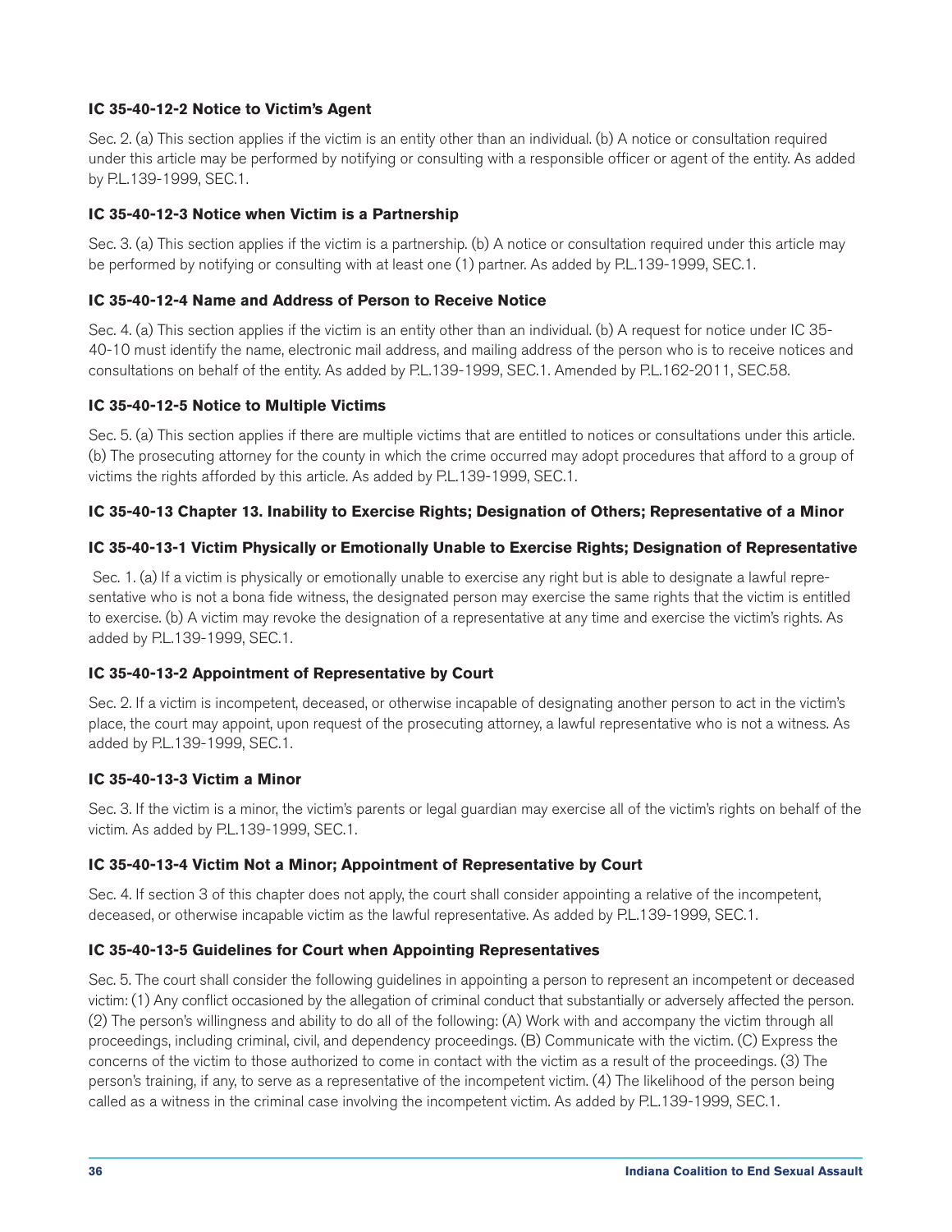**IC 35-40-12-2 Notice to Victim's Agent**

Sec. 2. (a) This section applies if the victim is an entity other than an individual. (b) A notice or consultation required under this article may be performed by notifying or consulting with a responsible officer or agent of the entity. As added by P.L.139-1999, SEC.1.

**IC 35-40-12-3 Notice when Victim is a Partnership**

Sec. 3. (a) This section applies if the victim is a partnership. (b) A notice or consultation required under this article may be performed by notifying or consulting with at least one (1) partner. As added by P.L.139-1999, SEC.1.

**IC 35-40-12-4 Name and Address of Person to Receive Notice**

Sec. 4. (a) This section applies if the victim is an entity other than an individual. (b) A request for notice under IC 35-40-10 must identify the name, electronic mail address, and mailing address of the person who is to receive notices and consultations on behalf of the entity. As added by P.L.139-1999, SEC.1. Amended by P.L.162-2011, SEC.58.

**IC 35-40-12-5 Notice to Multiple Victims**

Sec. 5. (a) This section applies if there are multiple victims that are entitled to notices or consultations under this article. (b) The prosecuting attorney for the county in which the crime occurred may adopt procedures that afford to a group of victims the rights afforded by this article. As added by P.L.139-1999, SEC.1.

**IC 35-40-13 Chapter 13. Inability to Exercise Rights; Designation of Others; Representative of a Minor**

**IC 35-40-13-1 Victim Physically or Emotionally Unable to Exercise Rights; Designation of Representative**

Sec. 1. (a) If a victim is physically or emotionally unable to exercise any right but is able to designate a lawful representative who is not a bona fide witness, the designated person may exercise the same rights that the victim is entitled to exercise. (b) A victim may revoke the designation of a representative at any time and exercise the victim's rights. As added by P.L.139-1999, SEC.1.

**IC 35-40-13-2 Appointment of Representative by Court**

Sec. 2. If a victim is incompetent, deceased, or otherwise incapable of designating another person to act in the victim's place, the court may appoint, upon request of the prosecuting attorney, a lawful representative who is not a witness. As added by P.L.139-1999, SEC.1.

**IC 35-40-13-3 Victim a Minor**

Sec. 3. If the victim is a minor, the victim's parents or legal guardian may exercise all of the victim's rights on behalf of the victim. As added by P.L.139-1999, SEC.1.

**IC 35-40-13-4 Victim Not a Minor; Appointment of Representative by Court**

Sec. 4. If section 3 of this chapter does not apply, the court shall consider appointing a relative of the incompetent, deceased, or otherwise incapable victim as the lawful representative. As added by P.L.139-1999, SEC.1.

**IC 35-40-13-5 Guidelines for Court when Appointing Representatives**

Sec. 5. The court shall consider the following guidelines in appointing a person to represent an incompetent or deceased victim: (1) Any conflict occasioned by the allegation of criminal conduct that substantially or adversely affected the person. (2) The person's willingness and ability to do all of the following: (A) Work with and accompany the victim through all proceedings, including criminal, civil, and dependency proceedings. (B) Communicate with the victim. (C) Express the concerns of the victim to those authorized to come in contact with the victim as a result of the proceedings. (3) The person's training, if any, to serve as a representative of the incompetent victim. (4) The likelihood of the person being called as a witness in the criminal case involving the incompetent victim. As added by P.L.139-1999, SEC.1.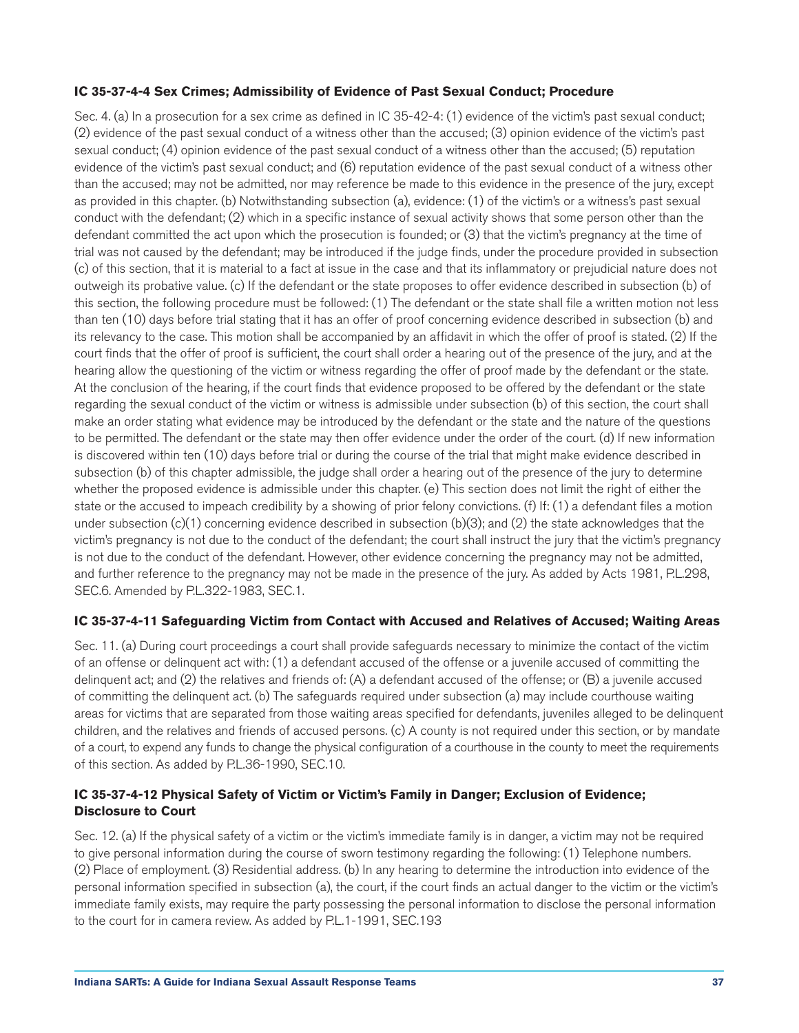### IC 35-37-4-4 Sex Crimes; Admissibility of Evidence of Past Sexual Conduct; Procedure

Sec. 4. (a) In a prosecution for a sex crime as defined in IC 35-42-4: (1) evidence of the victim's past sexual conduct; (2) evidence of the past sexual conduct of a witness other than the accused; (3) opinion evidence of the victim's past sexual conduct; (4) opinion evidence of the past sexual conduct of a witness other than the accused; (5) reputation evidence of the victim's past sexual conduct; and (6) reputation evidence of the past sexual conduct of a witness other than the accused; may not be admitted, nor may reference be made to this evidence in the presence of the jury, except as provided in this chapter. (b) Notwithstanding subsection (a), evidence: (1) of the victim's or a witness's past sexual conduct with the defendant; (2) which in a specific instance of sexual activity shows that some person other than the defendant committed the act upon which the prosecution is founded; or (3) that the victim's pregnancy at the time of trial was not caused by the defendant; may be introduced if the judge finds, under the procedure provided in subsection (c) of this section, that it is material to a fact at issue in the case and that its inflammatory or prejudicial nature does not outweigh its probative value. (c) If the defendant or the state proposes to offer evidence described in subsection (b) of this section, the following procedure must be followed: (1) The defendant or the state shall file a written motion not less than ten (10) days before trial stating that it has an offer of proof concerning evidence described in subsection (b) and its relevancy to the case. This motion shall be accompanied by an affidavit in which the offer of proof is stated. (2) If the court finds that the offer of proof is sufficient, the court shall order a hearing out of the presence of the jury, and at the hearing allow the questioning of the victim or witness regarding the offer of proof made by the defendant or the state. At the conclusion of the hearing, if the court finds that evidence proposed to be offered by the defendant or the state regarding the sexual conduct of the victim or witness is admissible under subsection (b) of this section, the court shall make an order stating what evidence may be introduced by the defendant or the state and the nature of the questions to be permitted. The defendant or the state may then offer evidence under the order of the court. (d) If new information is discovered within ten (10) days before trial or during the course of the trial that might make evidence described in subsection (b) of this chapter admissible, the judge shall order a hearing out of the presence of the jury to determine whether the proposed evidence is admissible under this chapter. (e) This section does not limit the right of either the state or the accused to impeach credibility by a showing of prior felony convictions. (f) If: (1) a defendant files a motion under subsection (c)(1) concerning evidence described in subsection (b)(3); and (2) the state acknowledges that the victim's pregnancy is not due to the conduct of the defendant; the court shall instruct the jury that the victim's pregnancy is not due to the conduct of the defendant. However, other evidence concerning the pregnancy may not be admitted, and further reference to the pregnancy may not be made in the presence of the jury. As added by Acts 1981, P.L.298, SEC.6. Amended by P.L.322-1983, SEC.1.

### IC 35-37-4-11 Safeguarding Victim from Contact with Accused and Relatives of Accused; Waiting Areas

Sec. 11. (a) During court proceedings a court shall provide safeguards necessary to minimize the contact of the victim of an offense or delinquent act with: (1) a defendant accused of the offense or a juvenile accused of committing the delinquent act; and (2) the relatives and friends of: (A) a defendant accused of the offense; or (B) a juvenile accused of committing the delinquent act. (b) The safeguards required under subsection (a) may include courthouse waiting areas for victims that are separated from those waiting areas specified for defendants, juveniles alleged to be delinquent children, and the relatives and friends of accused persons. (c) A county is not required under this section, or by mandate of a court, to expend any funds to change the physical configuration of a courthouse in the county to meet the requirements of this section. As added by P.L.36-1990, SEC.10.

### IC 35-37-4-12 Physical Safety of Victim or Victim's Family in Danger; Exclusion of Evidence; Disclosure to Court

Sec. 12. (a) If the physical safety of a victim or the victim's immediate family is in danger, a victim may not be required to give personal information during the course of sworn testimony regarding the following: (1) Telephone numbers. (2) Place of employment. (3) Residential address. (b) In any hearing to determine the introduction into evidence of the personal information specified in subsection (a), the court, if the court finds an actual danger to the victim or the victim's immediate family exists, may require the party possessing the personal information to disclose the personal information to the court for in camera review. As added by P.L.1-1991, SEC.193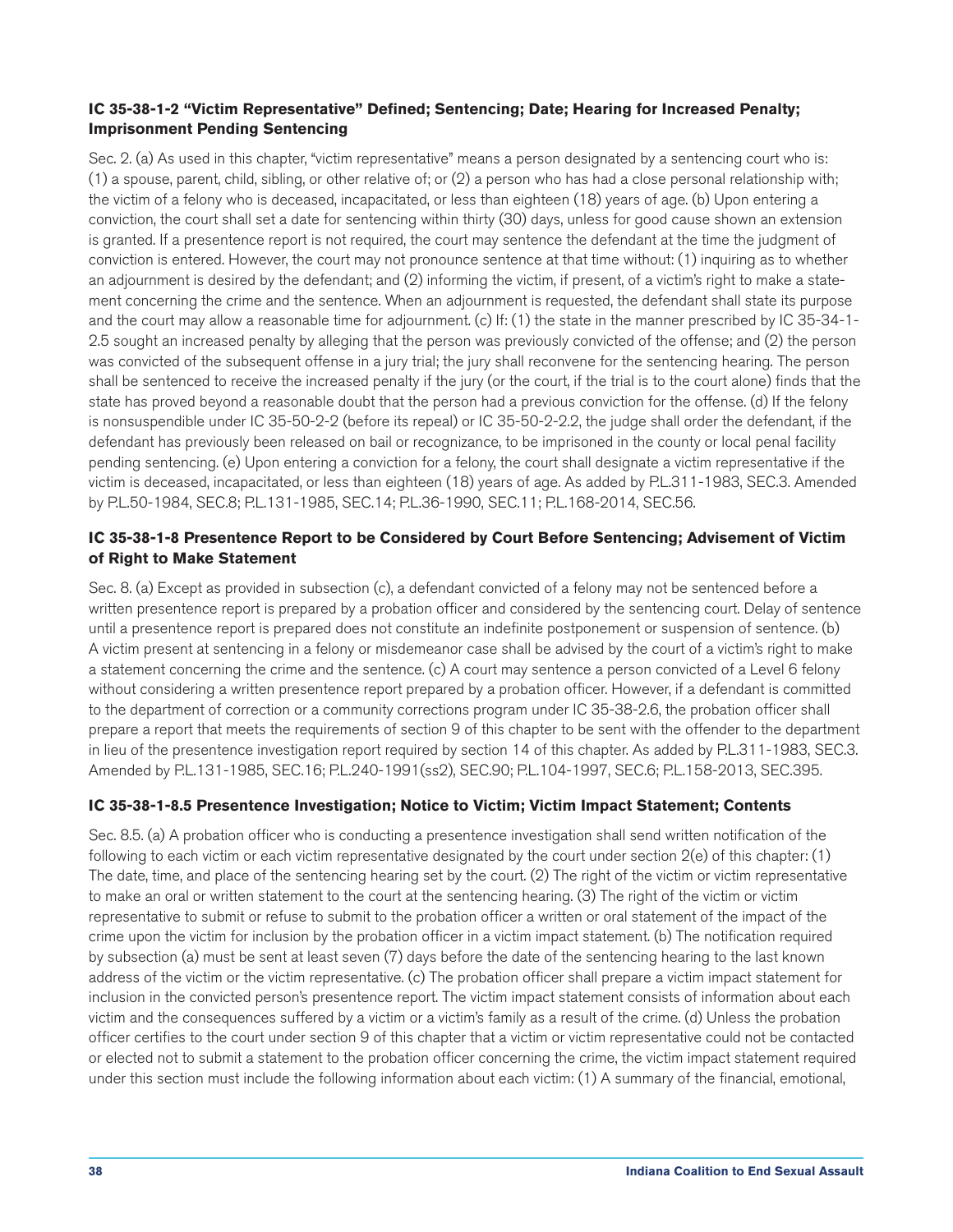### IC 35-38-1-2 "Victim Representative" Defined; Sentencing; Date; Hearing for Increased Penalty; Imprisonment Pending Sentencing

Sec. 2. (a) As used in this chapter, "victim representative" means a person designated by a sentencing court who is: (1) a spouse, parent, child, sibling, or other relative of; or (2) a person who has had a close personal relationship with; the victim of a felony who is deceased, incapacitated, or less than eighteen (18) years of age. (b) Upon entering a conviction, the court shall set a date for sentencing within thirty (30) days, unless for good cause shown an extension is granted. If a presentence report is not required, the court may sentence the defendant at the time the judgment of conviction is entered. However, the court may not pronounce sentence at that time without: (1) inquiring as to whether an adjournment is desired by the defendant; and (2) informing the victim, if present, of a victim's right to make a statement concerning the crime and the sentence. When an adjournment is requested, the defendant shall state its purpose and the court may allow a reasonable time for adjournment. (c) If: (1) the state in the manner prescribed by IC 35-34-1-2.5 sought an increased penalty by alleging that the person was previously convicted of the offense; and (2) the person was convicted of the subsequent offense in a jury trial; the jury shall reconvene for the sentencing hearing. The person shall be sentenced to receive the increased penalty if the jury (or the court, if the trial is to the court alone) finds that the state has proved beyond a reasonable doubt that the person had a previous conviction for the offense. (d) If the felony is nonsuspendible under IC 35-50-2-2 (before its repeal) or IC 35-50-2-2.2, the judge shall order the defendant, if the defendant has previously been released on bail or recognizance, to be imprisoned in the county or local penal facility pending sentencing. (e) Upon entering a conviction for a felony, the court shall designate a victim representative if the victim is deceased, incapacitated, or less than eighteen (18) years of age. As added by P.L.311-1983, SEC.3. Amended by P.L.50-1984, SEC.8; P.L.131-1985, SEC.14; P.L.36-1990, SEC.11; P.L.168-2014, SEC.56.

### IC 35-38-1-8 Presentence Report to be Considered by Court Before Sentencing; Advisement of Victim of Right to Make Statement

Sec. 8. (a) Except as provided in subsection (c), a defendant convicted of a felony may not be sentenced before a written presentence report is prepared by a probation officer and considered by the sentencing court. Delay of sentence until a presentence report is prepared does not constitute an indefinite postponement or suspension of sentence. (b) A victim present at sentencing in a felony or misdemeanor case shall be advised by the court of a victim's right to make a statement concerning the crime and the sentence. (c) A court may sentence a person convicted of a Level 6 felony without considering a written presentence report prepared by a probation officer. However, if a defendant is committed to the department of correction or a community corrections program under IC 35-38-2.6, the probation officer shall prepare a report that meets the requirements of section 9 of this chapter to be sent with the offender to the department in lieu of the presentence investigation report required by section 14 of this chapter. As added by P.L.311-1983, SEC.3. Amended by P.L.131-1985, SEC.16; P.L.240-1991(ss2), SEC.90; P.L.104-1997, SEC.6; P.L.158-2013, SEC.395.

### IC 35-38-1-8.5 Presentence Investigation; Notice to Victim; Victim Impact Statement; Contents

Sec. 8.5. (a) A probation officer who is conducting a presentence investigation shall send written notification of the following to each victim or each victim representative designated by the court under section 2(e) of this chapter: (1) The date, time, and place of the sentencing hearing set by the court. (2) The right of the victim or victim representative to make an oral or written statement to the court at the sentencing hearing. (3) The right of the victim or victim representative to submit or refuse to submit to the probation officer a written or oral statement of the impact of the crime upon the victim for inclusion by the probation officer in a victim impact statement. (b) The notification required by subsection (a) must be sent at least seven (7) days before the date of the sentencing hearing to the last known address of the victim or the victim representative. (c) The probation officer shall prepare a victim impact statement for inclusion in the convicted person's presentence report. The victim impact statement consists of information about each victim and the consequences suffered by a victim or a victim's family as a result of the crime. (d) Unless the probation officer certifies to the court under section 9 of this chapter that a victim or victim representative could not be contacted or elected not to submit a statement to the probation officer concerning the crime, the victim impact statement required under this section must include the following information about each victim: (1) A summary of the financial, emotional,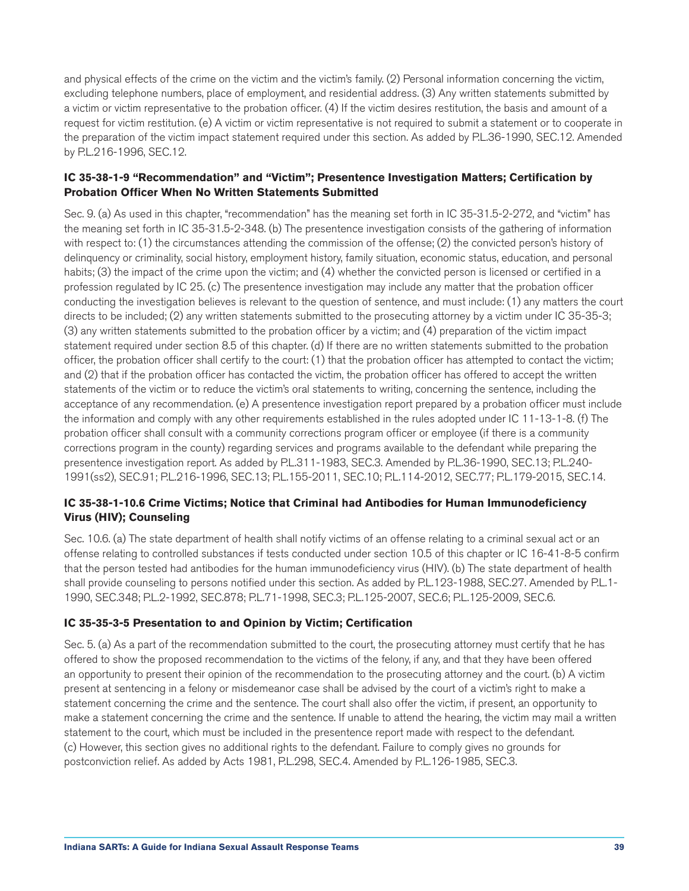and physical effects of the crime on the victim and the victim's family. (2) Personal information concerning the victim, excluding telephone numbers, place of employment, and residential address. (3) Any written statements submitted by a victim or victim representative to the probation officer. (4) If the victim desires restitution, the basis and amount of a request for victim restitution. (e) A victim or victim representative is not required to submit a statement or to cooperate in the preparation of the victim impact statement required under this section. As added by P.L.36-1990, SEC.12. Amended by P.L.216-1996, SEC.12.

#### IC 35-38-1-9 "Recommendation" and "Victim"; Presentence Investigation Matters; Certification by Probation Officer When No Written Statements Submitted

Sec. 9. (a) As used in this chapter, "recommendation" has the meaning set forth in IC 35-31.5-2-272, and "victim" has the meaning set forth in IC 35-31.5-2-348. (b) The presentence investigation consists of the gathering of information with respect to: (1) the circumstances attending the commission of the offense; (2) the convicted person's history of delinquency or criminality, social history, employment history, family situation, economic status, education, and personal habits; (3) the impact of the crime upon the victim; and (4) whether the convicted person is licensed or certified in a profession regulated by IC 25. (c) The presentence investigation may include any matter that the probation officer conducting the investigation believes is relevant to the question of sentence, and must include: (1) any matters the court directs to be included; (2) any written statements submitted to the prosecuting attorney by a victim under IC 35-35-3; (3) any written statements submitted to the probation officer by a victim; and (4) preparation of the victim impact statement required under section 8.5 of this chapter. (d) If there are no written statements submitted to the probation officer, the probation officer shall certify to the court: (1) that the probation officer has attempted to contact the victim; and (2) that if the probation officer has contacted the victim, the probation officer has offered to accept the written statements of the victim or to reduce the victim's oral statements to writing, concerning the sentence, including the acceptance of any recommendation. (e) A presentence investigation report prepared by a probation officer must include the information and comply with any other requirements established in the rules adopted under IC 11-13-1-8. (f) The probation officer shall consult with a community corrections program officer or employee (if there is a community corrections program in the county) regarding services and programs available to the defendant while preparing the presentence investigation report. As added by P.L.311-1983, SEC.3. Amended by P.L.36-1990, SEC.13; P.L.240-1991(ss2), SEC.91; P.L.216-1996, SEC.13; P.L.155-2011, SEC.10; P.L.114-2012, SEC.77; P.L.179-2015, SEC.14.

#### IC 35-38-1-10.6 Crime Victims; Notice that Criminal had Antibodies for Human Immunodeficiency Virus (HIV); Counseling

Sec. 10.6. (a) The state department of health shall notify victims of an offense relating to a criminal sexual act or an offense relating to controlled substances if tests conducted under section 10.5 of this chapter or IC 16-41-8-5 confirm that the person tested had antibodies for the human immunodeficiency virus (HIV). (b) The state department of health shall provide counseling to persons notified under this section. As added by P.L.123-1988, SEC.27. Amended by P.L.1-1990, SEC.348; P.L.2-1992, SEC.878; P.L.71-1998, SEC.3; P.L.125-2007, SEC.6; P.L.125-2009, SEC.6.

#### IC 35-35-3-5 Presentation to and Opinion by Victim; Certification

Sec. 5. (a) As a part of the recommendation submitted to the court, the prosecuting attorney must certify that he has offered to show the proposed recommendation to the victims of the felony, if any, and that they have been offered an opportunity to present their opinion of the recommendation to the prosecuting attorney and the court. (b) A victim present at sentencing in a felony or misdemeanor case shall be advised by the court of a victim's right to make a statement concerning the crime and the sentence. The court shall also offer the victim, if present, an opportunity to make a statement concerning the crime and the sentence. If unable to attend the hearing, the victim may mail a written statement to the court, which must be included in the presentence report made with respect to the defendant. (c) However, this section gives no additional rights to the defendant. Failure to comply gives no grounds for postconviction relief. As added by Acts 1981, P.L.298, SEC.4. Amended by P.L.126-1985, SEC.3.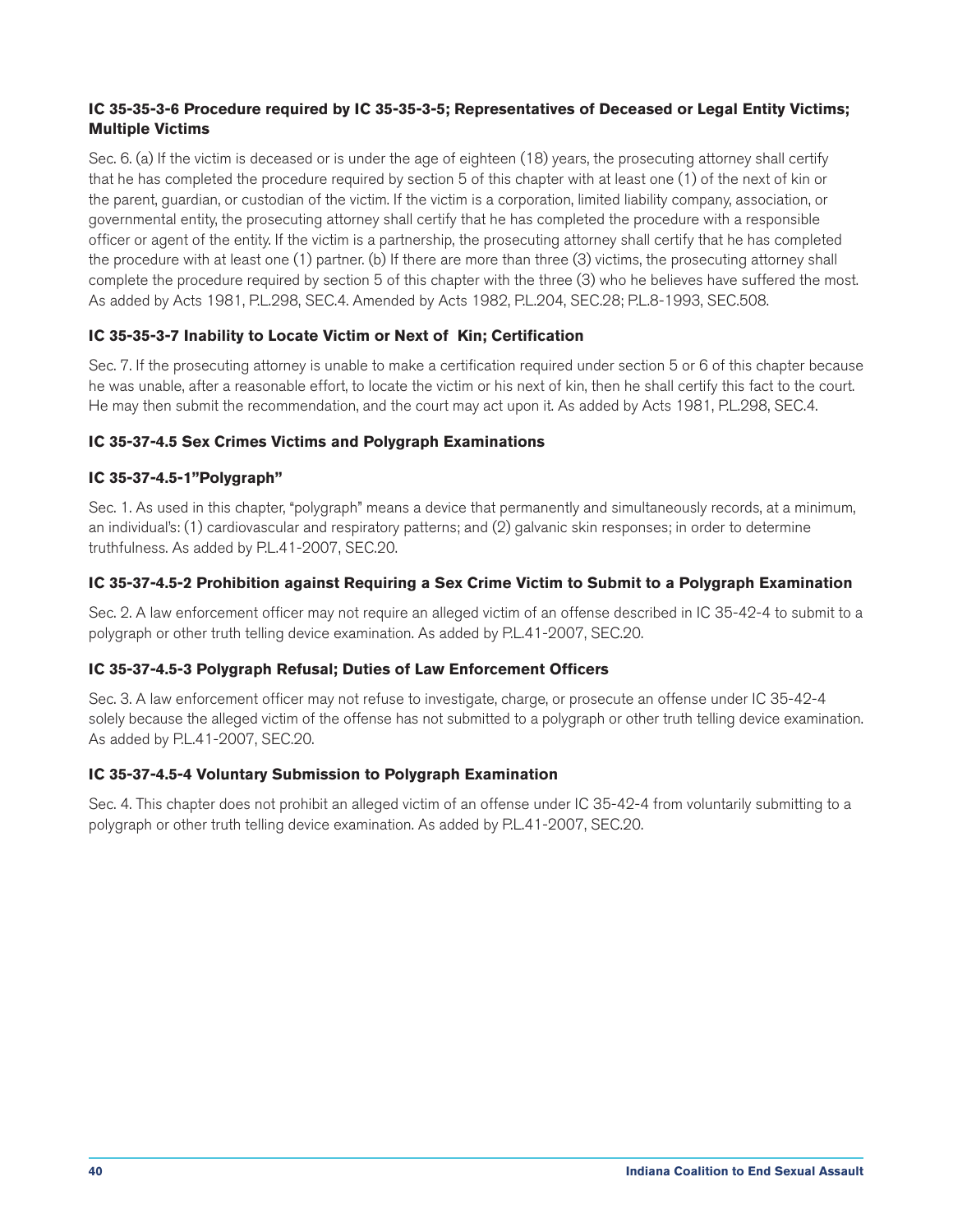### IC 35-35-3-6 Procedure required by IC 35-35-3-5; Representatives of Deceased or Legal Entity Victims; Multiple Victims

Sec. 6. (a) If the victim is deceased or is under the age of eighteen (18) years, the prosecuting attorney shall certify that he has completed the procedure required by section 5 of this chapter with at least one (1) of the next of kin or the parent, guardian, or custodian of the victim. If the victim is a corporation, limited liability company, association, or governmental entity, the prosecuting attorney shall certify that he has completed the procedure with a responsible officer or agent of the entity. If the victim is a partnership, the prosecuting attorney shall certify that he has completed the procedure with at least one (1) partner. (b) If there are more than three (3) victims, the prosecuting attorney shall complete the procedure required by section 5 of this chapter with the three (3) who he believes have suffered the most. As added by Acts 1981, P.L.298, SEC.4. Amended by Acts 1982, P.L.204, SEC.28; P.L.8-1993, SEC.508.

### IC 35-35-3-7 Inability to Locate Victim or Next of Kin; Certification

Sec. 7. If the prosecuting attorney is unable to make a certification required under section 5 or 6 of this chapter because he was unable, after a reasonable effort, to locate the victim or his next of kin, then he shall certify this fact to the court. He may then submit the recommendation, and the court may act upon it. As added by Acts 1981, P.L.298, SEC.4.

### IC 35-37-4.5 Sex Crimes Victims and Polygraph Examinations

### IC 35-37-4.5-1"Polygraph"

Sec. 1. As used in this chapter, "polygraph" means a device that permanently and simultaneously records, at a minimum, an individual's: (1) cardiovascular and respiratory patterns; and (2) galvanic skin responses; in order to determine truthfulness. As added by P.L.41-2007, SEC.20.

### IC 35-37-4.5-2 Prohibition against Requiring a Sex Crime Victim to Submit to a Polygraph Examination

Sec. 2. A law enforcement officer may not require an alleged victim of an offense described in IC 35-42-4 to submit to a polygraph or other truth telling device examination. As added by P.L.41-2007, SEC.20.

### IC 35-37-4.5-3 Polygraph Refusal; Duties of Law Enforcement Officers

Sec. 3. A law enforcement officer may not refuse to investigate, charge, or prosecute an offense under IC 35-42-4 solely because the alleged victim of the offense has not submitted to a polygraph or other truth telling device examination. As added by P.L.41-2007, SEC.20.

### IC 35-37-4.5-4 Voluntary Submission to Polygraph Examination

Sec. 4. This chapter does not prohibit an alleged victim of an offense under IC 35-42-4 from voluntarily submitting to a polygraph or other truth telling device examination. As added by P.L.41-2007, SEC.20.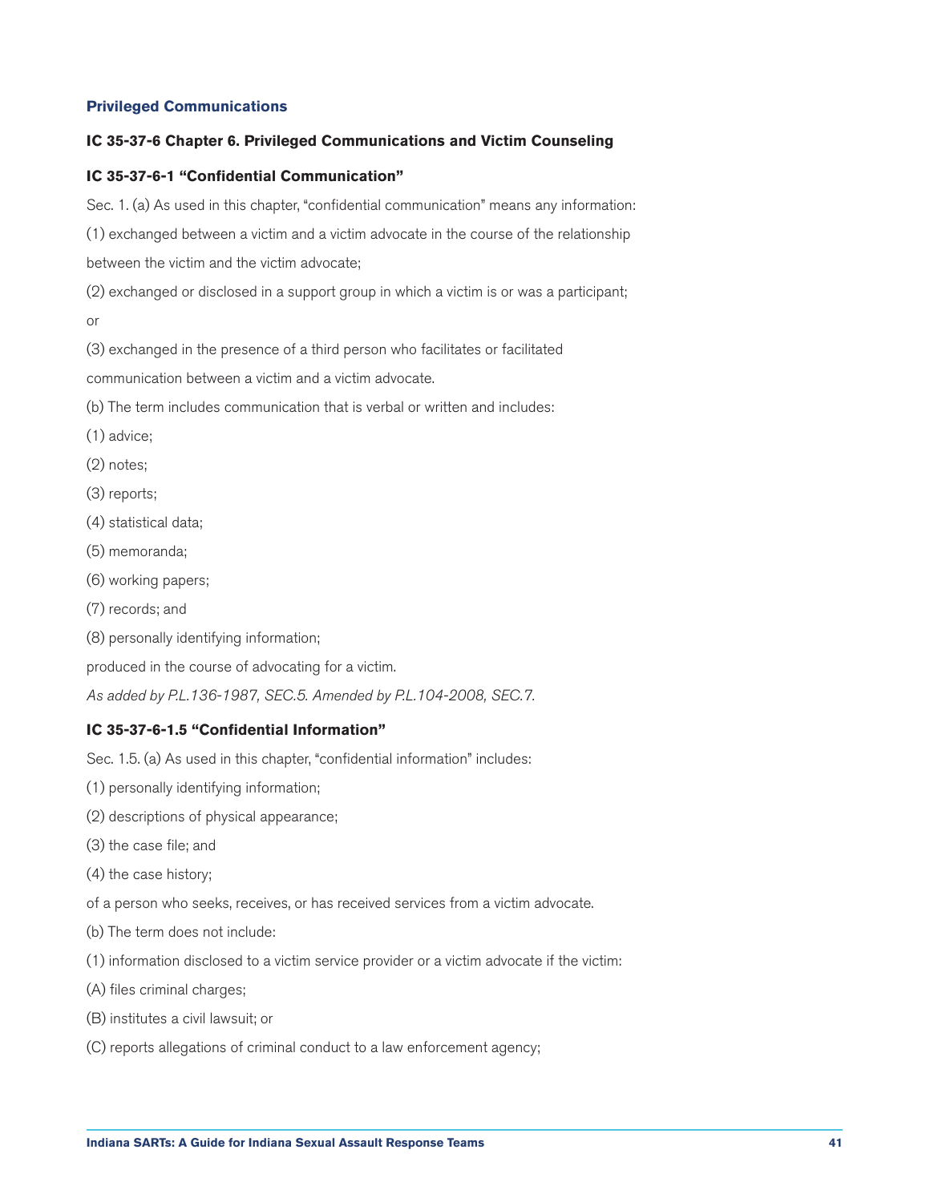## Privileged Communications

### IC 35-37-6 Chapter 6. Privileged Communications and Victim Counseling

### IC 35-37-6-1 "Confidential Communication"

Sec. 1. (a) As used in this chapter, "confidential communication" means any information:

(1) exchanged between a victim and a victim advocate in the course of the relationship between the victim and the victim advocate;

(2) exchanged or disclosed in a support group in which a victim is or was a participant; or

(3) exchanged in the presence of a third person who facilitates or facilitated communication between a victim and a victim advocate.

(b) The term includes communication that is verbal or written and includes:

(1) advice;

(2) notes;

(3) reports;

(4) statistical data;

(5) memoranda;

(6) working papers;

(7) records; and

(8) personally identifying information;

produced in the course of advocating for a victim.

*As added by P.L.136-1987, SEC.5. Amended by P.L.104-2008, SEC.7.*

### IC 35-37-6-1.5 "Confidential Information"

Sec. 1.5. (a) As used in this chapter, "confidential information" includes:

(1) personally identifying information;

(2) descriptions of physical appearance;

(3) the case file; and

(4) the case history;

of a person who seeks, receives, or has received services from a victim advocate.

(b) The term does not include:

(1) information disclosed to a victim service provider or a victim advocate if the victim:

(A) files criminal charges;

(B) institutes a civil lawsuit; or

(C) reports allegations of criminal conduct to a law enforcement agency;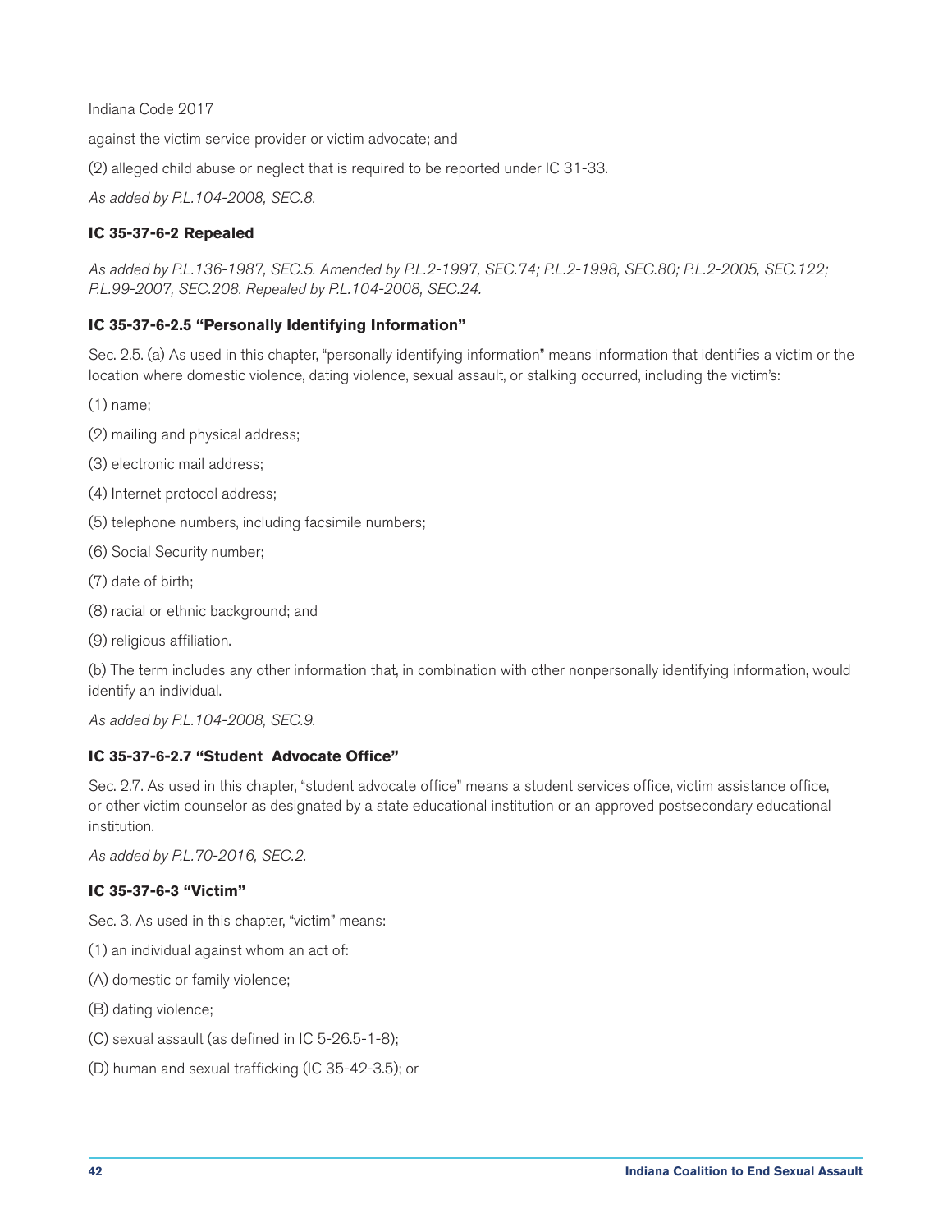against the victim service provider or victim advocate; and

(2) alleged child abuse or neglect that is required to be reported under IC 31-33.

*As added by P.L.104-2008, SEC.8.*

### IC 35-37-6-2 Repealed

*As added by P.L.136-1987, SEC.5. Amended by P.L.2-1997, SEC.74; P.L.2-1998, SEC.80; P.L.2-2005, SEC.122; P.L.99-2007, SEC.208. Repealed by P.L.104-2008, SEC.24.*

### IC 35-37-6-2.5 "Personally Identifying Information"

Sec. 2.5. (a) As used in this chapter, "personally identifying information" means information that identifies a victim or the location where domestic violence, dating violence, sexual assault, or stalking occurred, including the victim's:

(1) name;

(2) mailing and physical address;

(3) electronic mail address;

(4) Internet protocol address;

(5) telephone numbers, including facsimile numbers;

(6) Social Security number;

(7) date of birth;

(8) racial or ethnic background; and

(9) religious affiliation.

(b) The term includes any other information that, in combination with other nonpersonally identifying information, would identify an individual.

*As added by P.L.104-2008, SEC.9.*

### IC 35-37-6-2.7 "Student Advocate Office"

Sec. 2.7. As used in this chapter, "student advocate office" means a student services office, victim assistance office, or other victim counselor as designated by a state educational institution or an approved postsecondary educational institution.

*As added by P.L.70-2016, SEC.2.*

### IC 35-37-6-3 "Victim"

Sec. 3. As used in this chapter, "victim" means:

(1) an individual against whom an act of:

(A) domestic or family violence;

(B) dating violence;

(C) sexual assault (as defined in IC 5-26.5-1-8);

(D) human and sexual trafficking (IC 35-42-3.5); or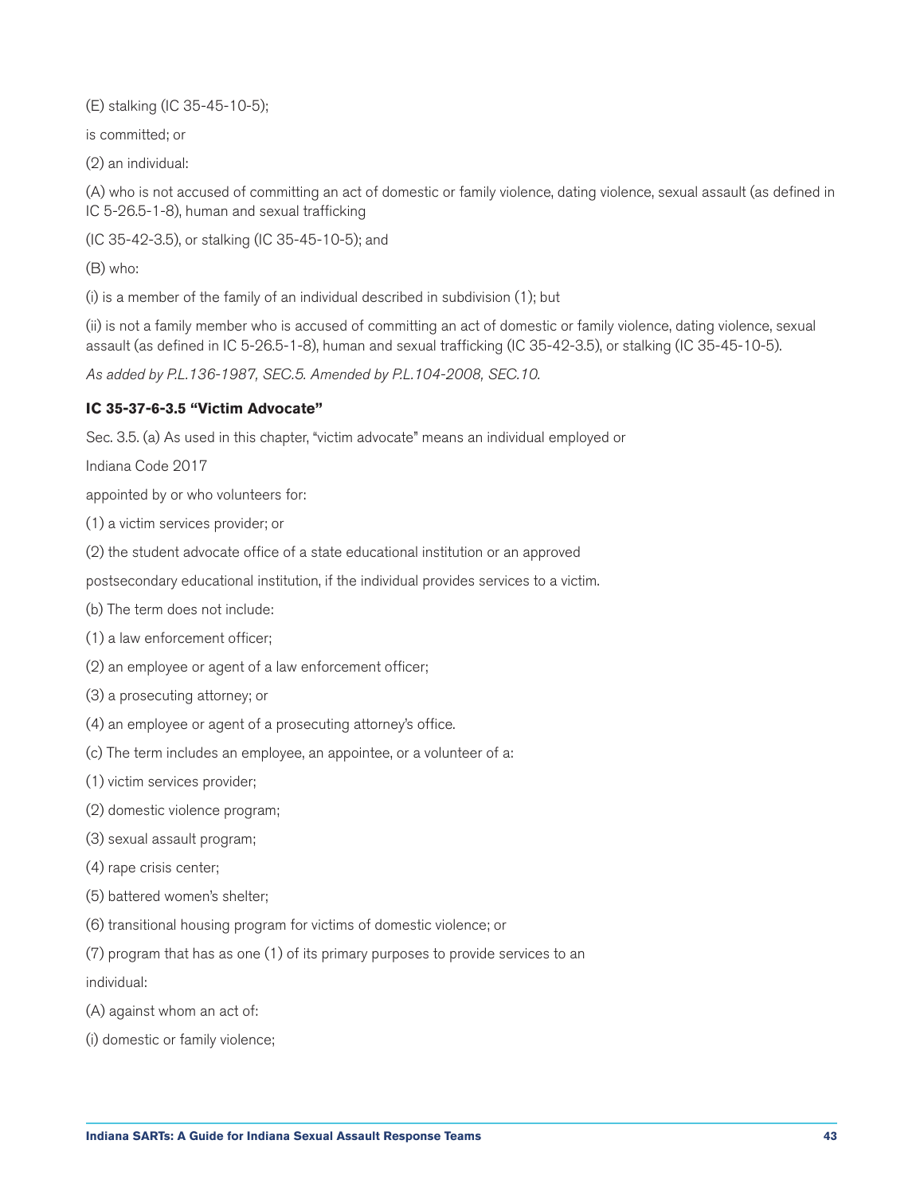(E) stalking (IC 35-45-10-5);

is committed; or

(2) an individual:

(A) who is not accused of committing an act of domestic or family violence, dating violence, sexual assault (as defined in IC 5-26.5-1-8), human and sexual trafficking

(IC 35-42-3.5), or stalking (IC 35-45-10-5); and

(B) who:

(i) is a member of the family of an individual described in subdivision (1); but

(ii) is not a family member who is accused of committing an act of domestic or family violence, dating violence, sexual assault (as defined in IC 5-26.5-1-8), human and sexual trafficking (IC 35-42-3.5), or stalking (IC 35-45-10-5).

*As added by P.L.136-1987, SEC.5. Amended by P.L.104-2008, SEC.10.*

**IC 35-37-6-3.5 "Victim Advocate"**

Sec. 3.5. (a) As used in this chapter, "victim advocate" means an individual employed or

Indiana Code 2017

appointed by or who volunteers for:

(1) a victim services provider; or

(2) the student advocate office of a state educational institution or an approved

postsecondary educational institution, if the individual provides services to a victim.

(b) The term does not include:

(1) a law enforcement officer;

(2) an employee or agent of a law enforcement officer;

(3) a prosecuting attorney; or

(4) an employee or agent of a prosecuting attorney's office.

(c) The term includes an employee, an appointee, or a volunteer of a:

(1) victim services provider;

(2) domestic violence program;

(3) sexual assault program;

(4) rape crisis center;

(5) battered women's shelter;

(6) transitional housing program for victims of domestic violence; or

(7) program that has as one (1) of its primary purposes to provide services to an

individual:

(A) against whom an act of:

(i) domestic or family violence;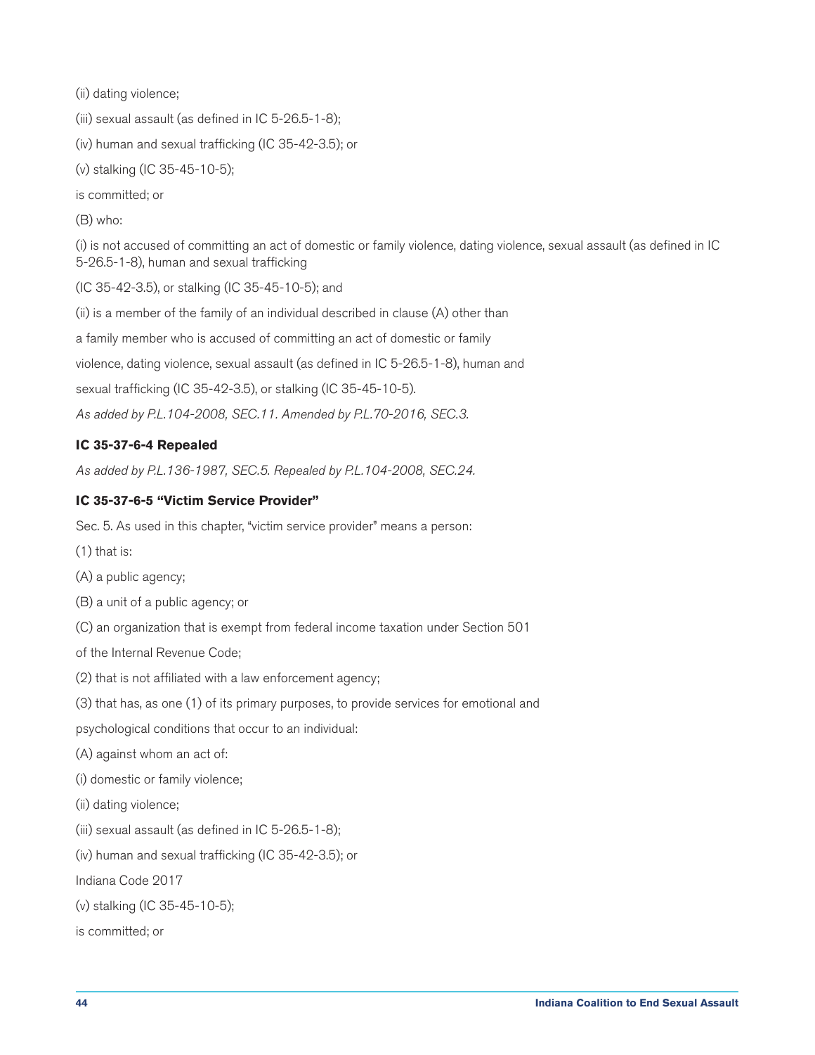(ii) dating violence;

(iii) sexual assault (as defined in IC 5-26.5-1-8);

(iv) human and sexual trafficking (IC 35-42-3.5); or

(v) stalking (IC 35-45-10-5);

is committed; or

(B) who:

(i) is not accused of committing an act of domestic or family violence, dating violence, sexual assault (as defined in IC 5-26.5-1-8), human and sexual trafficking

(IC 35-42-3.5), or stalking (IC 35-45-10-5); and

(ii) is a member of the family of an individual described in clause (A) other than

a family member who is accused of committing an act of domestic or family

violence, dating violence, sexual assault (as defined in IC 5-26.5-1-8), human and

sexual trafficking (IC 35-42-3.5), or stalking (IC 35-45-10-5).

*As added by P.L.104-2008, SEC.11. Amended by P.L.70-2016, SEC.3.*

### IC 35-37-6-4 Repealed

*As added by P.L.136-1987, SEC.5. Repealed by P.L.104-2008, SEC.24.*

### IC 35-37-6-5 "Victim Service Provider"

Sec. 5. As used in this chapter, "victim service provider" means a person:

(1) that is:

(A) a public agency;

(B) a unit of a public agency; or

(C) an organization that is exempt from federal income taxation under Section 501

of the Internal Revenue Code;

(2) that is not affiliated with a law enforcement agency;

(3) that has, as one (1) of its primary purposes, to provide services for emotional and

psychological conditions that occur to an individual:

(A) against whom an act of:

(i) domestic or family violence;

(ii) dating violence;

(iii) sexual assault (as defined in IC 5-26.5-1-8);

(iv) human and sexual trafficking (IC 35-42-3.5); or

Indiana Code 2017

(v) stalking (IC 35-45-10-5);

is committed; or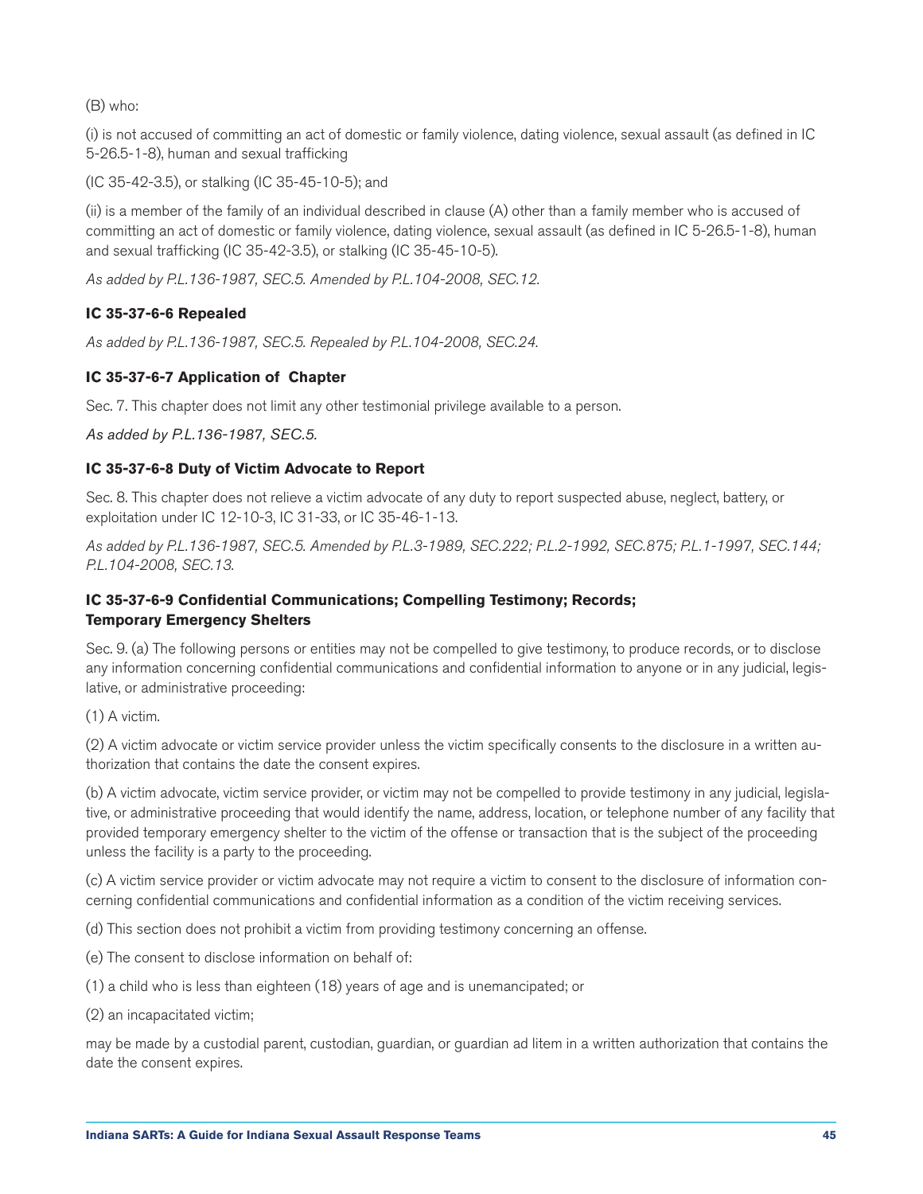(B) who:

(i) is not accused of committing an act of domestic or family violence, dating violence, sexual assault (as defined in IC 5-26.5-1-8), human and sexual trafficking

(IC 35-42-3.5), or stalking (IC 35-45-10-5); and

(ii) is a member of the family of an individual described in clause (A) other than a family member who is accused of committing an act of domestic or family violence, dating violence, sexual assault (as defined in IC 5-26.5-1-8), human and sexual trafficking (IC 35-42-3.5), or stalking (IC 35-45-10-5).

*As added by P.L.136-1987, SEC.5. Amended by P.L.104-2008, SEC.12.*

### IC 35-37-6-6 Repealed

*As added by P.L.136-1987, SEC.5. Repealed by P.L.104-2008, SEC.24.*

### IC 35-37-6-7 Application of Chapter

Sec. 7. This chapter does not limit any other testimonial privilege available to a person.

*As added by P.L.136-1987, SEC.5.*

### IC 35-37-6-8 Duty of Victim Advocate to Report

Sec. 8. This chapter does not relieve a victim advocate of any duty to report suspected abuse, neglect, battery, or exploitation under IC 12-10-3, IC 31-33, or IC 35-46-1-13.

*As added by P.L.136-1987, SEC.5. Amended by P.L.3-1989, SEC.222; P.L.2-1992, SEC.875; P.L.1-1997, SEC.144; P.L.104-2008, SEC.13.*

### IC 35-37-6-9 Confidential Communications; Compelling Testimony; Records; Temporary Emergency Shelters

Sec. 9. (a) The following persons or entities may not be compelled to give testimony, to produce records, or to disclose any information concerning confidential communications and confidential information to anyone or in any judicial, legislative, or administrative proceeding:

(1) A victim.

(2) A victim advocate or victim service provider unless the victim specifically consents to the disclosure in a written authorization that contains the date the consent expires.

(b) A victim advocate, victim service provider, or victim may not be compelled to provide testimony in any judicial, legislative, or administrative proceeding that would identify the name, address, location, or telephone number of any facility that provided temporary emergency shelter to the victim of the offense or transaction that is the subject of the proceeding unless the facility is a party to the proceeding.

(c) A victim service provider or victim advocate may not require a victim to consent to the disclosure of information concerning confidential communications and confidential information as a condition of the victim receiving services.

(d) This section does not prohibit a victim from providing testimony concerning an offense.

(e) The consent to disclose information on behalf of:

(1) a child who is less than eighteen (18) years of age and is unemancipated; or

(2) an incapacitated victim;

may be made by a custodial parent, custodian, guardian, or guardian ad litem in a written authorization that contains the date the consent expires.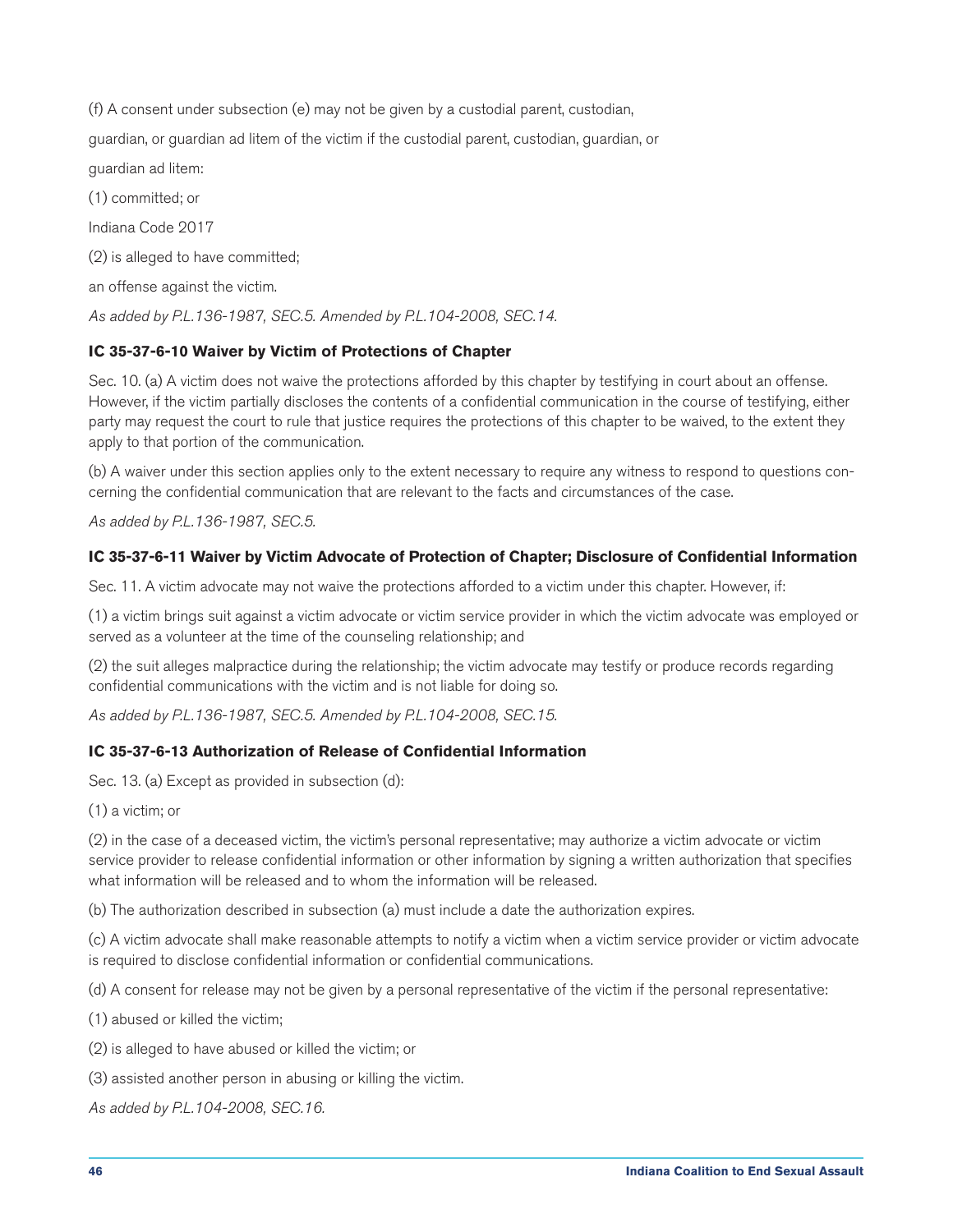(f) A consent under subsection (e) may not be given by a custodial parent, custodian,

guardian, or guardian ad litem of the victim if the custodial parent, custodian, guardian, or

guardian ad litem:

(1) committed; or

Indiana Code 2017

(2) is alleged to have committed;

an offense against the victim.

*As added by P.L.136-1987, SEC.5. Amended by P.L.104-2008, SEC.14.*

### IC 35-37-6-10 Waiver by Victim of Protections of Chapter

Sec. 10. (a) A victim does not waive the protections afforded by this chapter by testifying in court about an offense. However, if the victim partially discloses the contents of a confidential communication in the course of testifying, either party may request the court to rule that justice requires the protections of this chapter to be waived, to the extent they apply to that portion of the communication.

(b) A waiver under this section applies only to the extent necessary to require any witness to respond to questions concerning the confidential communication that are relevant to the facts and circumstances of the case.

*As added by P.L.136-1987, SEC.5.*

### IC 35-37-6-11 Waiver by Victim Advocate of Protection of Chapter; Disclosure of Confidential Information

Sec. 11. A victim advocate may not waive the protections afforded to a victim under this chapter. However, if:

(1) a victim brings suit against a victim advocate or victim service provider in which the victim advocate was employed or served as a volunteer at the time of the counseling relationship; and

(2) the suit alleges malpractice during the relationship; the victim advocate may testify or produce records regarding confidential communications with the victim and is not liable for doing so.

*As added by P.L.136-1987, SEC.5. Amended by P.L.104-2008, SEC.15.*

### IC 35-37-6-13 Authorization of Release of Confidential Information

Sec. 13. (a) Except as provided in subsection (d):

(1) a victim; or

(2) in the case of a deceased victim, the victim's personal representative; may authorize a victim advocate or victim service provider to release confidential information or other information by signing a written authorization that specifies what information will be released and to whom the information will be released.

(b) The authorization described in subsection (a) must include a date the authorization expires.

(c) A victim advocate shall make reasonable attempts to notify a victim when a victim service provider or victim advocate is required to disclose confidential information or confidential communications.

(d) A consent for release may not be given by a personal representative of the victim if the personal representative:

(1) abused or killed the victim;

(2) is alleged to have abused or killed the victim; or

(3) assisted another person in abusing or killing the victim.

*As added by P.L.104-2008, SEC.16.*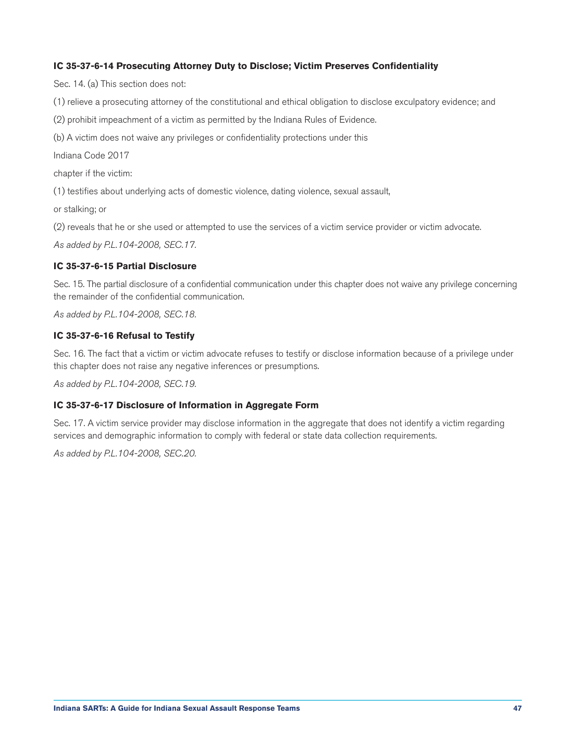#### IC 35-37-6-14 Prosecuting Attorney Duty to Disclose; Victim Preserves Confidentiality

Sec. 14. (a) This section does not:

(1) relieve a prosecuting attorney of the constitutional and ethical obligation to disclose exculpatory evidence; and

(2) prohibit impeachment of a victim as permitted by the Indiana Rules of Evidence.

(b) A victim does not waive any privileges or confidentiality protections under this

Indiana Code 2017

chapter if the victim:

(1) testifies about underlying acts of domestic violence, dating violence, sexual assault,

or stalking; or

(2) reveals that he or she used or attempted to use the services of a victim service provider or victim advocate.

*As added by P.L.104-2008, SEC.17.*

#### IC 35-37-6-15 Partial Disclosure

Sec. 15. The partial disclosure of a confidential communication under this chapter does not waive any privilege concerning the remainder of the confidential communication.

*As added by P.L.104-2008, SEC.18.*

#### IC 35-37-6-16 Refusal to Testify

Sec. 16. The fact that a victim or victim advocate refuses to testify or disclose information because of a privilege under this chapter does not raise any negative inferences or presumptions.

*As added by P.L.104-2008, SEC.19.*

#### IC 35-37-6-17 Disclosure of Information in Aggregate Form

Sec. 17. A victim service provider may disclose information in the aggregate that does not identify a victim regarding services and demographic information to comply with federal or state data collection requirements.

*As added by P.L.104-2008, SEC.20.*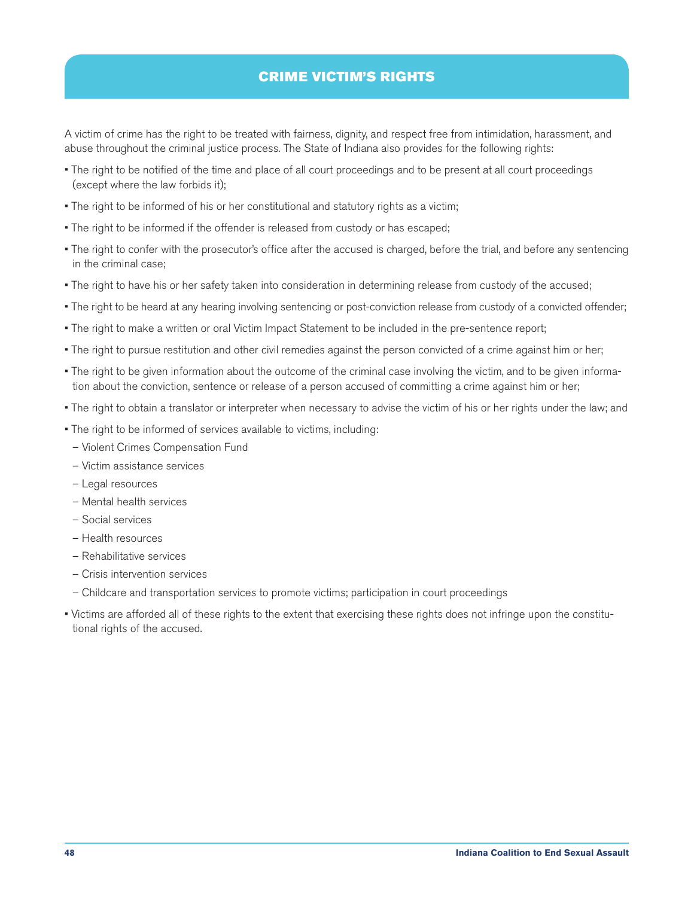# CRIME VICTIM'S RIGHTS

A victim of crime has the right to be treated with fairness, dignity, and respect free from intimidation, harassment, and abuse throughout the criminal justice process. The State of Indiana also provides for the following rights:

- The right to be notified of the time and place of all court proceedings and to be present at all court proceedings (except where the law forbids it);
- The right to be informed of his or her constitutional and statutory rights as a victim;
- The right to be informed if the offender is released from custody or has escaped;
- The right to confer with the prosecutor's office after the accused is charged, before the trial, and before any sentencing in the criminal case;
- The right to have his or her safety taken into consideration in determining release from custody of the accused;
- The right to be heard at any hearing involving sentencing or post-conviction release from custody of a convicted offender;
- The right to make a written or oral Victim Impact Statement to be included in the pre-sentence report;
- The right to pursue restitution and other civil remedies against the person convicted of a crime against him or her;
- The right to be given information about the outcome of the criminal case involving the victim, and to be given information about the conviction, sentence or release of a person accused of committing a crime against him or her;
- The right to obtain a translator or interpreter when necessary to advise the victim of his or her rights under the law; and
- The right to be informed of services available to victims, including:
  - Violent Crimes Compensation Fund
  - Victim assistance services
  - Legal resources
  - Mental health services
  - Social services
  - Health resources
  - Rehabilitative services
  - Crisis intervention services
  - Childcare and transportation services to promote victims; participation in court proceedings
- Victims are afforded all of these rights to the extent that exercising these rights does not infringe upon the constitutional rights of the accused.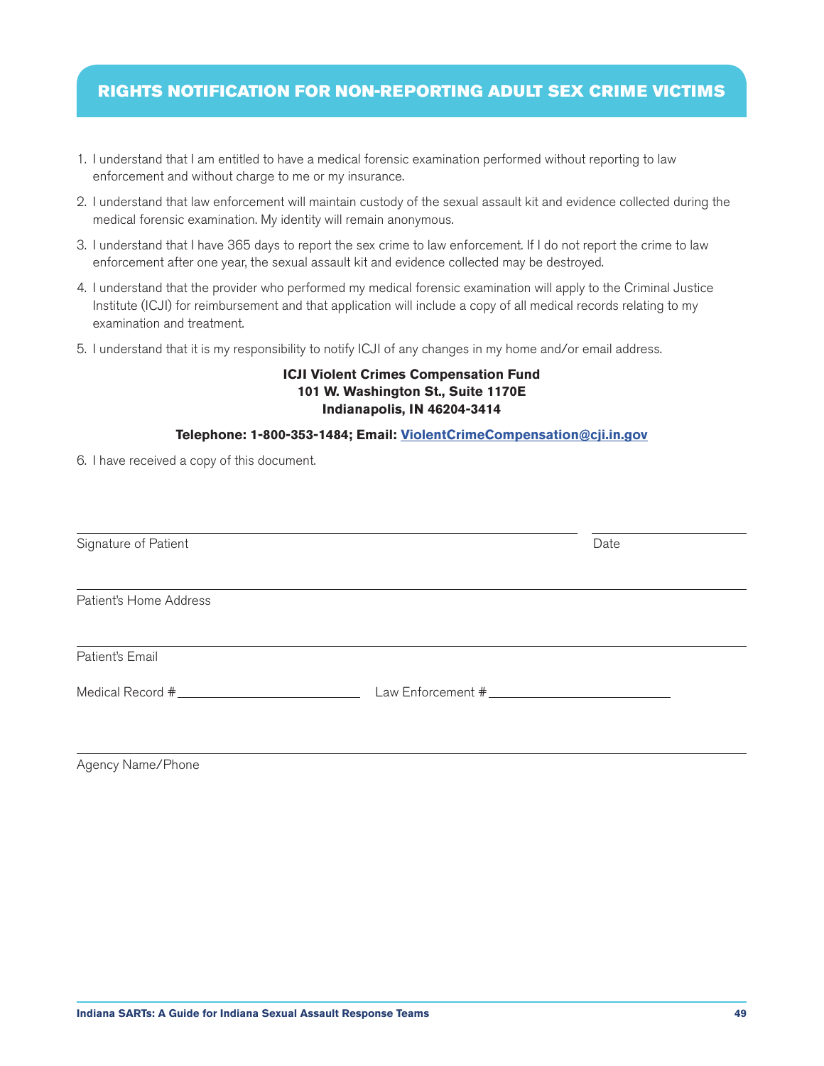# RIGHTS NOTIFICATION FOR NON-REPORTING ADULT SEX CRIME VICTIMS

1. I understand that I am entitled to have a medical forensic examination performed without reporting to law enforcement and without charge to me or my insurance.
2. I understand that law enforcement will maintain custody of the sexual assault kit and evidence collected during the medical forensic examination. My identity will remain anonymous.
3. I understand that I have 365 days to report the sex crime to law enforcement. If I do not report the crime to law enforcement after one year, the sexual assault kit and evidence collected may be destroyed.
4. I understand that the provider who performed my medical forensic examination will apply to the Criminal Justice Institute (ICJI) for reimbursement and that application will include a copy of all medical records relating to my examination and treatment.
5. I understand that it is my responsibility to notify ICJI of any changes in my home and/or email address.

**ICJI Violent Crimes Compensation Fund**
**101 W. Washington St., Suite 1170E**
**Indianapolis, IN 46204-3414**

**Telephone: 1-800-353-1484; Email: ViolentCrimeCompensation@cji.in.gov**

6. I have received a copy of this document.

______________________________________________ ________________
Signature of Patient Date

______________________________________________
Patient's Home Address

______________________________________________
Patient's Email

Medical Record # ____________________ Law Enforcement # ____________________

______________________________________________
Agency Name/Phone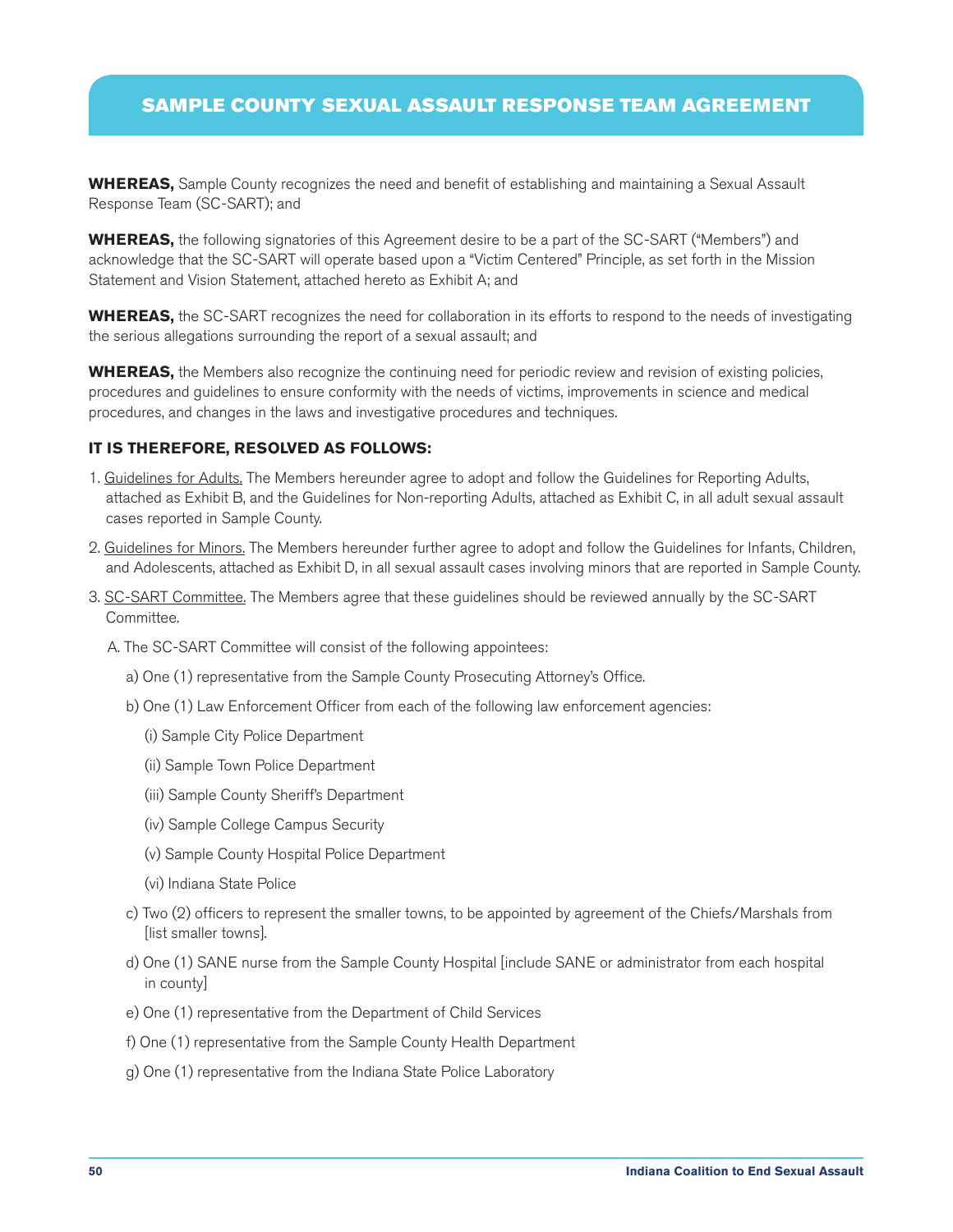# SAMPLE COUNTY SEXUAL ASSAULT RESPONSE TEAM AGREEMENT

**WHEREAS,** Sample County recognizes the need and benefit of establishing and maintaining a Sexual Assault Response Team (SC-SART); and

**WHEREAS,** the following signatories of this Agreement desire to be a part of the SC-SART ("Members") and acknowledge that the SC-SART will operate based upon a "Victim Centered" Principle, as set forth in the Mission Statement and Vision Statement, attached hereto as Exhibit A; and

**WHEREAS,** the SC-SART recognizes the need for collaboration in its efforts to respond to the needs of investigating the serious allegations surrounding the report of a sexual assault; and

**WHEREAS,** the Members also recognize the continuing need for periodic review and revision of existing policies, procedures and guidelines to ensure conformity with the needs of victims, improvements in science and medical procedures, and changes in the laws and investigative procedures and techniques.

**IT IS THEREFORE, RESOLVED AS FOLLOWS:**

1. Guidelines for Adults. The Members hereunder agree to adopt and follow the Guidelines for Reporting Adults, attached as Exhibit B, and the Guidelines for Non-reporting Adults, attached as Exhibit C, in all adult sexual assault cases reported in Sample County.

2. Guidelines for Minors. The Members hereunder further agree to adopt and follow the Guidelines for Infants, Children, and Adolescents, attached as Exhibit D, in all sexual assault cases involving minors that are reported in Sample County.

3. SC-SART Committee. The Members agree that these guidelines should be reviewed annually by the SC-SART Committee.

   A. The SC-SART Committee will consist of the following appointees:

      a) One (1) representative from the Sample County Prosecuting Attorney's Office.

      b) One (1) Law Enforcement Officer from each of the following law enforcement agencies:

         (i) Sample City Police Department

         (ii) Sample Town Police Department

         (iii) Sample County Sheriff's Department

         (iv) Sample College Campus Security

         (v) Sample County Hospital Police Department

         (vi) Indiana State Police

      c) Two (2) officers to represent the smaller towns, to be appointed by agreement of the Chiefs/Marshals from [list smaller towns].

      d) One (1) SANE nurse from the Sample County Hospital [include SANE or administrator from each hospital in county]

      e) One (1) representative from the Department of Child Services

      f) One (1) representative from the Sample County Health Department

      g) One (1) representative from the Indiana State Police Laboratory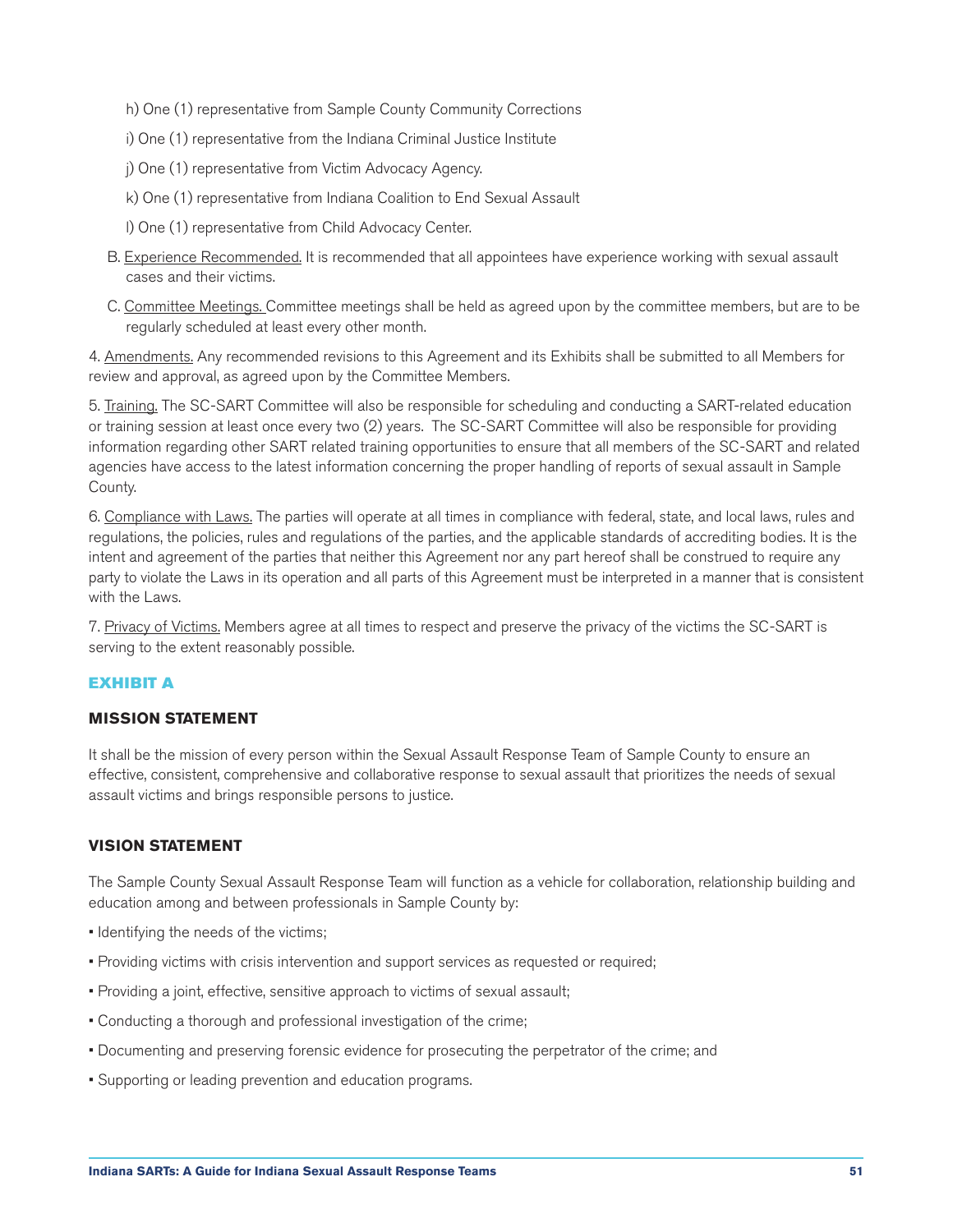h) One (1) representative from Sample County Community Corrections

i) One (1) representative from the Indiana Criminal Justice Institute

j) One (1) representative from Victim Advocacy Agency.

k) One (1) representative from Indiana Coalition to End Sexual Assault

l) One (1) representative from Child Advocacy Center.

B. Experience Recommended. It is recommended that all appointees have experience working with sexual assault cases and their victims.

C. Committee Meetings. Committee meetings shall be held as agreed upon by the committee members, but are to be regularly scheduled at least every other month.

4. Amendments. Any recommended revisions to this Agreement and its Exhibits shall be submitted to all Members for review and approval, as agreed upon by the Committee Members.

5. Training. The SC-SART Committee will also be responsible for scheduling and conducting a SART-related education or training session at least once every two (2) years. The SC-SART Committee will also be responsible for providing information regarding other SART related training opportunities to ensure that all members of the SC-SART and related agencies have access to the latest information concerning the proper handling of reports of sexual assault in Sample County.

6. Compliance with Laws. The parties will operate at all times in compliance with federal, state, and local laws, rules and regulations, the policies, rules and regulations of the parties, and the applicable standards of accrediting bodies. It is the intent and agreement of the parties that neither this Agreement nor any part hereof shall be construed to require any party to violate the Laws in its operation and all parts of this Agreement must be interpreted in a manner that is consistent with the Laws.

7. Privacy of Victims. Members agree at all times to respect and preserve the privacy of the victims the SC-SART is serving to the extent reasonably possible.

## EXHIBIT A

### MISSION STATEMENT

It shall be the mission of every person within the Sexual Assault Response Team of Sample County to ensure an effective, consistent, comprehensive and collaborative response to sexual assault that prioritizes the needs of sexual assault victims and brings responsible persons to justice.

### VISION STATEMENT

The Sample County Sexual Assault Response Team will function as a vehicle for collaboration, relationship building and education among and between professionals in Sample County by:

- Identifying the needs of the victims;
- Providing victims with crisis intervention and support services as requested or required;
- Providing a joint, effective, sensitive approach to victims of sexual assault;
- Conducting a thorough and professional investigation of the crime;
- Documenting and preserving forensic evidence for prosecuting the perpetrator of the crime; and
- Supporting or leading prevention and education programs.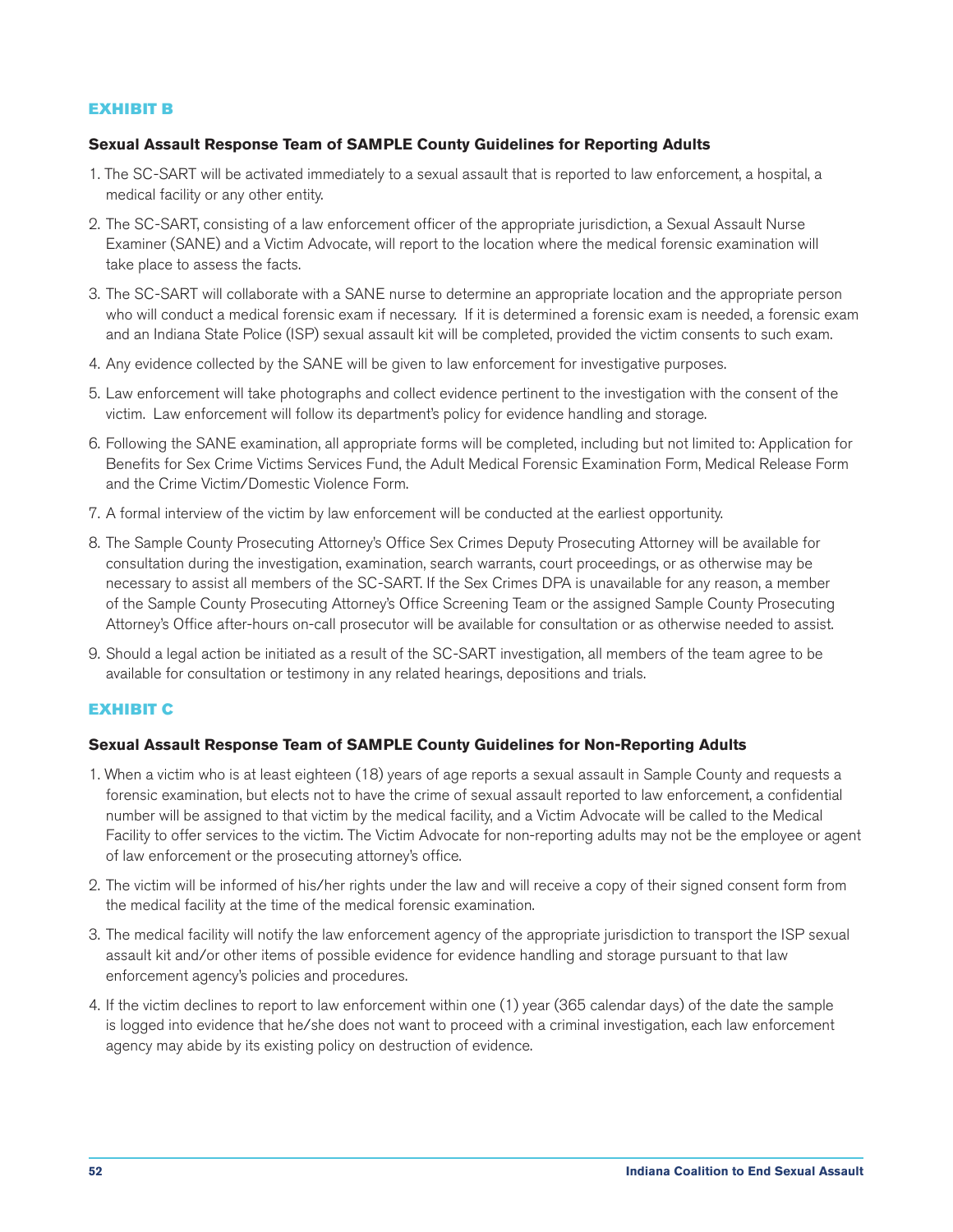## EXHIBIT B

### Sexual Assault Response Team of SAMPLE County Guidelines for Reporting Adults

1. The SC-SART will be activated immediately to a sexual assault that is reported to law enforcement, a hospital, a medical facility or any other entity.
2. The SC-SART, consisting of a law enforcement officer of the appropriate jurisdiction, a Sexual Assault Nurse Examiner (SANE) and a Victim Advocate, will report to the location where the medical forensic examination will take place to assess the facts.
3. The SC-SART will collaborate with a SANE nurse to determine an appropriate location and the appropriate person who will conduct a medical forensic exam if necessary. If it is determined a forensic exam is needed, a forensic exam and an Indiana State Police (ISP) sexual assault kit will be completed, provided the victim consents to such exam.
4. Any evidence collected by the SANE will be given to law enforcement for investigative purposes.
5. Law enforcement will take photographs and collect evidence pertinent to the investigation with the consent of the victim. Law enforcement will follow its department's policy for evidence handling and storage.
6. Following the SANE examination, all appropriate forms will be completed, including but not limited to: Application for Benefits for Sex Crime Victims Services Fund, the Adult Medical Forensic Examination Form, Medical Release Form and the Crime Victim/Domestic Violence Form.
7. A formal interview of the victim by law enforcement will be conducted at the earliest opportunity.
8. The Sample County Prosecuting Attorney's Office Sex Crimes Deputy Prosecuting Attorney will be available for consultation during the investigation, examination, search warrants, court proceedings, or as otherwise may be necessary to assist all members of the SC-SART. If the Sex Crimes DPA is unavailable for any reason, a member of the Sample County Prosecuting Attorney's Office Screening Team or the assigned Sample County Prosecuting Attorney's Office after-hours on-call prosecutor will be available for consultation or as otherwise needed to assist.
9. Should a legal action be initiated as a result of the SC-SART investigation, all members of the team agree to be available for consultation or testimony in any related hearings, depositions and trials.

## EXHIBIT C

### Sexual Assault Response Team of SAMPLE County Guidelines for Non-Reporting Adults

1. When a victim who is at least eighteen (18) years of age reports a sexual assault in Sample County and requests a forensic examination, but elects not to have the crime of sexual assault reported to law enforcement, a confidential number will be assigned to that victim by the medical facility, and a Victim Advocate will be called to the Medical Facility to offer services to the victim. The Victim Advocate for non-reporting adults may not be the employee or agent of law enforcement or the prosecuting attorney's office.
2. The victim will be informed of his/her rights under the law and will receive a copy of their signed consent form from the medical facility at the time of the medical forensic examination.
3. The medical facility will notify the law enforcement agency of the appropriate jurisdiction to transport the ISP sexual assault kit and/or other items of possible evidence for evidence handling and storage pursuant to that law enforcement agency's policies and procedures.
4. If the victim declines to report to law enforcement within one (1) year (365 calendar days) of the date the sample is logged into evidence that he/she does not want to proceed with a criminal investigation, each law enforcement agency may abide by its existing policy on destruction of evidence.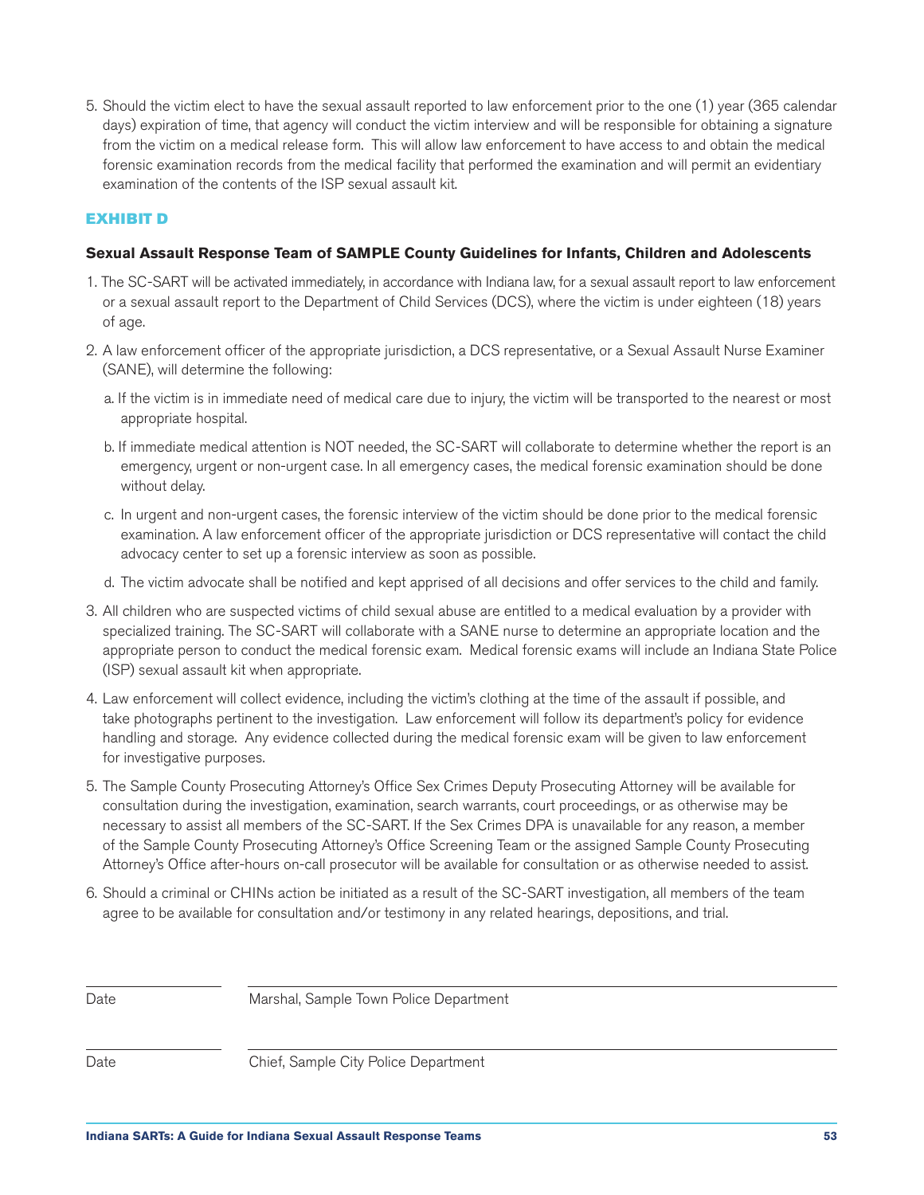5. Should the victim elect to have the sexual assault reported to law enforcement prior to the one (1) year (365 calendar days) expiration of time, that agency will conduct the victim interview and will be responsible for obtaining a signature from the victim on a medical release form. This will allow law enforcement to have access to and obtain the medical forensic examination records from the medical facility that performed the examination and will permit an evidentiary examination of the contents of the ISP sexual assault kit.

## EXHIBIT D

**Sexual Assault Response Team of SAMPLE County Guidelines for Infants, Children and Adolescents**

1. The SC-SART will be activated immediately, in accordance with Indiana law, for a sexual assault report to law enforcement or a sexual assault report to the Department of Child Services (DCS), where the victim is under eighteen (18) years of age.

2. A law enforcement officer of the appropriate jurisdiction, a DCS representative, or a Sexual Assault Nurse Examiner (SANE), will determine the following:

   a. If the victim is in immediate need of medical care due to injury, the victim will be transported to the nearest or most appropriate hospital.

   b. If immediate medical attention is NOT needed, the SC-SART will collaborate to determine whether the report is an emergency, urgent or non-urgent case. In all emergency cases, the medical forensic examination should be done without delay.

   c. In urgent and non-urgent cases, the forensic interview of the victim should be done prior to the medical forensic examination. A law enforcement officer of the appropriate jurisdiction or DCS representative will contact the child advocacy center to set up a forensic interview as soon as possible.

   d. The victim advocate shall be notified and kept apprised of all decisions and offer services to the child and family.

3. All children who are suspected victims of child sexual abuse are entitled to a medical evaluation by a provider with specialized training. The SC-SART will collaborate with a SANE nurse to determine an appropriate location and the appropriate person to conduct the medical forensic exam. Medical forensic exams will include an Indiana State Police (ISP) sexual assault kit when appropriate.

4. Law enforcement will collect evidence, including the victim's clothing at the time of the assault if possible, and take photographs pertinent to the investigation. Law enforcement will follow its department's policy for evidence handling and storage. Any evidence collected during the medical forensic exam will be given to law enforcement for investigative purposes.

5. The Sample County Prosecuting Attorney's Office Sex Crimes Deputy Prosecuting Attorney will be available for consultation during the investigation, examination, search warrants, court proceedings, or as otherwise may be necessary to assist all members of the SC-SART. If the Sex Crimes DPA is unavailable for any reason, a member of the Sample County Prosecuting Attorney's Office Screening Team or the assigned Sample County Prosecuting Attorney's Office after-hours on-call prosecutor will be available for consultation or as otherwise needed to assist.

6. Should a criminal or CHINs action be initiated as a result of the SC-SART investigation, all members of the team agree to be available for consultation and/or testimony in any related hearings, depositions, and trial.

| | |
|---|---|
| Date | Marshal, Sample Town Police Department |
| Date | Chief, Sample City Police Department |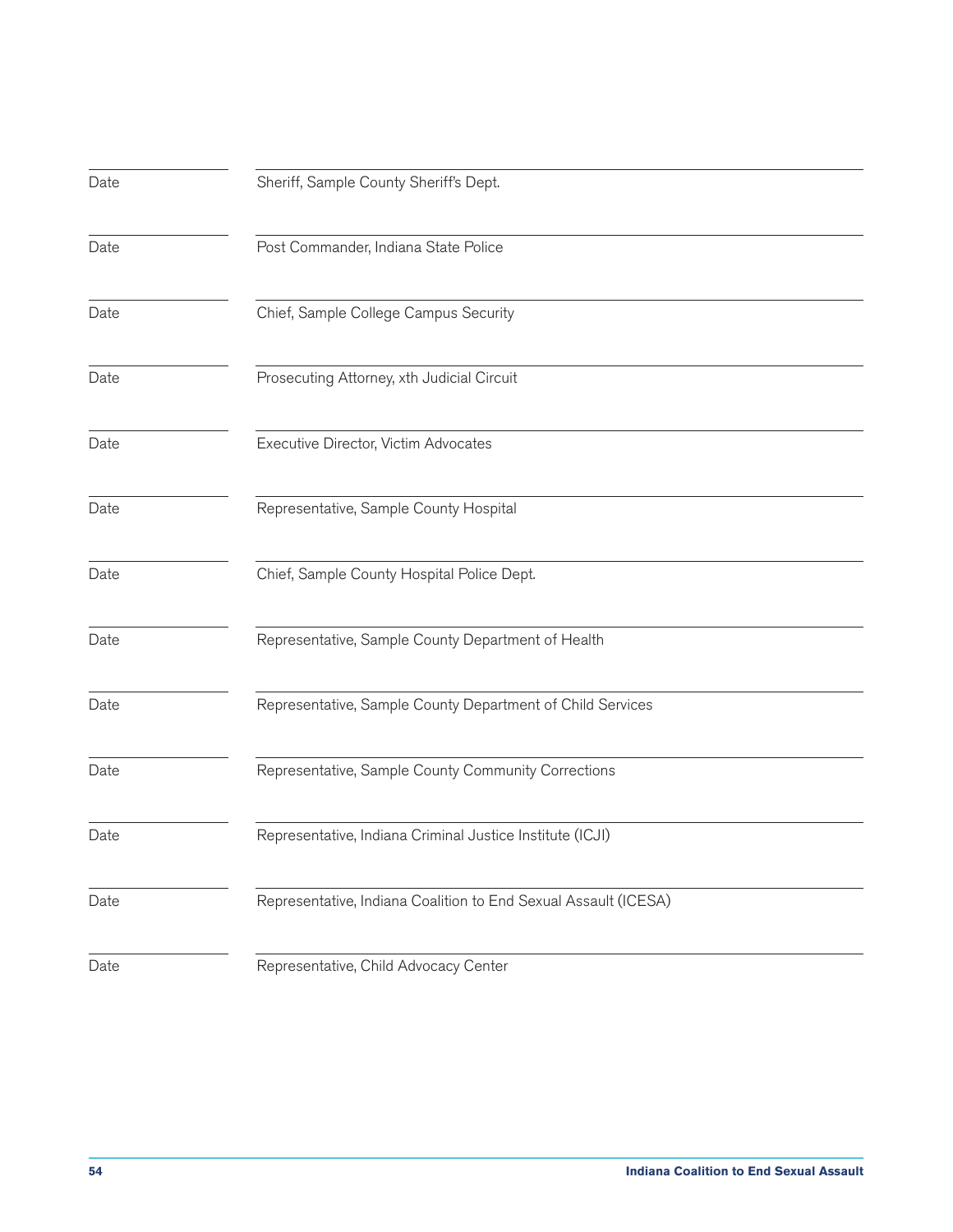| Date | Sheriff, Sample County Sheriff's Dept. |
|---|---|
| Date | Post Commander, Indiana State Police |
| Date | Chief, Sample College Campus Security |
| Date | Prosecuting Attorney, xth Judicial Circuit |
| Date | Executive Director, Victim Advocates |
| Date | Representative, Sample County Hospital |
| Date | Chief, Sample County Hospital Police Dept. |
| Date | Representative, Sample County Department of Health |
| Date | Representative, Sample County Department of Child Services |
| Date | Representative, Sample County Community Corrections |
| Date | Representative, Indiana Criminal Justice Institute (ICJI) |
| Date | Representative, Indiana Coalition to End Sexual Assault (ICESA) |
| Date | Representative, Child Advocacy Center |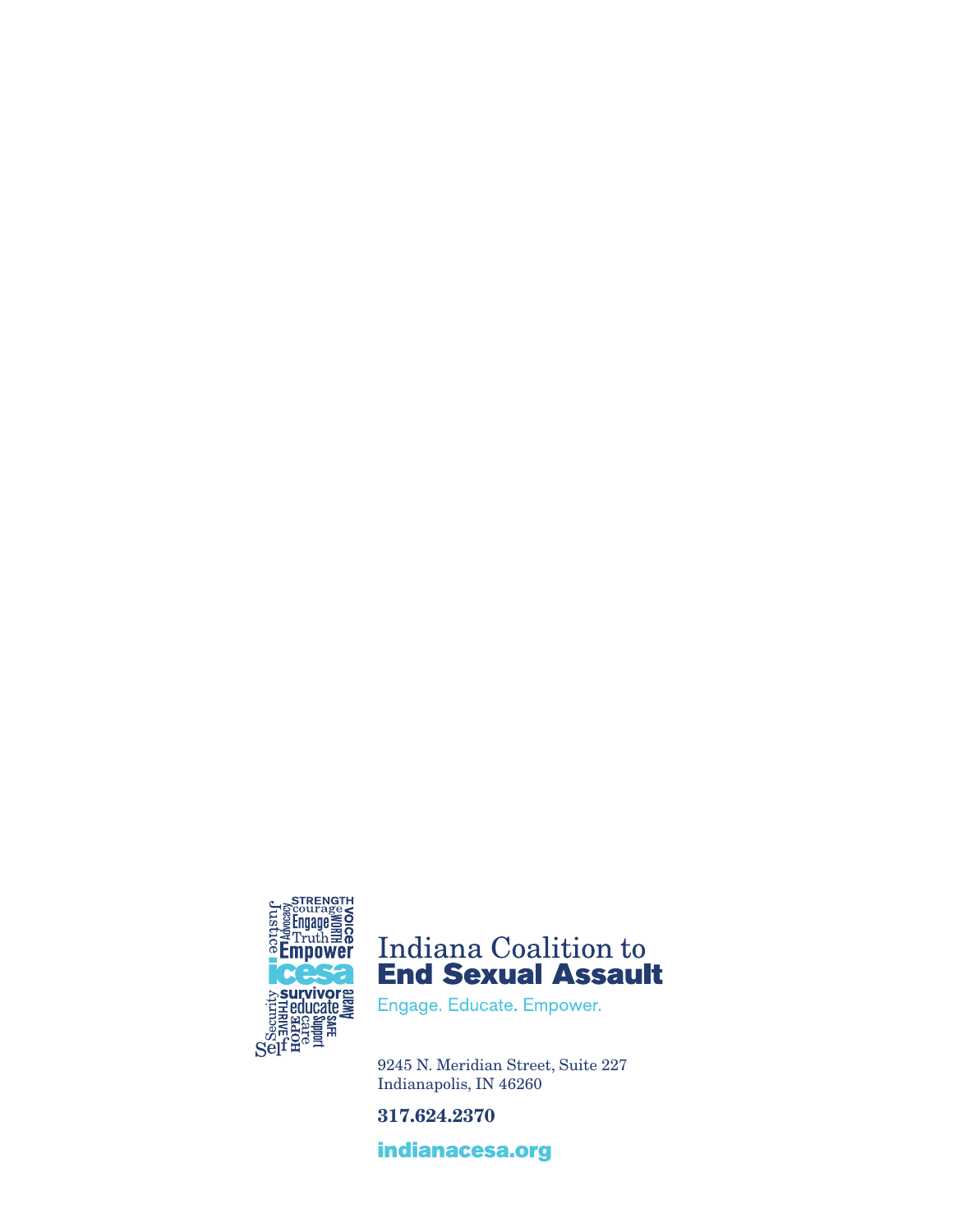Indiana Coalition to
**End Sexual Assault**

Engage. Educate. Empower.

9245 N. Meridian Street, Suite 227
Indianapolis, IN 46260

**317.624.2370**

**indianacesa.org**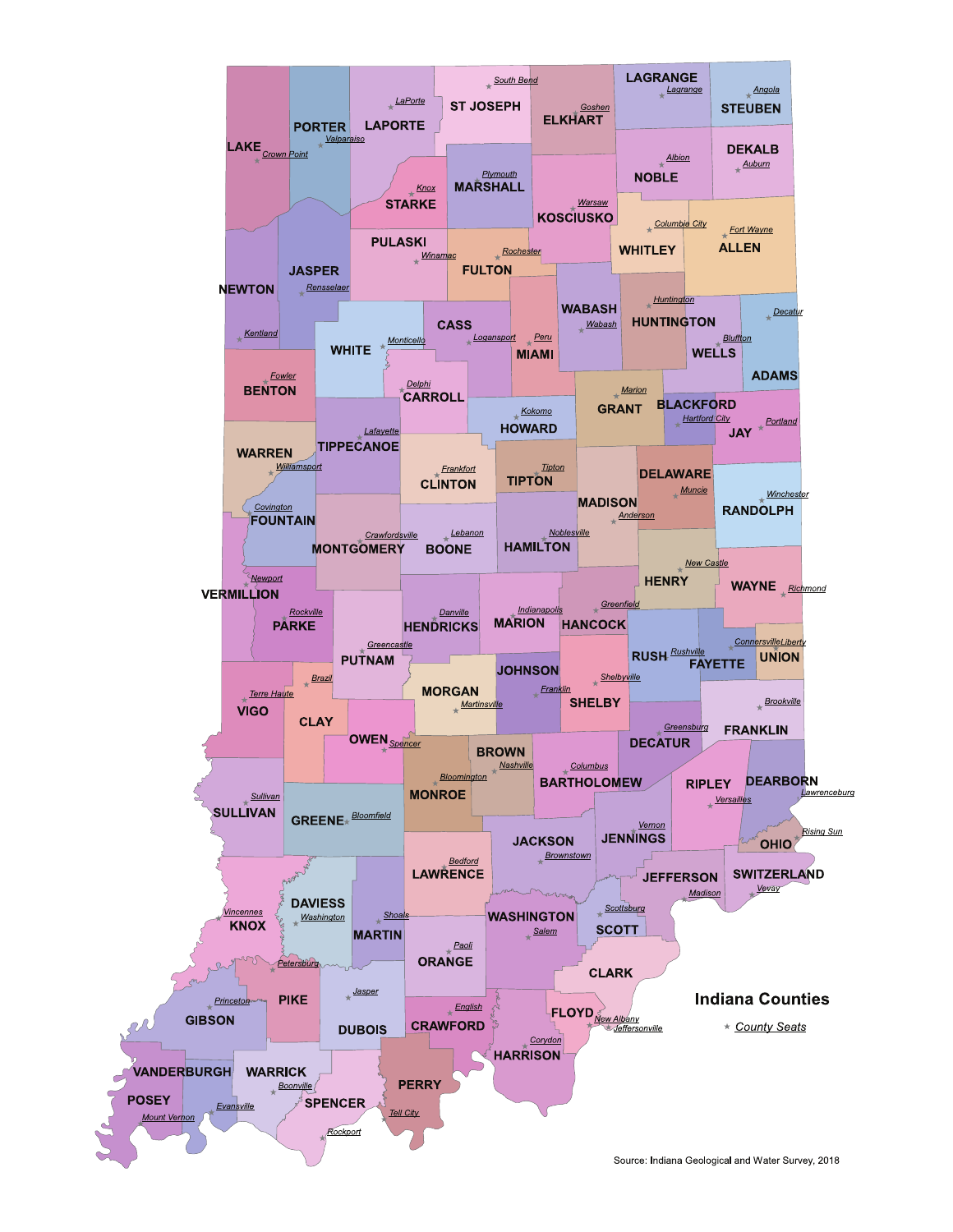# Indiana Counties

★ County Seats

Source: Indiana Geological and Water Survey, 2018